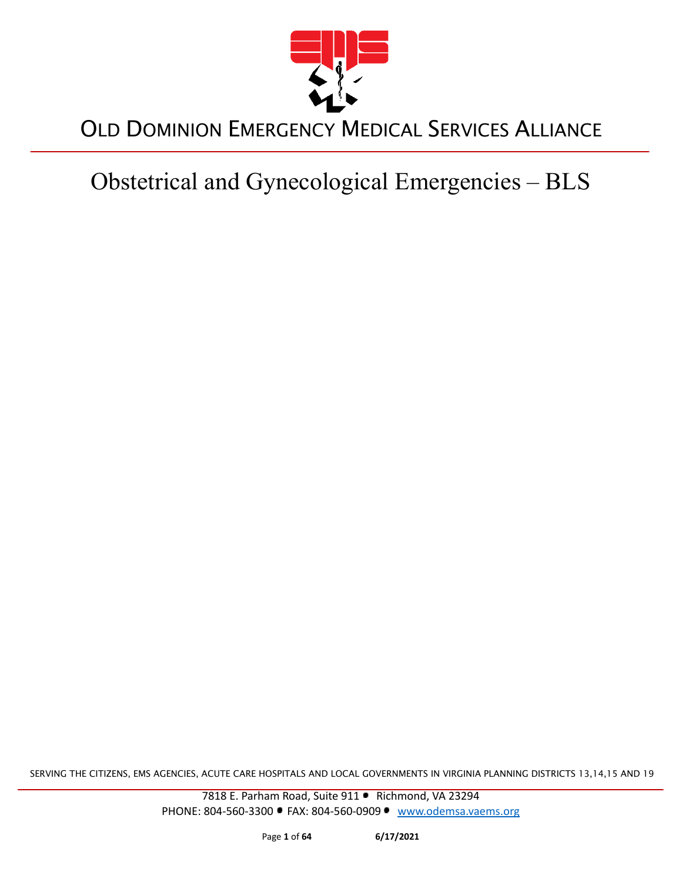# OLD DOMINION EMERGENCY MEDICAL SERVICES ALLIANCE

# Obstetrical and Gynecological Emergencies – BLS

SERVING THE CITIZENS, EMS AGENCIES, ACUTE CARE HOSPITALS AND LOCAL GOVERNMENTS IN VIRGINIA PLANNING DISTRICTS 13,14,15 AND 19

7818 E. Parham Road, Suite 911 • Richmond, VA 23294
PHONE: 804-560-3300 • FAX: 804-560-0909 • www.odemsa.vaems.org

6/17/2021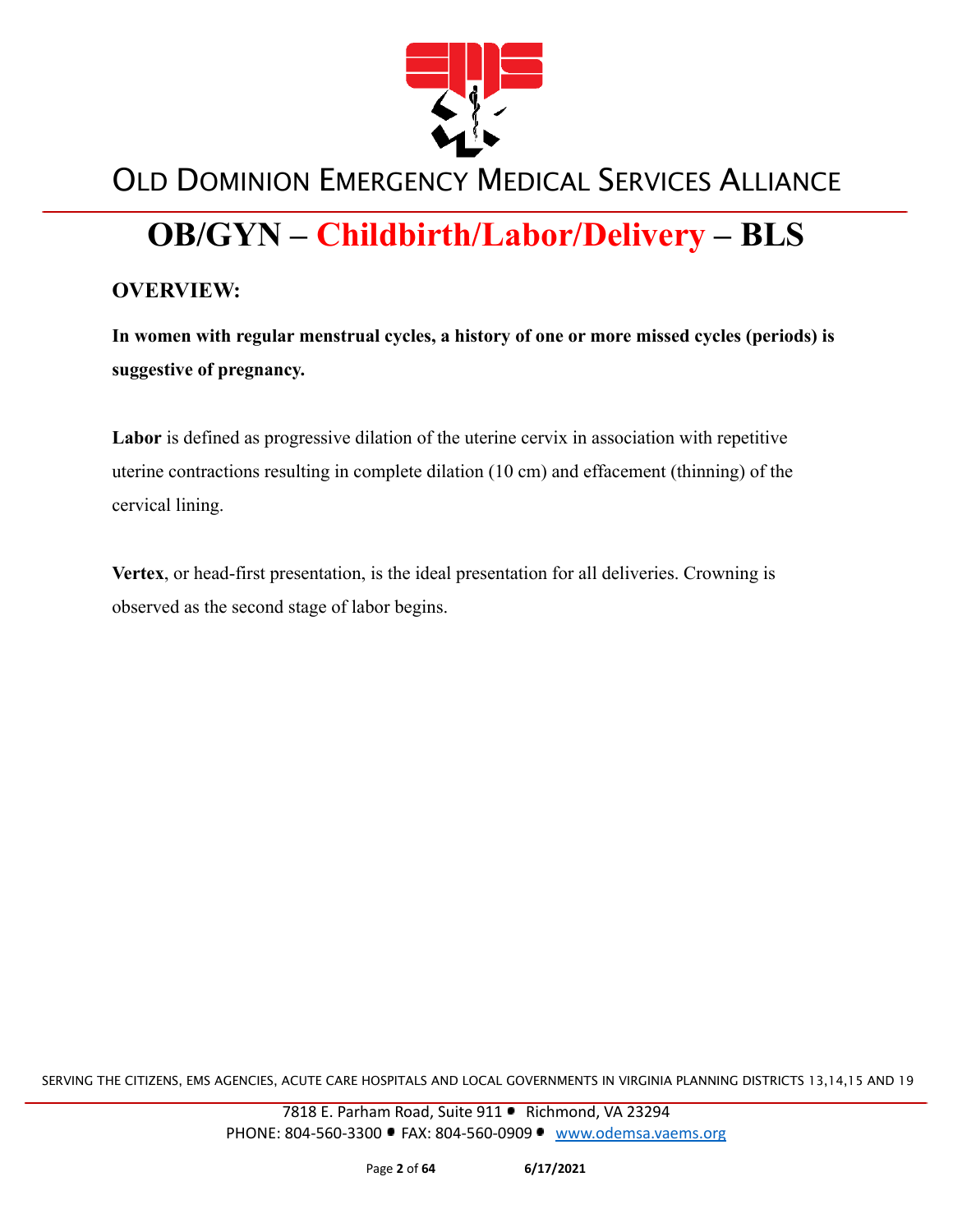# OB/GYN – Childbirth/Labor/Delivery – BLS

## OVERVIEW:

**In women with regular menstrual cycles, a history of one or more missed cycles (periods) is suggestive of pregnancy.**

**Labor** is defined as progressive dilation of the uterine cervix in association with repetitive uterine contractions resulting in complete dilation (10 cm) and effacement (thinning) of the cervical lining.

**Vertex**, or head-first presentation, is the ideal presentation for all deliveries. Crowning is observed as the second stage of labor begins.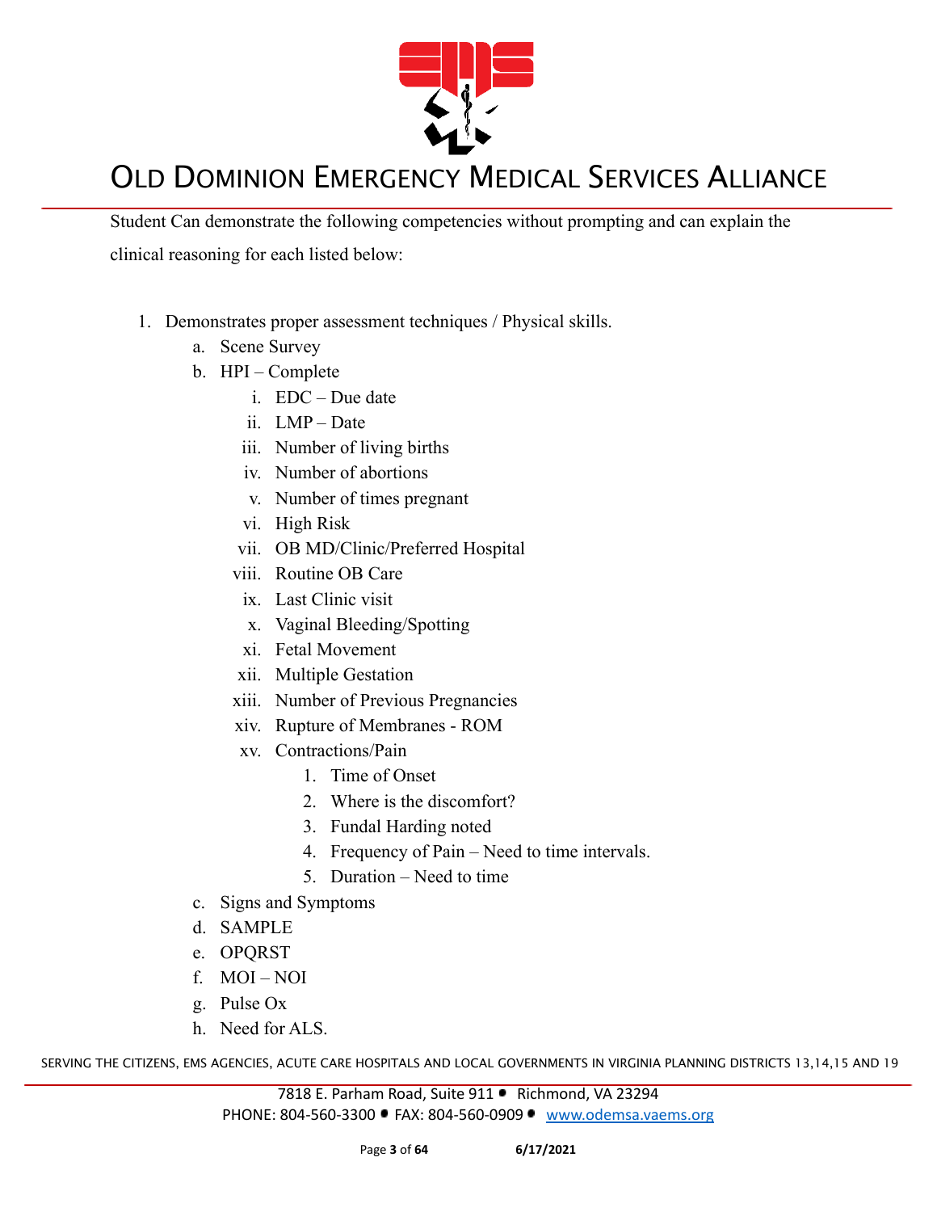Student Can demonstrate the following competencies without prompting and can explain the clinical reasoning for each listed below:

1. Demonstrates proper assessment techniques / Physical skills.
   a. Scene Survey
   b. HPI – Complete
      i. EDC – Due date
      ii. LMP – Date
      iii. Number of living births
      iv. Number of abortions
      v. Number of times pregnant
      vi. High Risk
      vii. OB MD/Clinic/Preferred Hospital
      viii. Routine OB Care
      ix. Last Clinic visit
      x. Vaginal Bleeding/Spotting
      xi. Fetal Movement
      xii. Multiple Gestation
      xiii. Number of Previous Pregnancies
      xiv. Rupture of Membranes - ROM
      xv. Contractions/Pain
         1. Time of Onset
         2. Where is the discomfort?
         3. Fundal Harding noted
         4. Frequency of Pain – Need to time intervals.
         5. Duration – Need to time
   c. Signs and Symptoms
   d. SAMPLE
   e. OPQRST
   f. MOI – NOI
   g. Pulse Ox
   h. Need for ALS.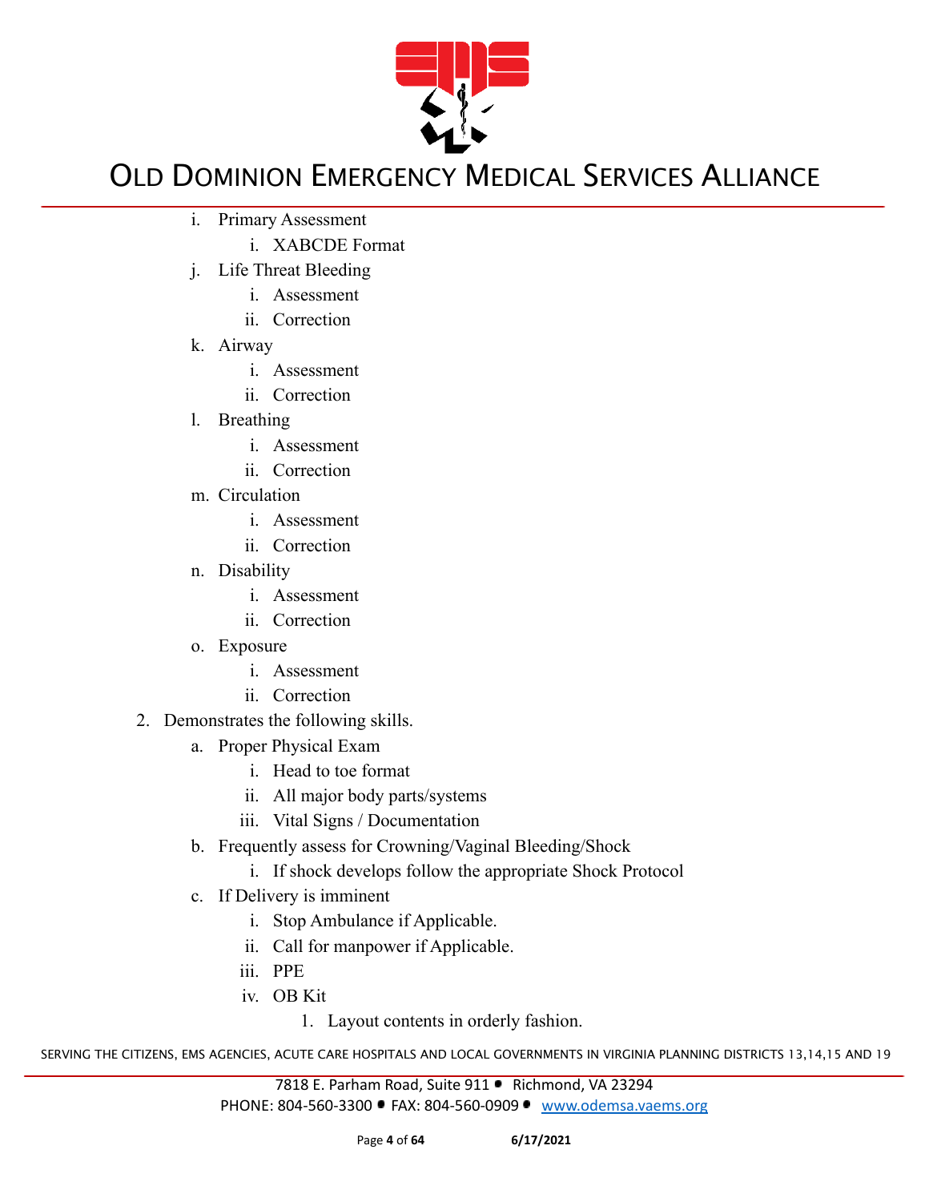- i. Primary Assessment
    - i. XABCDE Format
- j. Life Threat Bleeding
    - i. Assessment
    - ii. Correction
- k. Airway
    - i. Assessment
    - ii. Correction
- l. Breathing
    - i. Assessment
    - ii. Correction
- m. Circulation
    - i. Assessment
    - ii. Correction
- n. Disability
    - i. Assessment
    - ii. Correction
- o. Exposure
    - i. Assessment
    - ii. Correction

2. Demonstrates the following skills.
    - a. Proper Physical Exam
        - i. Head to toe format
        - ii. All major body parts/systems
        - iii. Vital Signs / Documentation
    - b. Frequently assess for Crowning/Vaginal Bleeding/Shock
        - i. If shock develops follow the appropriate Shock Protocol
    - c. If Delivery is imminent
        - i. Stop Ambulance if Applicable.
        - ii. Call for manpower if Applicable.
        - iii. PPE
        - iv. OB Kit
            1. Layout contents in orderly fashion.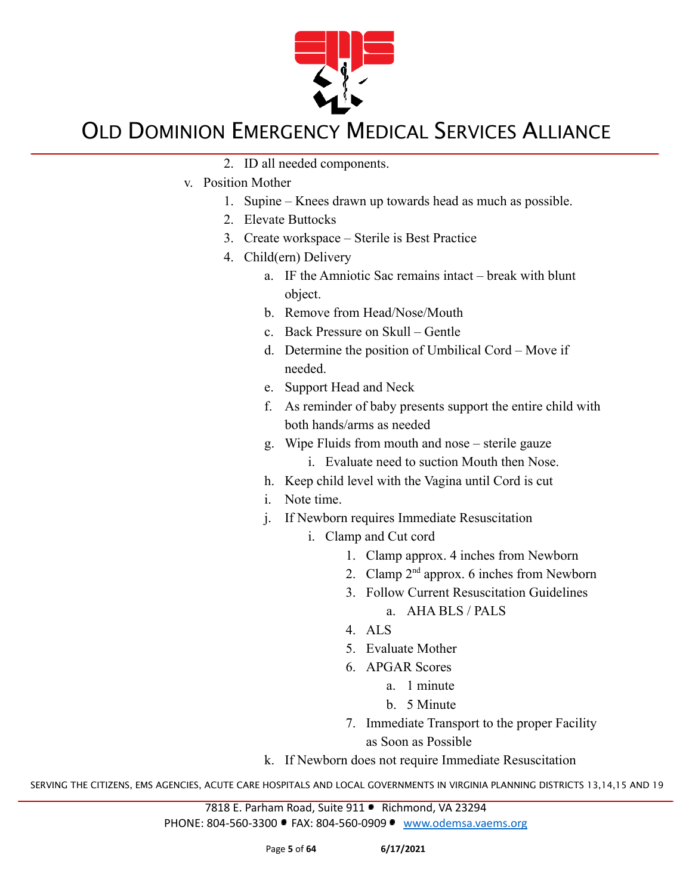2. ID all needed components.

v. Position Mother
   1. Supine – Knees drawn up towards head as much as possible.
   2. Elevate Buttocks
   3. Create workspace – Sterile is Best Practice
   4. Child(ern) Delivery
      a. IF the Amniotic Sac remains intact – break with blunt object.
      b. Remove from Head/Nose/Mouth
      c. Back Pressure on Skull – Gentle
      d. Determine the position of Umbilical Cord – Move if needed.
      e. Support Head and Neck
      f. As reminder of baby presents support the entire child with both hands/arms as needed
      g. Wipe Fluids from mouth and nose – sterile gauze
         i. Evaluate need to suction Mouth then Nose.
      h. Keep child level with the Vagina until Cord is cut
      i. Note time.
      j. If Newborn requires Immediate Resuscitation
         i. Clamp and Cut cord
            1. Clamp approx. 4 inches from Newborn
            2. Clamp 2nd approx. 6 inches from Newborn
            3. Follow Current Resuscitation Guidelines
               a. AHA BLS / PALS
            4. ALS
            5. Evaluate Mother
            6. APGAR Scores
               a. 1 minute
               b. 5 Minute
            7. Immediate Transport to the proper Facility as Soon as Possible
      k. If Newborn does not require Immediate Resuscitation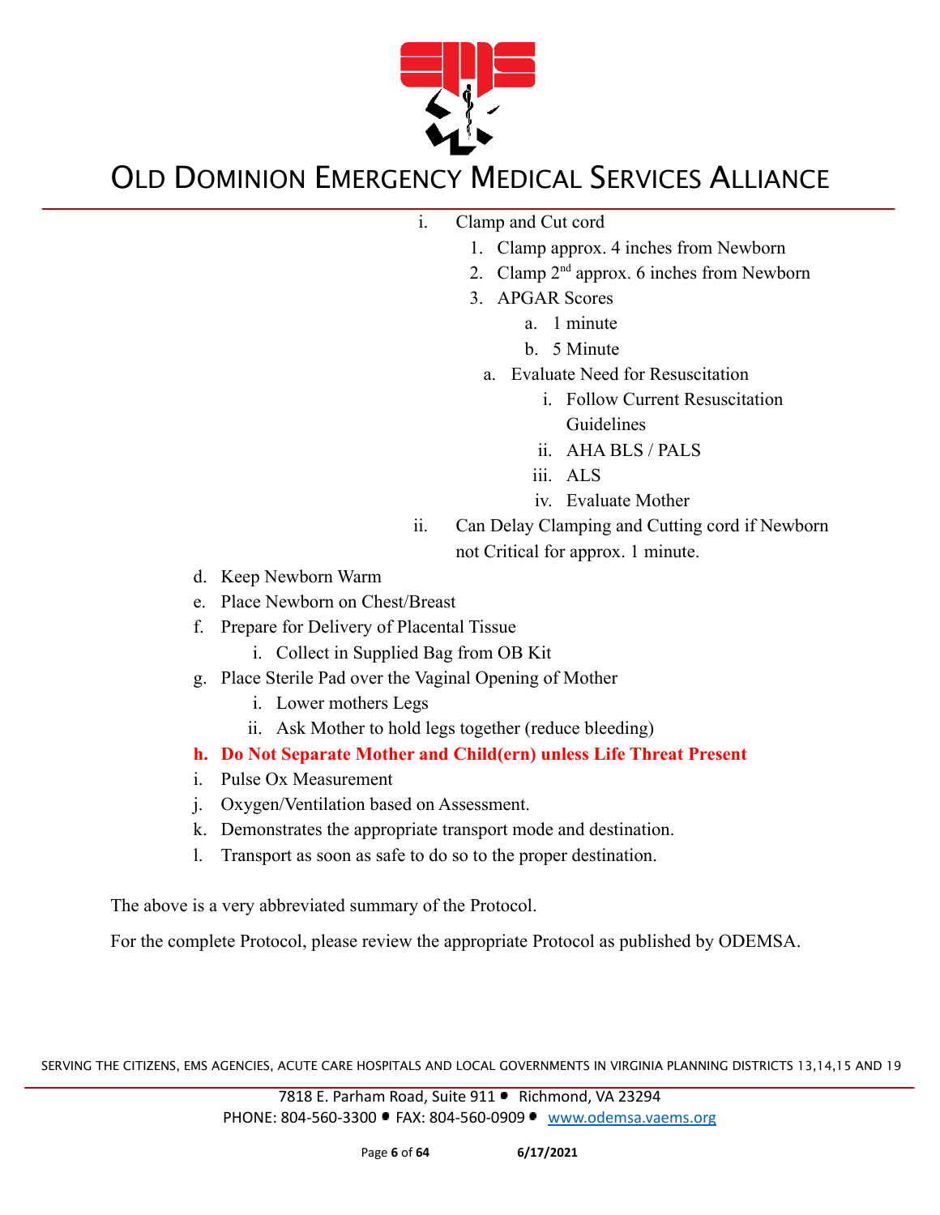- i. Clamp and Cut cord
  1. Clamp approx. 4 inches from Newborn
  2. Clamp 2nd approx. 6 inches from Newborn
  3. APGAR Scores
     a. 1 minute
     b. 5 Minute
  a. Evaluate Need for Resuscitation
     i. Follow Current Resuscitation Guidelines
     ii. AHA BLS / PALS
     iii. ALS
     iv. Evaluate Mother
- ii. Can Delay Clamping and Cutting cord if Newborn not Critical for approx. 1 minute.

d. Keep Newborn Warm

e. Place Newborn on Chest/Breast

f. Prepare for Delivery of Placental Tissue
   - i. Collect in Supplied Bag from OB Kit

g. Place Sterile Pad over the Vaginal Opening of Mother
   - i. Lower mothers Legs
   - ii. Ask Mother to hold legs together (reduce bleeding)

**h. Do Not Separate Mother and Child(ern) unless Life Threat Present**

i. Pulse Ox Measurement

j. Oxygen/Ventilation based on Assessment.

k. Demonstrates the appropriate transport mode and destination.

l. Transport as soon as safe to do so to the proper destination.

The above is a very abbreviated summary of the Protocol.

For the complete Protocol, please review the appropriate Protocol as published by ODEMSA.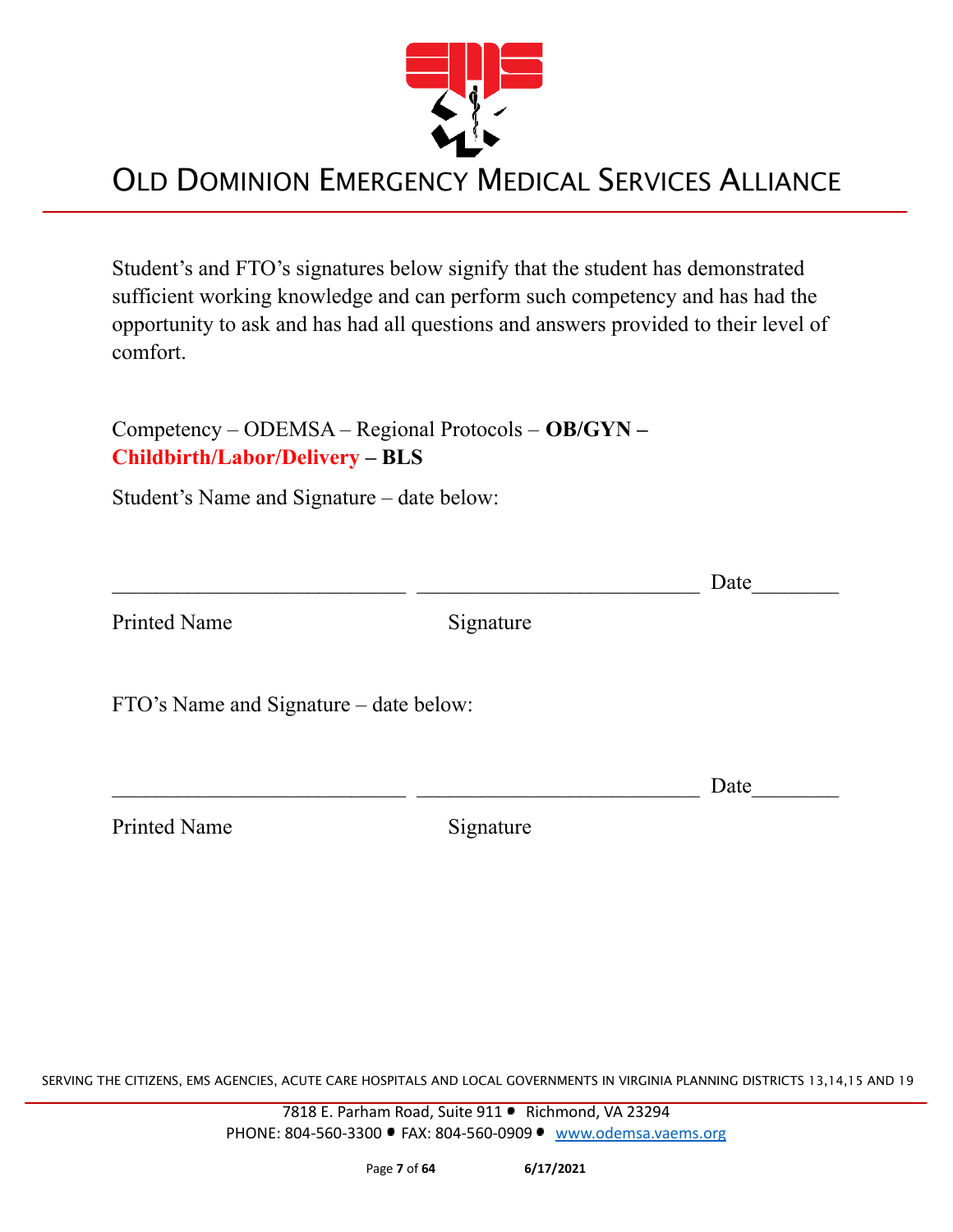Student's and FTO's signatures below signify that the student has demonstrated sufficient working knowledge and can perform such competency and has had the opportunity to ask and has had all questions and answers provided to their level of comfort.

Competency – ODEMSA – Regional Protocols – **OB/GYN – Childbirth/Labor/Delivery – BLS**

Student's Name and Signature – date below:

\_\_\_\_\_\_\_\_\_\_\_\_\_\_\_\_\_\_\_\_\_\_\_\_\_\_\_ \_\_\_\_\_\_\_\_\_\_\_\_\_\_\_\_\_\_\_\_\_\_\_\_\_\_ Date\_\_\_\_\_\_\_\_

Printed Name Signature

FTO's Name and Signature – date below:

\_\_\_\_\_\_\_\_\_\_\_\_\_\_\_\_\_\_\_\_\_\_\_\_\_\_\_ \_\_\_\_\_\_\_\_\_\_\_\_\_\_\_\_\_\_\_\_\_\_\_\_\_\_ Date\_\_\_\_\_\_\_\_

Printed Name Signature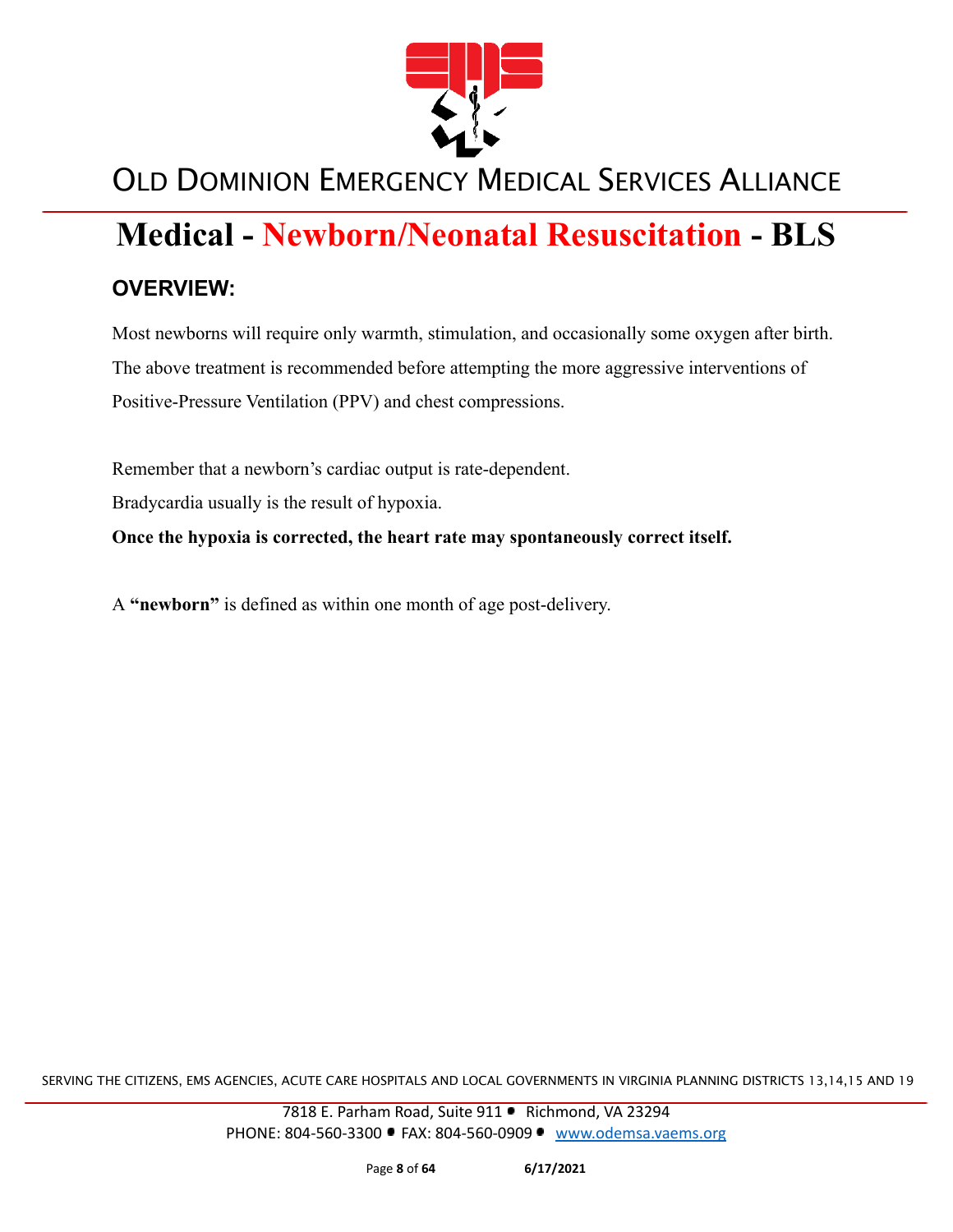# Medical - Newborn/Neonatal Resuscitation - BLS

## OVERVIEW:

Most newborns will require only warmth, stimulation, and occasionally some oxygen after birth. The above treatment is recommended before attempting the more aggressive interventions of Positive-Pressure Ventilation (PPV) and chest compressions.

Remember that a newborn's cardiac output is rate-dependent.

Bradycardia usually is the result of hypoxia.

**Once the hypoxia is corrected, the heart rate may spontaneously correct itself.**

A **"newborn"** is defined as within one month of age post-delivery.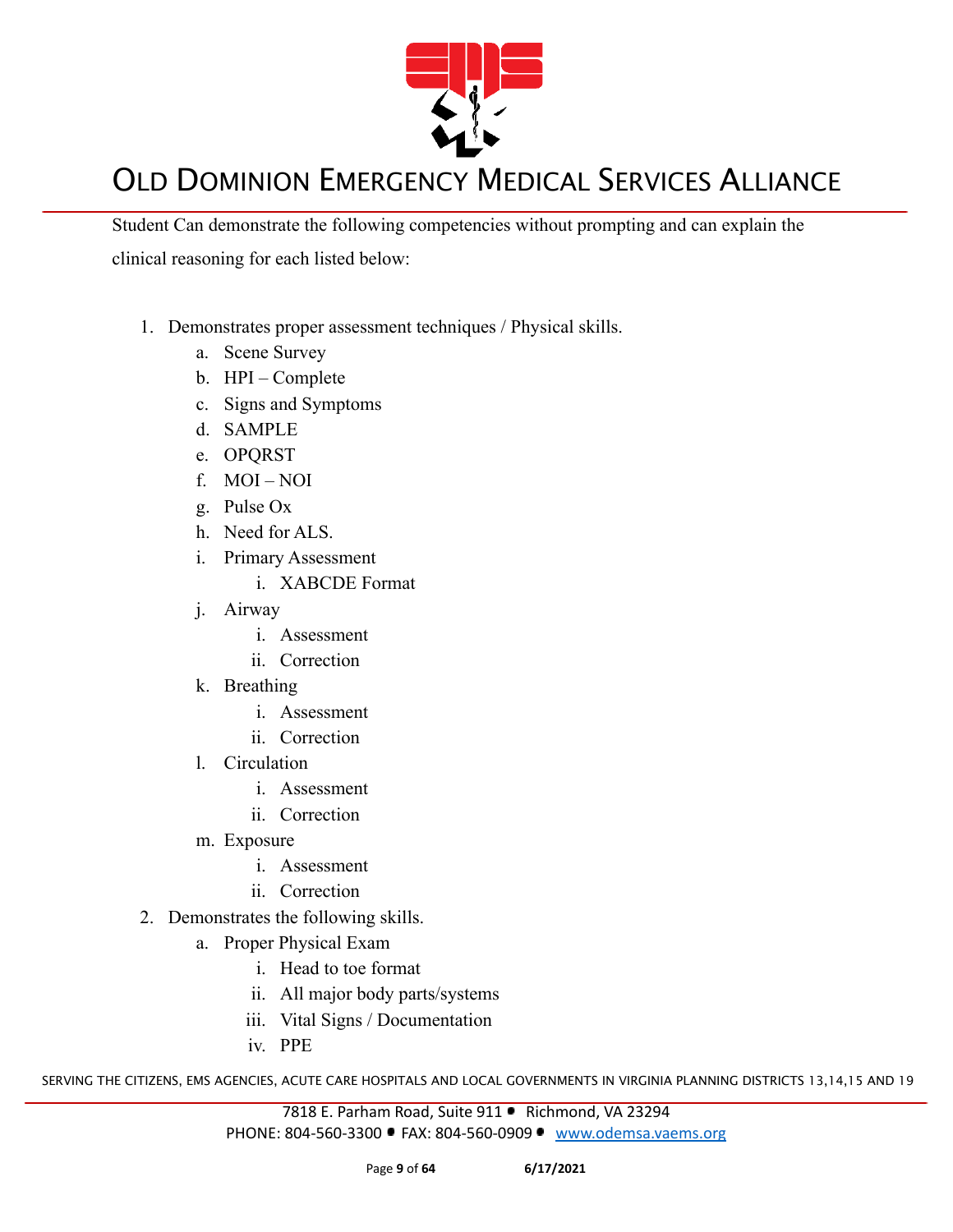Student Can demonstrate the following competencies without prompting and can explain the clinical reasoning for each listed below:

1. Demonstrates proper assessment techniques / Physical skills.
    a. Scene Survey
    b. HPI – Complete
    c. Signs and Symptoms
    d. SAMPLE
    e. OPQRST
    f. MOI – NOI
    g. Pulse Ox
    h. Need for ALS.
    i. Primary Assessment
        i. XABCDE Format
    j. Airway
        i. Assessment
        ii. Correction
    k. Breathing
        i. Assessment
        ii. Correction
    l. Circulation
        i. Assessment
        ii. Correction
    m. Exposure
        i. Assessment
        ii. Correction
2. Demonstrates the following skills.
    a. Proper Physical Exam
        i. Head to toe format
        ii. All major body parts/systems
        iii. Vital Signs / Documentation
        iv. PPE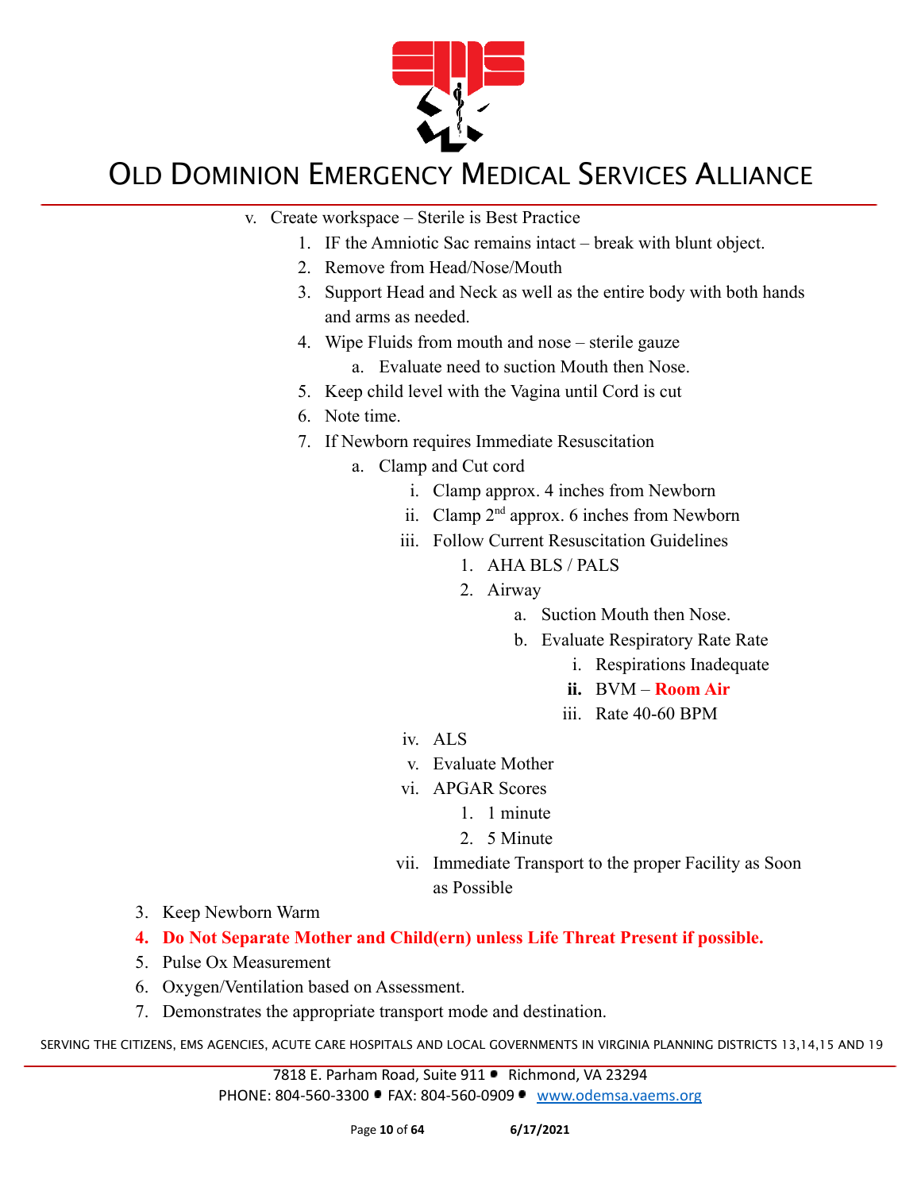v. Create workspace – Sterile is Best Practice
    1. IF the Amniotic Sac remains intact – break with blunt object.
    2. Remove from Head/Nose/Mouth
    3. Support Head and Neck as well as the entire body with both hands and arms as needed.
    4. Wipe Fluids from mouth and nose – sterile gauze
        a. Evaluate need to suction Mouth then Nose.
    5. Keep child level with the Vagina until Cord is cut
    6. Note time.
    7. If Newborn requires Immediate Resuscitation
        a. Clamp and Cut cord
            i. Clamp approx. 4 inches from Newborn
            ii. Clamp 2nd approx. 6 inches from Newborn
            iii. Follow Current Resuscitation Guidelines
                1. AHA BLS / PALS
                2. Airway
                    a. Suction Mouth then Nose.
                    b. Evaluate Respiratory Rate Rate
                        i. Respirations Inadequate
                        **ii.** BVM – **Room Air**
                        iii. Rate 40-60 BPM
            iv. ALS
            v. Evaluate Mother
            vi. APGAR Scores
                1. 1 minute
                2. 5 Minute
            vii. Immediate Transport to the proper Facility as Soon as Possible

3. Keep Newborn Warm
4. **Do Not Separate Mother and Child(ern) unless Life Threat Present if possible.**
5. Pulse Ox Measurement
6. Oxygen/Ventilation based on Assessment.
7. Demonstrates the appropriate transport mode and destination.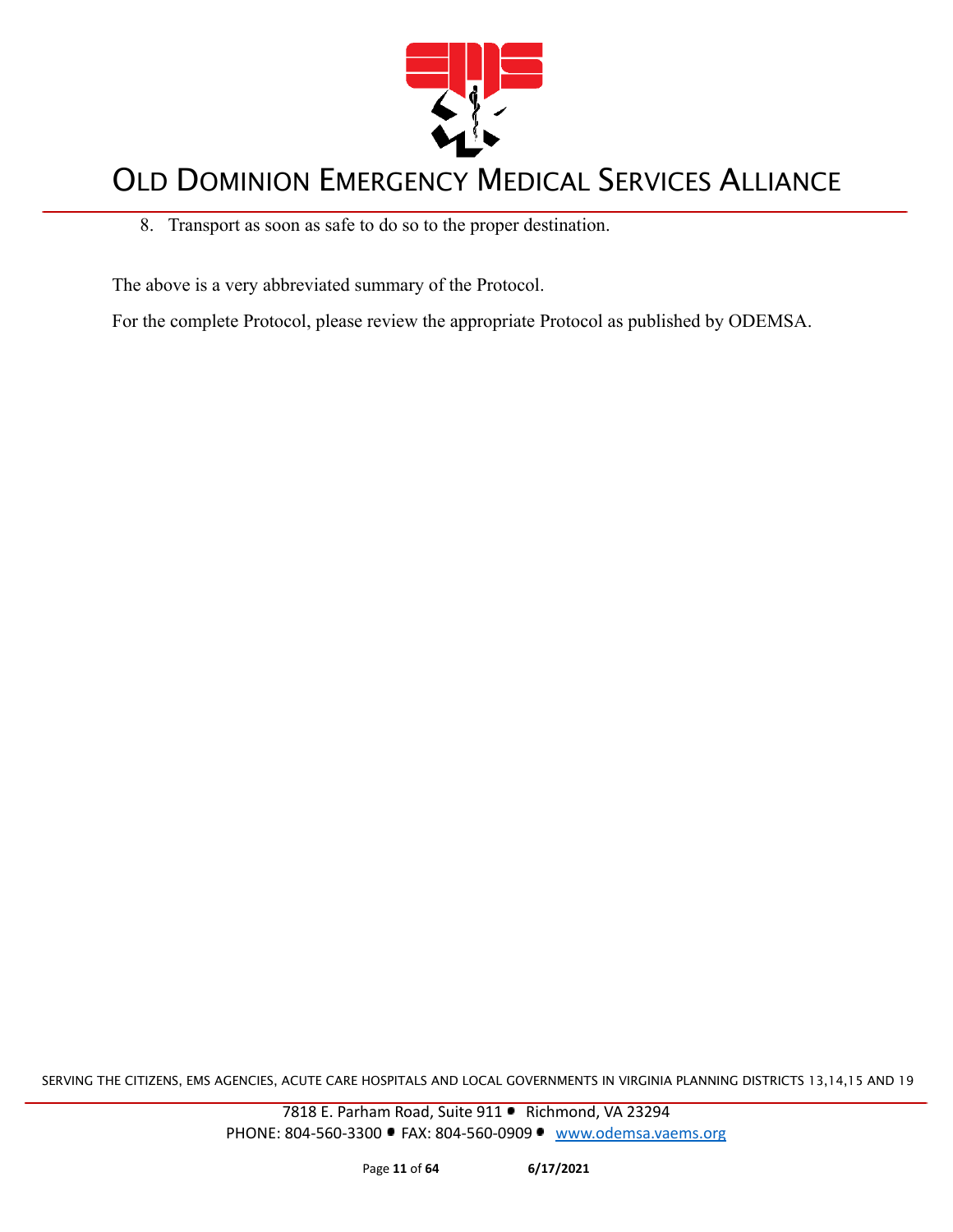8. Transport as soon as safe to do so to the proper destination.

The above is a very abbreviated summary of the Protocol.

For the complete Protocol, please review the appropriate Protocol as published by ODEMSA.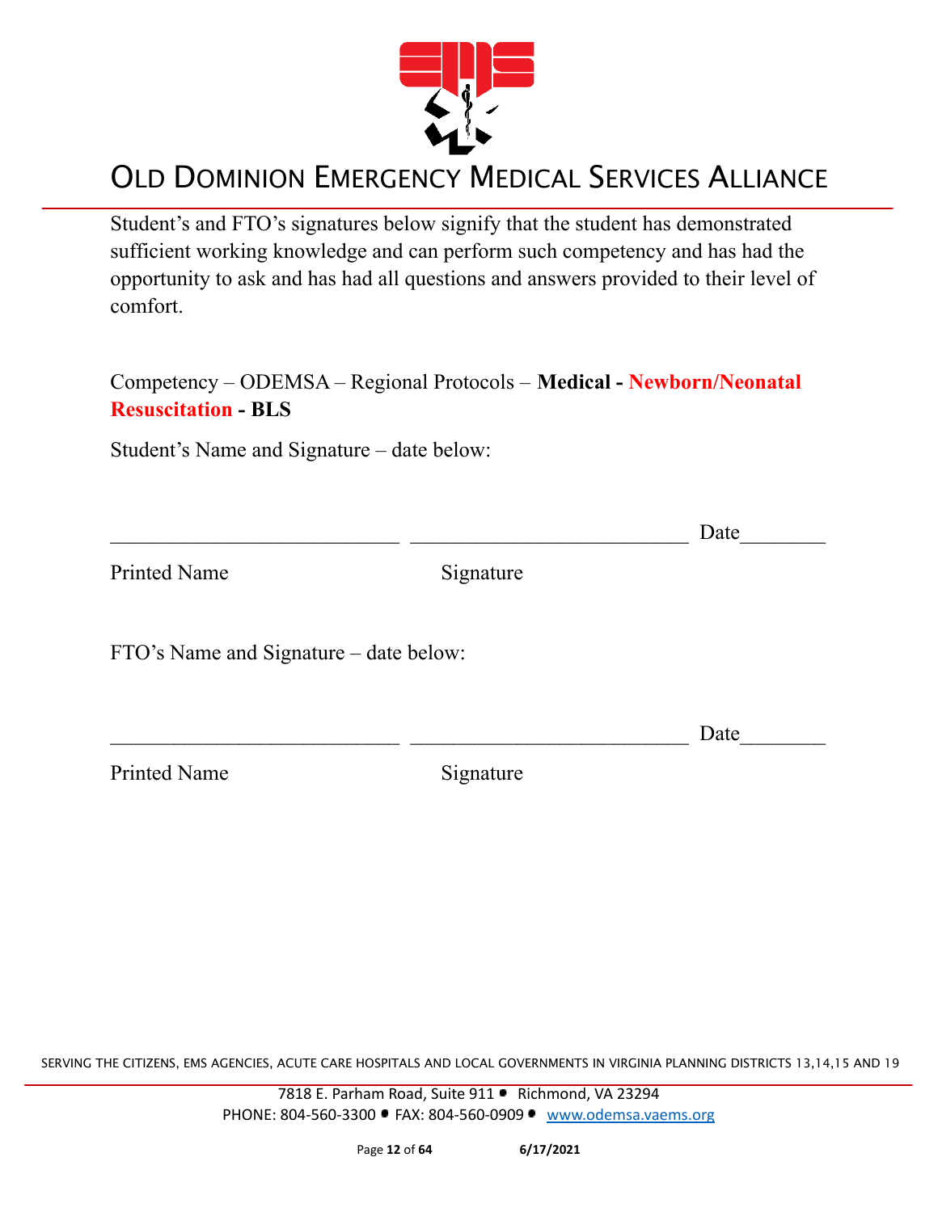Student's and FTO's signatures below signify that the student has demonstrated sufficient working knowledge and can perform such competency and has had the opportunity to ask and has had all questions and answers provided to their level of comfort.

Competency – ODEMSA – Regional Protocols – **Medical - Newborn/Neonatal Resuscitation - BLS**

Student's Name and Signature – date below:

___________________________ ___________________________ Date________

Printed Name Signature

FTO's Name and Signature – date below:

___________________________ ___________________________ Date________

Printed Name Signature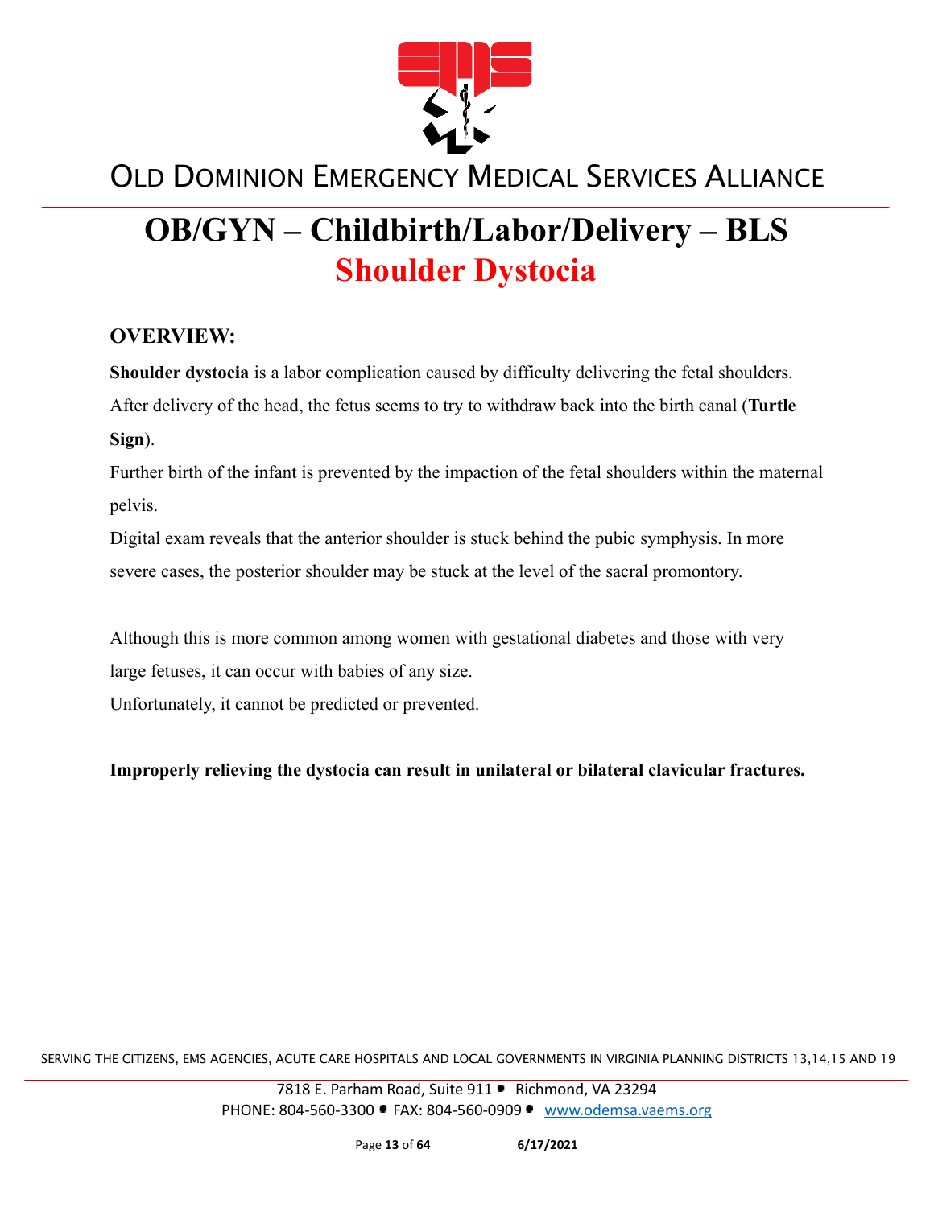# OB/GYN – Childbirth/Labor/Delivery – BLS

## Shoulder Dystocia

### OVERVIEW:

**Shoulder dystocia** is a labor complication caused by difficulty delivering the fetal shoulders. After delivery of the head, the fetus seems to try to withdraw back into the birth canal (**Turtle Sign**).

Further birth of the infant is prevented by the impaction of the fetal shoulders within the maternal pelvis.

Digital exam reveals that the anterior shoulder is stuck behind the pubic symphysis. In more severe cases, the posterior shoulder may be stuck at the level of the sacral promontory.

Although this is more common among women with gestational diabetes and those with very large fetuses, it can occur with babies of any size.

Unfortunately, it cannot be predicted or prevented.

**Improperly relieving the dystocia can result in unilateral or bilateral clavicular fractures.**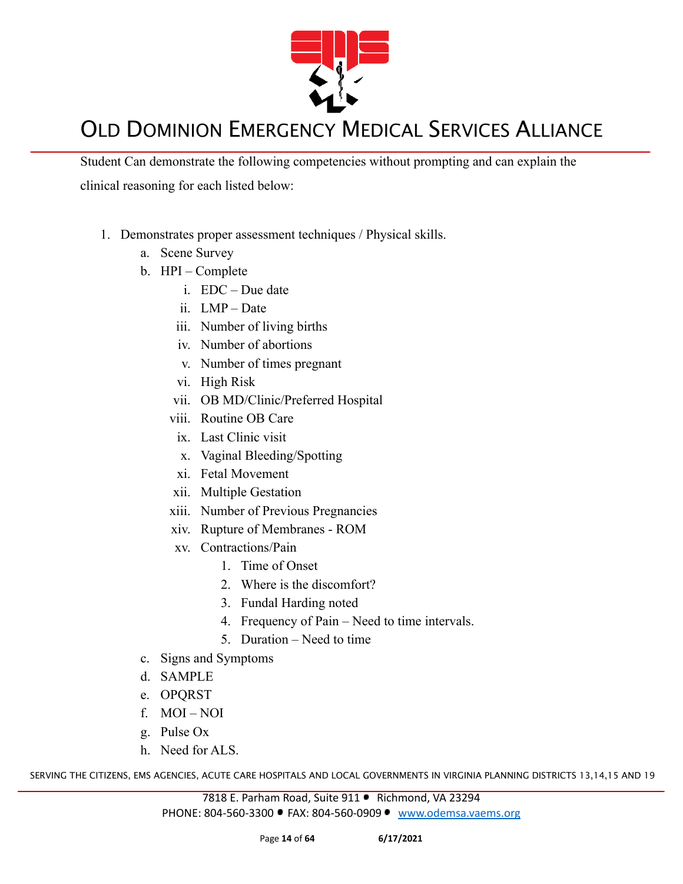Student Can demonstrate the following competencies without prompting and can explain the clinical reasoning for each listed below:

1. Demonstrates proper assessment techniques / Physical skills.
    a. Scene Survey
    b. HPI – Complete
        i. EDC – Due date
        ii. LMP – Date
        iii. Number of living births
        iv. Number of abortions
        v. Number of times pregnant
        vi. High Risk
        vii. OB MD/Clinic/Preferred Hospital
        viii. Routine OB Care
        ix. Last Clinic visit
        x. Vaginal Bleeding/Spotting
        xi. Fetal Movement
        xii. Multiple Gestation
        xiii. Number of Previous Pregnancies
        xiv. Rupture of Membranes - ROM
        xv. Contractions/Pain
            1. Time of Onset
            2. Where is the discomfort?
            3. Fundal Harding noted
            4. Frequency of Pain – Need to time intervals.
            5. Duration – Need to time
    c. Signs and Symptoms
    d. SAMPLE
    e. OPQRST
    f. MOI – NOI
    g. Pulse Ox
    h. Need for ALS.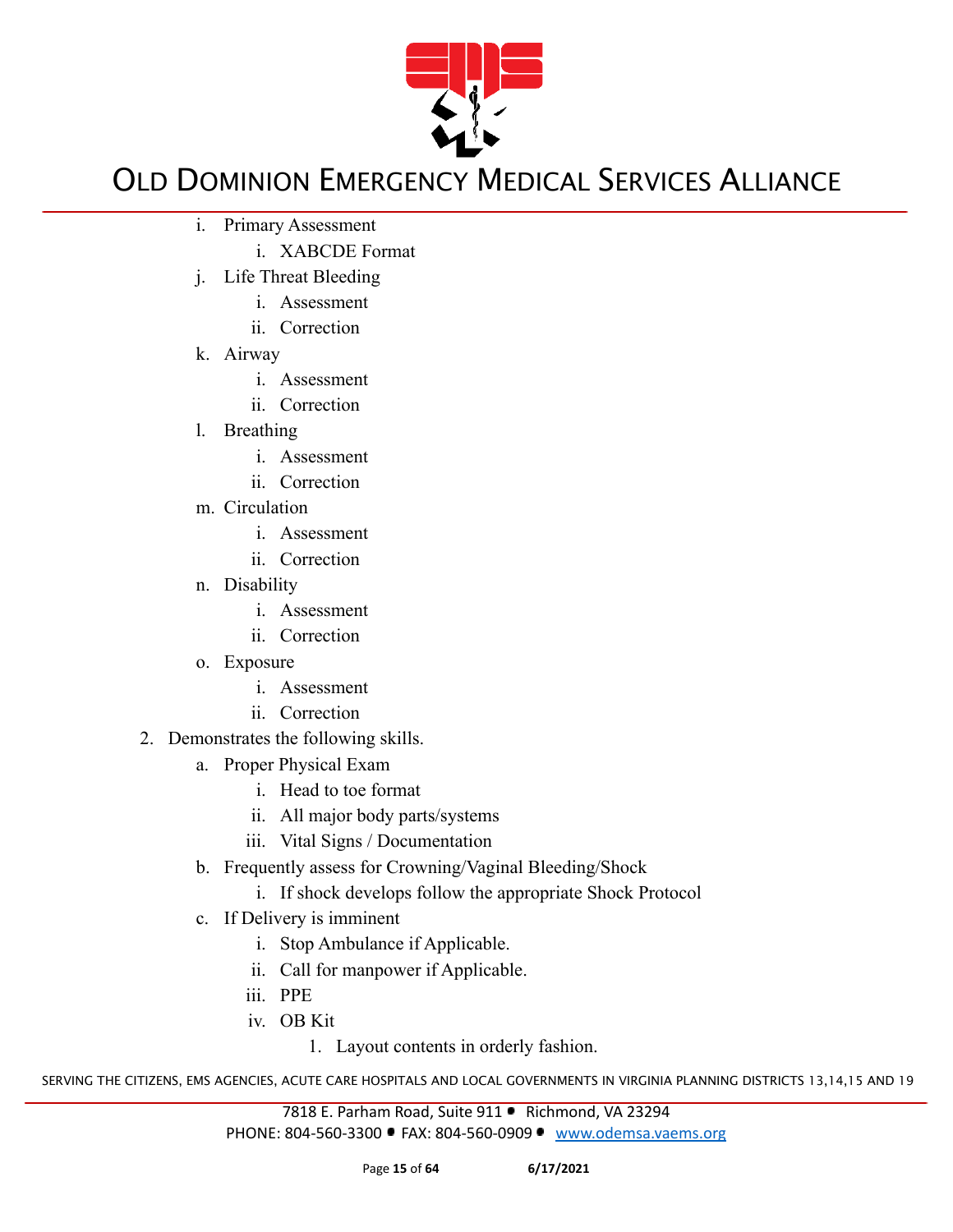i. Primary Assessment
    i. XABCDE Format
j. Life Threat Bleeding
    i. Assessment
    ii. Correction
k. Airway
    i. Assessment
    ii. Correction
l. Breathing
    i. Assessment
    ii. Correction
m. Circulation
    i. Assessment
    ii. Correction
n. Disability
    i. Assessment
    ii. Correction
o. Exposure
    i. Assessment
    ii. Correction

2. Demonstrates the following skills.
    a. Proper Physical Exam
        i. Head to toe format
        ii. All major body parts/systems
        iii. Vital Signs / Documentation
    b. Frequently assess for Crowning/Vaginal Bleeding/Shock
        i. If shock develops follow the appropriate Shock Protocol
    c. If Delivery is imminent
        i. Stop Ambulance if Applicable.
        ii. Call for manpower if Applicable.
        iii. PPE
        iv. OB Kit
            1. Layout contents in orderly fashion.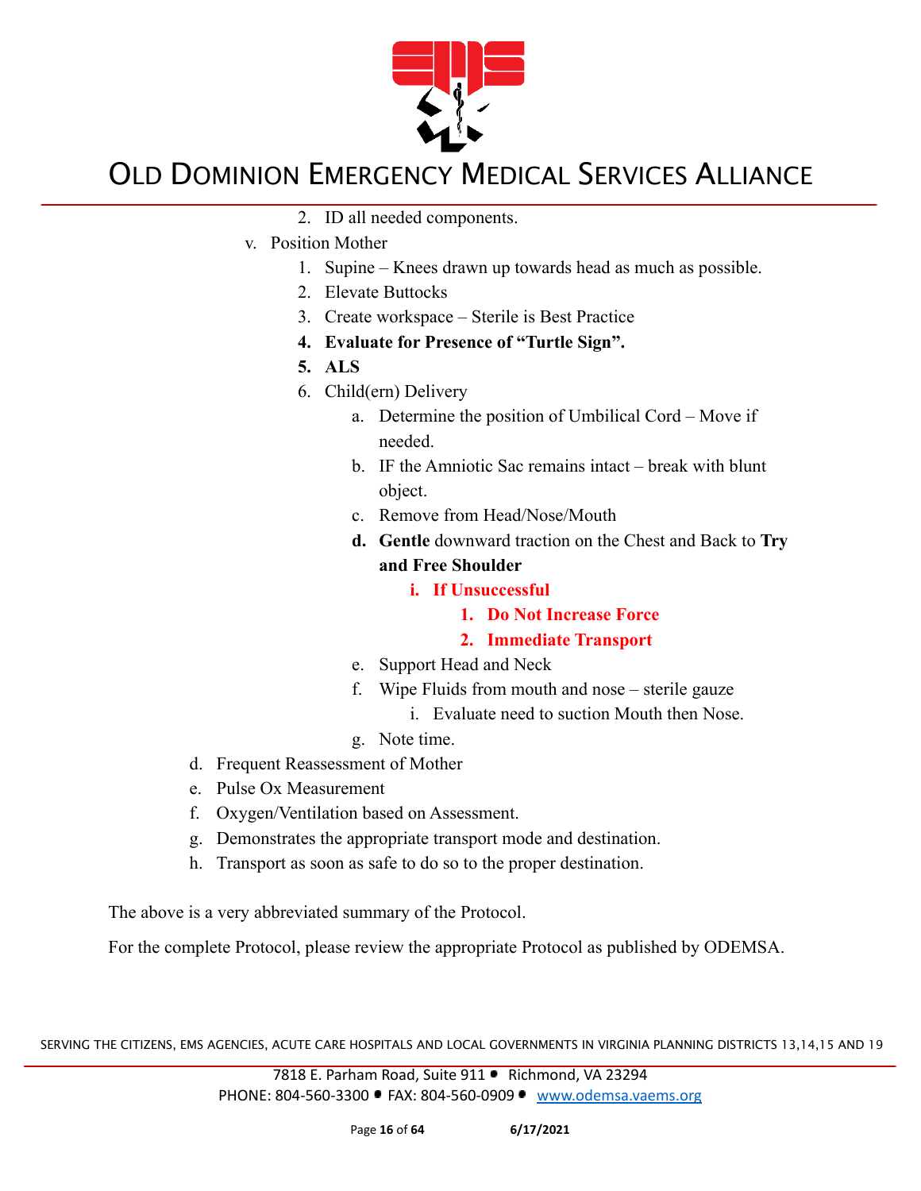2. ID all needed components.

v. Position Mother

1. Supine – Knees drawn up towards head as much as possible.
2. Elevate Buttocks
3. Create workspace – Sterile is Best Practice
4. **Evaluate for Presence of "Turtle Sign".**
5. **ALS**
6. Child(ern) Delivery
    a. Determine the position of Umbilical Cord – Move if needed.
    b. IF the Amniotic Sac remains intact – break with blunt object.
    c. Remove from Head/Nose/Mouth
    d. **Gentle** downward traction on the Chest and Back to **Try and Free Shoulder**
        i. **If Unsuccessful**
            1. **Do Not Increase Force**
            2. **Immediate Transport**
    e. Support Head and Neck
    f. Wipe Fluids from mouth and nose – sterile gauze
        i. Evaluate need to suction Mouth then Nose.
    g. Note time.

d. Frequent Reassessment of Mother

e. Pulse Ox Measurement

f. Oxygen/Ventilation based on Assessment.

g. Demonstrates the appropriate transport mode and destination.

h. Transport as soon as safe to do so to the proper destination.

The above is a very abbreviated summary of the Protocol.

For the complete Protocol, please review the appropriate Protocol as published by ODEMSA.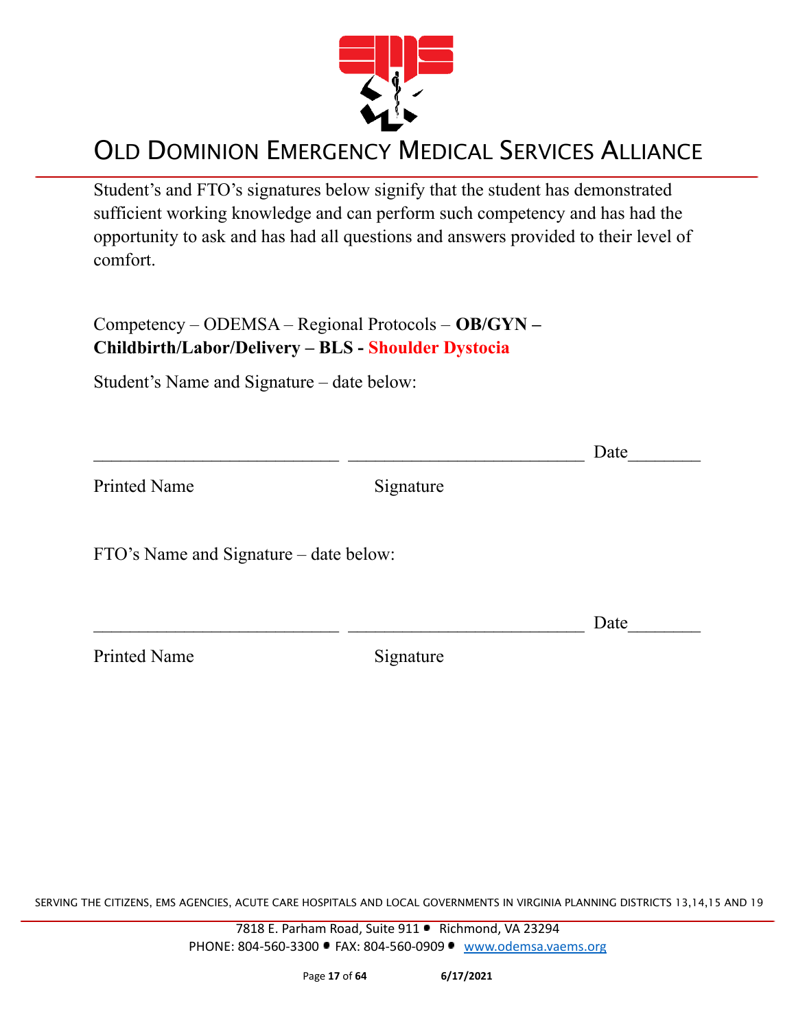Student's and FTO's signatures below signify that the student has demonstrated sufficient working knowledge and can perform such competency and has had the opportunity to ask and has had all questions and answers provided to their level of comfort.

Competency – ODEMSA – Regional Protocols – **OB/GYN – Childbirth/Labor/Delivery – BLS - Shoulder Dystocia**

Student's Name and Signature – date below:

___________________________ ___________________________ Date________

Printed Name Signature

FTO's Name and Signature – date below:

___________________________ ___________________________ Date________

Printed Name Signature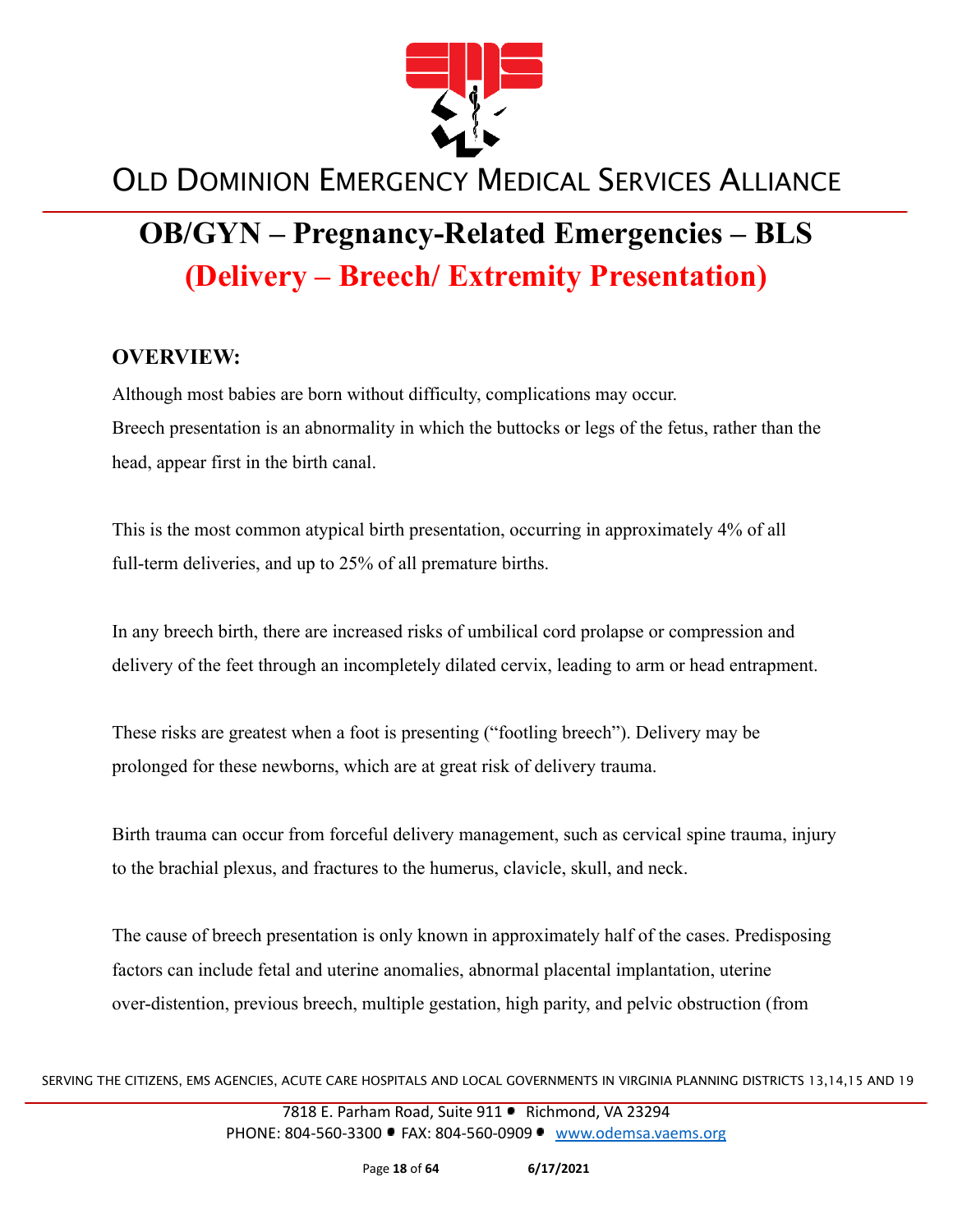# OLD DOMINION EMERGENCY MEDICAL SERVICES ALLIANCE

# OB/GYN – Pregnancy-Related Emergencies – BLS

## (Delivery – Breech/ Extremity Presentation)

### OVERVIEW:

Although most babies are born without difficulty, complications may occur.
Breech presentation is an abnormality in which the buttocks or legs of the fetus, rather than the head, appear first in the birth canal.

This is the most common atypical birth presentation, occurring in approximately 4% of all full-term deliveries, and up to 25% of all premature births.

In any breech birth, there are increased risks of umbilical cord prolapse or compression and delivery of the feet through an incompletely dilated cervix, leading to arm or head entrapment.

These risks are greatest when a foot is presenting ("footling breech"). Delivery may be prolonged for these newborns, which are at great risk of delivery trauma.

Birth trauma can occur from forceful delivery management, such as cervical spine trauma, injury to the brachial plexus, and fractures to the humerus, clavicle, skull, and neck.

The cause of breech presentation is only known in approximately half of the cases. Predisposing factors can include fetal and uterine anomalies, abnormal placental implantation, uterine over-distention, previous breech, multiple gestation, high parity, and pelvic obstruction (from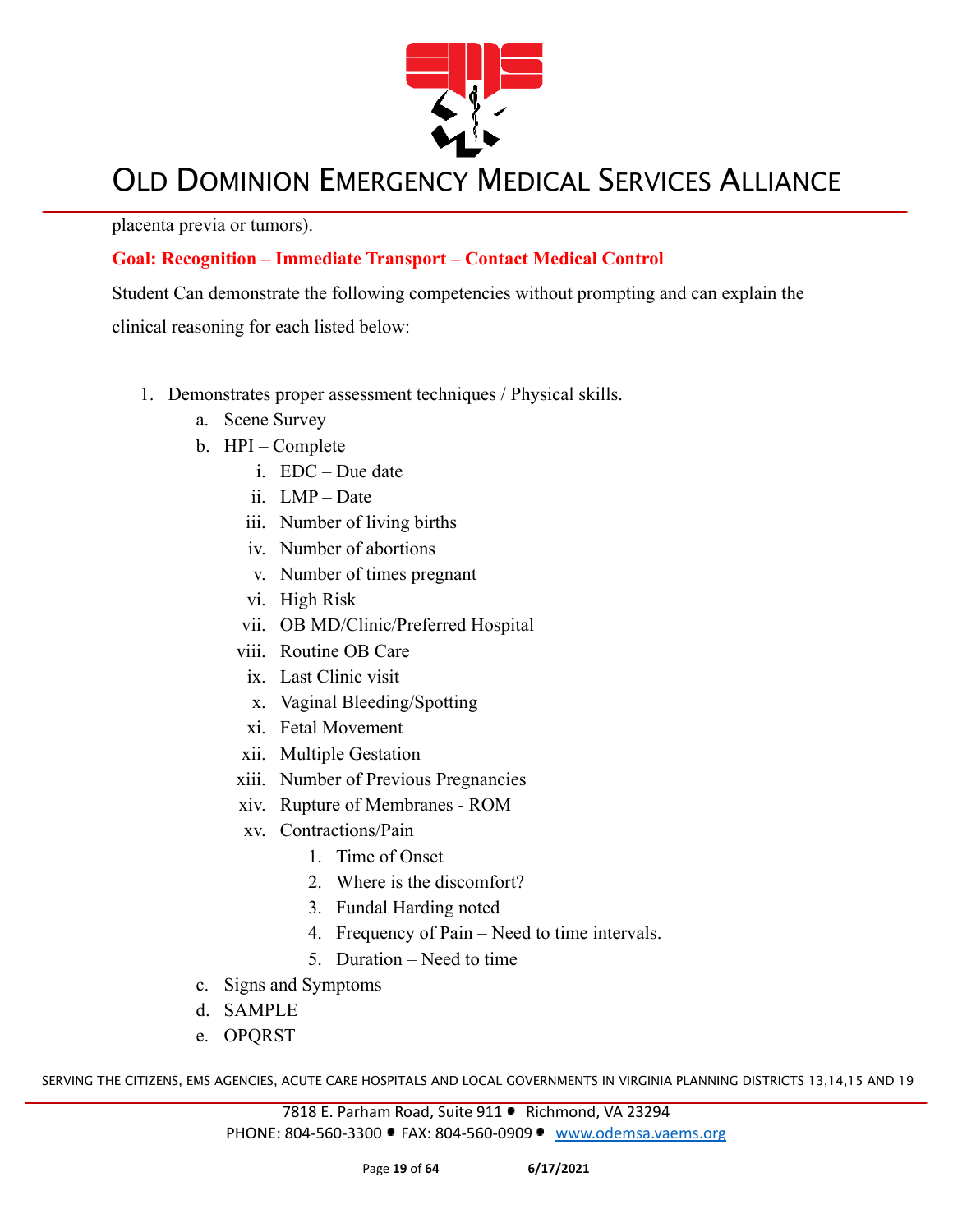placenta previa or tumors).

**Goal: Recognition – Immediate Transport – Contact Medical Control**

Student Can demonstrate the following competencies without prompting and can explain the clinical reasoning for each listed below:

1. Demonstrates proper assessment techniques / Physical skills.
   a. Scene Survey
   b. HPI – Complete
      i. EDC – Due date
      ii. LMP – Date
      iii. Number of living births
      iv. Number of abortions
      v. Number of times pregnant
      vi. High Risk
      vii. OB MD/Clinic/Preferred Hospital
      viii. Routine OB Care
      ix. Last Clinic visit
      x. Vaginal Bleeding/Spotting
      xi. Fetal Movement
      xii. Multiple Gestation
      xiii. Number of Previous Pregnancies
      xiv. Rupture of Membranes - ROM
      xv. Contractions/Pain
         1. Time of Onset
         2. Where is the discomfort?
         3. Fundal Harding noted
         4. Frequency of Pain – Need to time intervals.
         5. Duration – Need to time
   c. Signs and Symptoms
   d. SAMPLE
   e. OPQRST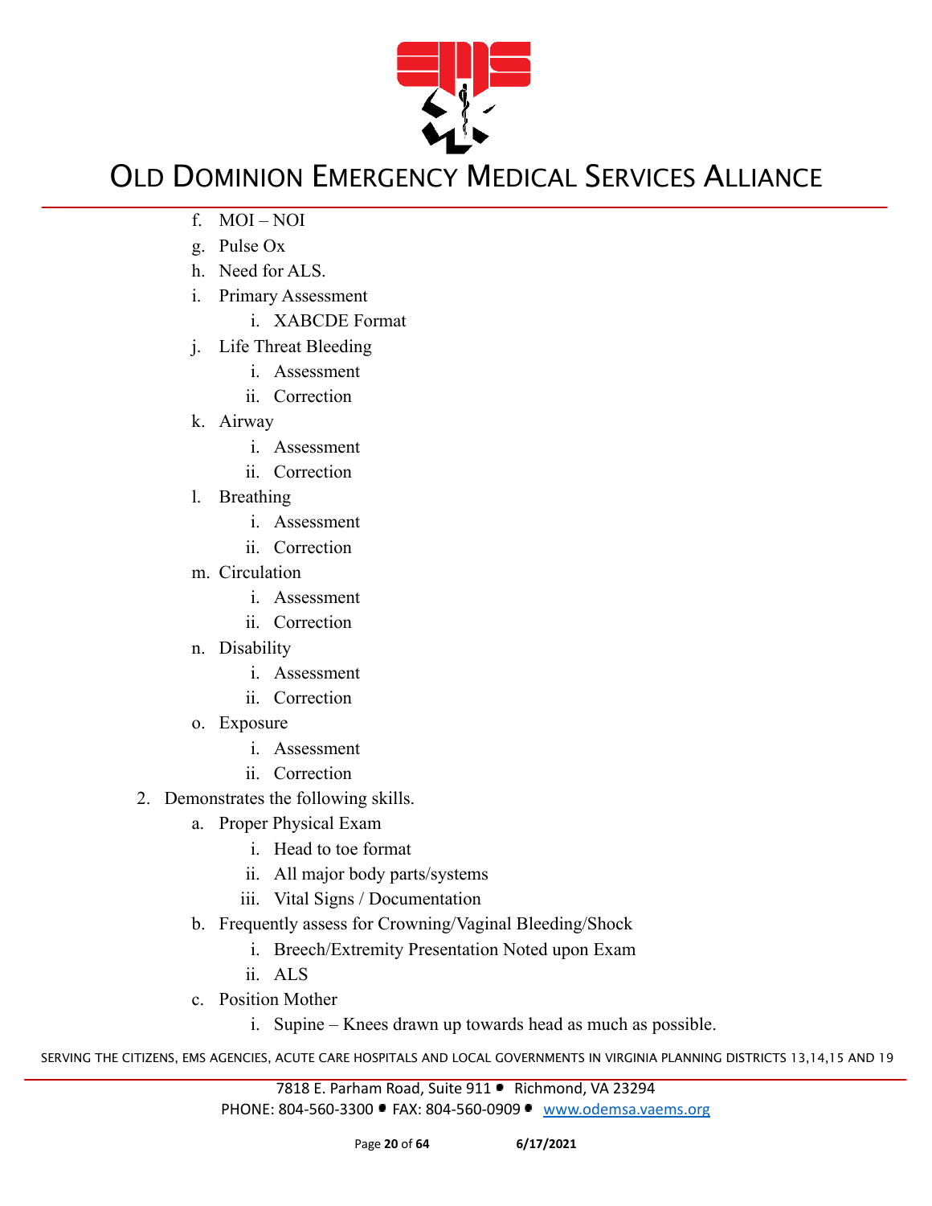f. MOI – NOI
   g. Pulse Ox
   h. Need for ALS.
   i. Primary Assessment
      i. XABCDE Format
   j. Life Threat Bleeding
      i. Assessment
      ii. Correction
   k. Airway
      i. Assessment
      ii. Correction
   l. Breathing
      i. Assessment
      ii. Correction
   m. Circulation
      i. Assessment
      ii. Correction
   n. Disability
      i. Assessment
      ii. Correction
   o. Exposure
      i. Assessment
      ii. Correction

2. Demonstrates the following skills.
   a. Proper Physical Exam
      i. Head to toe format
      ii. All major body parts/systems
      iii. Vital Signs / Documentation
   b. Frequently assess for Crowning/Vaginal Bleeding/Shock
      i. Breech/Extremity Presentation Noted upon Exam
      ii. ALS
   c. Position Mother
      i. Supine – Knees drawn up towards head as much as possible.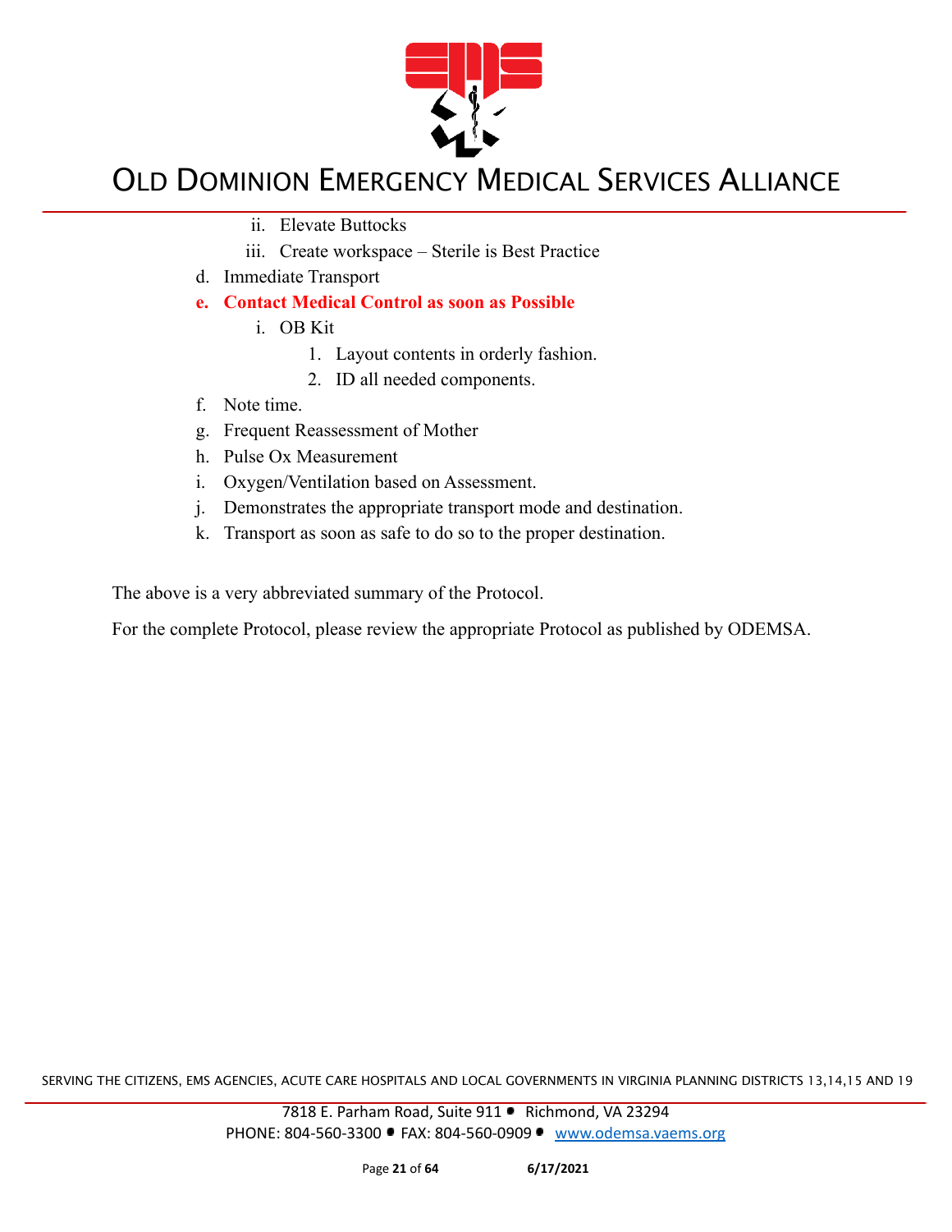- ii. Elevate Buttocks
   - iii. Create workspace – Sterile is Best Practice

d. Immediate Transport

**e. Contact Medical Control as soon as Possible**

   - i. OB Kit
      1. Layout contents in orderly fashion.
      2. ID all needed components.

f. Note time.

g. Frequent Reassessment of Mother

h. Pulse Ox Measurement

i. Oxygen/Ventilation based on Assessment.

j. Demonstrates the appropriate transport mode and destination.

k. Transport as soon as safe to do so to the proper destination.

The above is a very abbreviated summary of the Protocol.

For the complete Protocol, please review the appropriate Protocol as published by ODEMSA.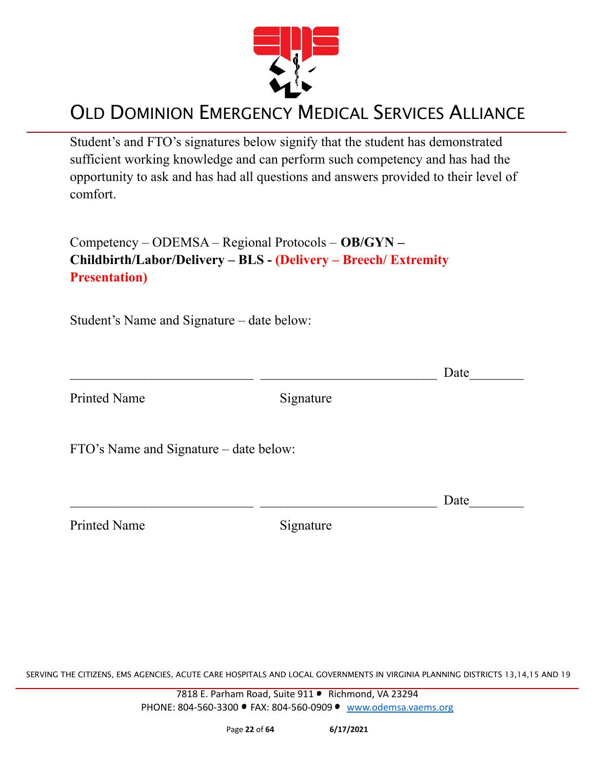# OLD DOMINION EMERGENCY MEDICAL SERVICES ALLIANCE

Student's and FTO's signatures below signify that the student has demonstrated sufficient working knowledge and can perform such competency and has had the opportunity to ask and has had all questions and answers provided to their level of comfort.

Competency – ODEMSA – Regional Protocols – **OB/GYN – Childbirth/Labor/Delivery – BLS - (Delivery – Breech/ Extremity Presentation)**

Student's Name and Signature – date below:

\_\_\_\_\_\_\_\_\_\_\_\_\_\_\_\_\_\_\_\_\_\_\_\_\_\_\_ \_\_\_\_\_\_\_\_\_\_\_\_\_\_\_\_\_\_\_\_\_\_\_\_\_\_ Date\_\_\_\_\_\_\_\_

Printed Name Signature

FTO's Name and Signature – date below:

\_\_\_\_\_\_\_\_\_\_\_\_\_\_\_\_\_\_\_\_\_\_\_\_\_\_\_ \_\_\_\_\_\_\_\_\_\_\_\_\_\_\_\_\_\_\_\_\_\_\_\_\_\_ Date\_\_\_\_\_\_\_\_

Printed Name Signature

SERVING THE CITIZENS, EMS AGENCIES, ACUTE CARE HOSPITALS AND LOCAL GOVERNMENTS IN VIRGINIA PLANNING DISTRICTS 13,14,15 AND 19

7818 E. Parham Road, Suite 911 • Richmond, VA 23294
PHONE: 804-560-3300 • FAX: 804-560-0909 • www.odemsa.vaems.org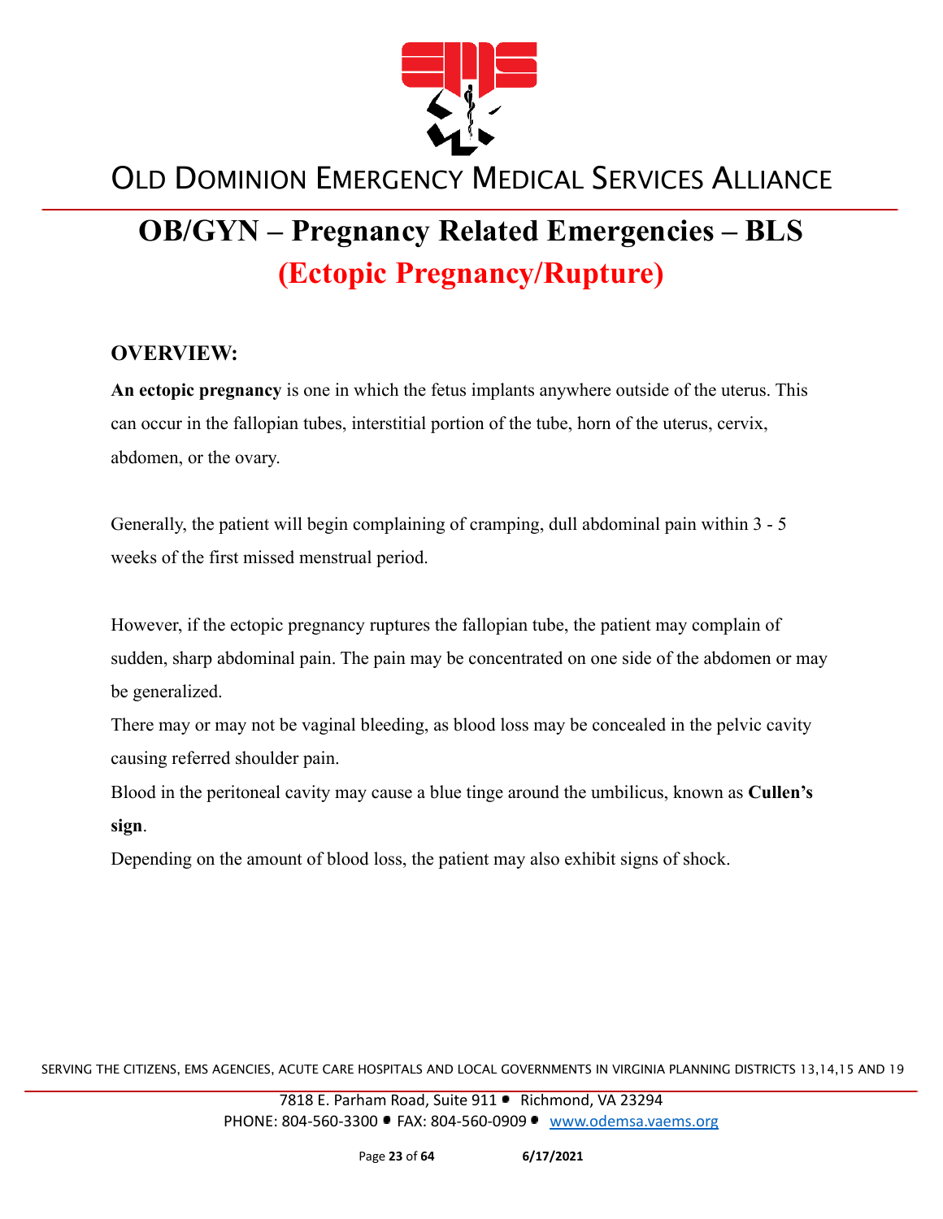# OB/GYN – Pregnancy Related Emergencies – BLS

## (Ectopic Pregnancy/Rupture)

### OVERVIEW:

**An ectopic pregnancy** is one in which the fetus implants anywhere outside of the uterus. This can occur in the fallopian tubes, interstitial portion of the tube, horn of the uterus, cervix, abdomen, or the ovary.

Generally, the patient will begin complaining of cramping, dull abdominal pain within 3 - 5 weeks of the first missed menstrual period.

However, if the ectopic pregnancy ruptures the fallopian tube, the patient may complain of sudden, sharp abdominal pain. The pain may be concentrated on one side of the abdomen or may be generalized.

There may or may not be vaginal bleeding, as blood loss may be concealed in the pelvic cavity causing referred shoulder pain.

Blood in the peritoneal cavity may cause a blue tinge around the umbilicus, known as **Cullen's sign**.

Depending on the amount of blood loss, the patient may also exhibit signs of shock.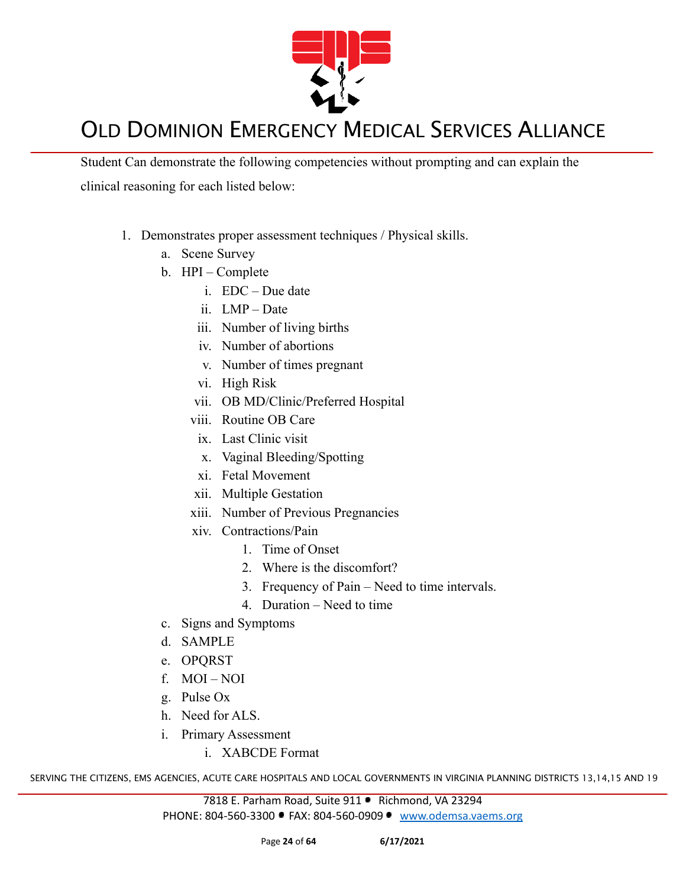Student Can demonstrate the following competencies without prompting and can explain the clinical reasoning for each listed below:

1. Demonstrates proper assessment techniques / Physical skills.
   a. Scene Survey
   b. HPI – Complete
      i. EDC – Due date
      ii. LMP – Date
      iii. Number of living births
      iv. Number of abortions
      v. Number of times pregnant
      vi. High Risk
      vii. OB MD/Clinic/Preferred Hospital
      viii. Routine OB Care
      ix. Last Clinic visit
      x. Vaginal Bleeding/Spotting
      xi. Fetal Movement
      xii. Multiple Gestation
      xiii. Number of Previous Pregnancies
      xiv. Contractions/Pain
         1. Time of Onset
         2. Where is the discomfort?
         3. Frequency of Pain – Need to time intervals.
         4. Duration – Need to time
   c. Signs and Symptoms
   d. SAMPLE
   e. OPQRST
   f. MOI – NOI
   g. Pulse Ox
   h. Need for ALS.
   i. Primary Assessment
      i. XABCDE Format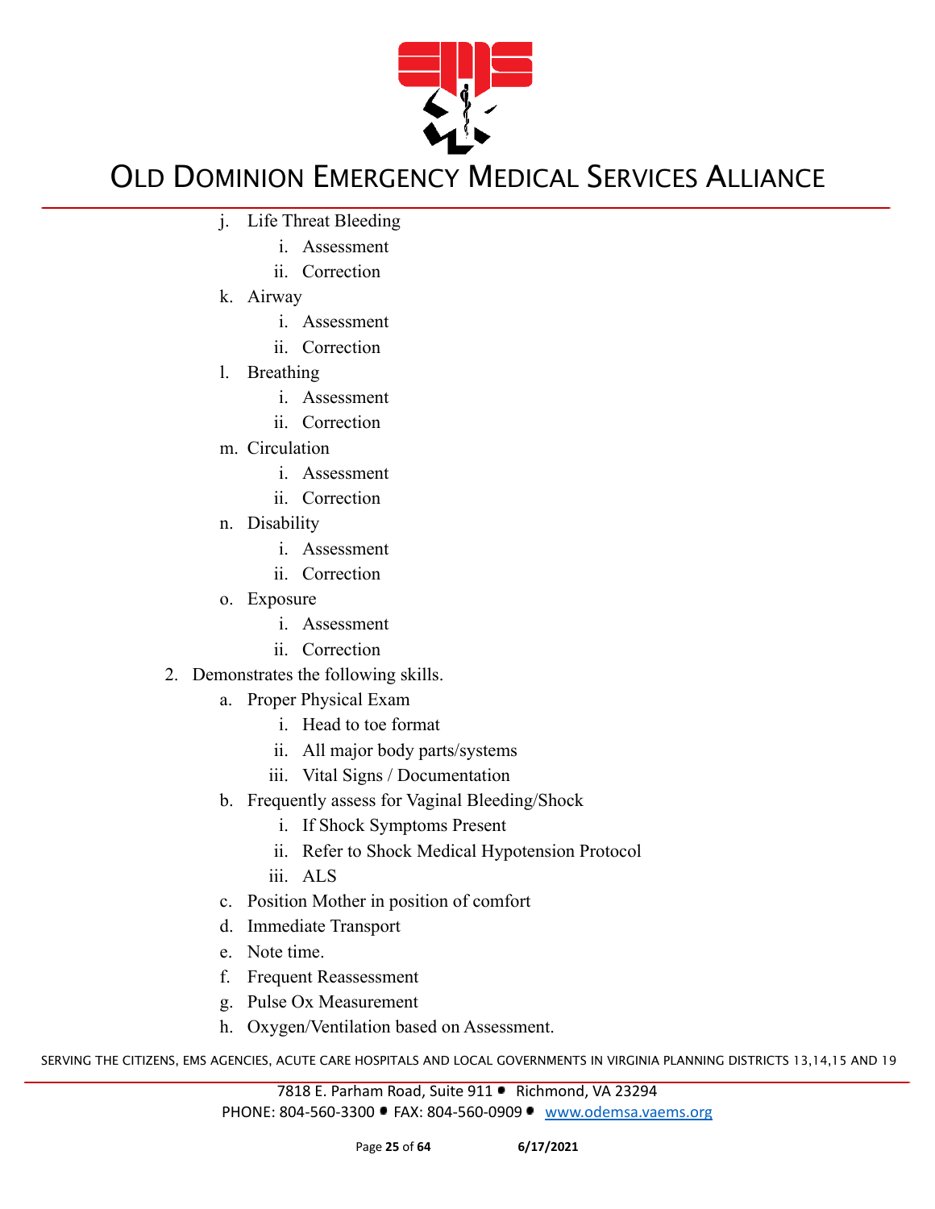j. Life Threat Bleeding
      i. Assessment
      ii. Correction
   k. Airway
      i. Assessment
      ii. Correction
   l. Breathing
      i. Assessment
      ii. Correction
   m. Circulation
      i. Assessment
      ii. Correction
   n. Disability
      i. Assessment
      ii. Correction
   o. Exposure
      i. Assessment
      ii. Correction

2. Demonstrates the following skills.
   a. Proper Physical Exam
      i. Head to toe format
      ii. All major body parts/systems
      iii. Vital Signs / Documentation
   b. Frequently assess for Vaginal Bleeding/Shock
      i. If Shock Symptoms Present
      ii. Refer to Shock Medical Hypotension Protocol
      iii. ALS
   c. Position Mother in position of comfort
   d. Immediate Transport
   e. Note time.
   f. Frequent Reassessment
   g. Pulse Ox Measurement
   h. Oxygen/Ventilation based on Assessment.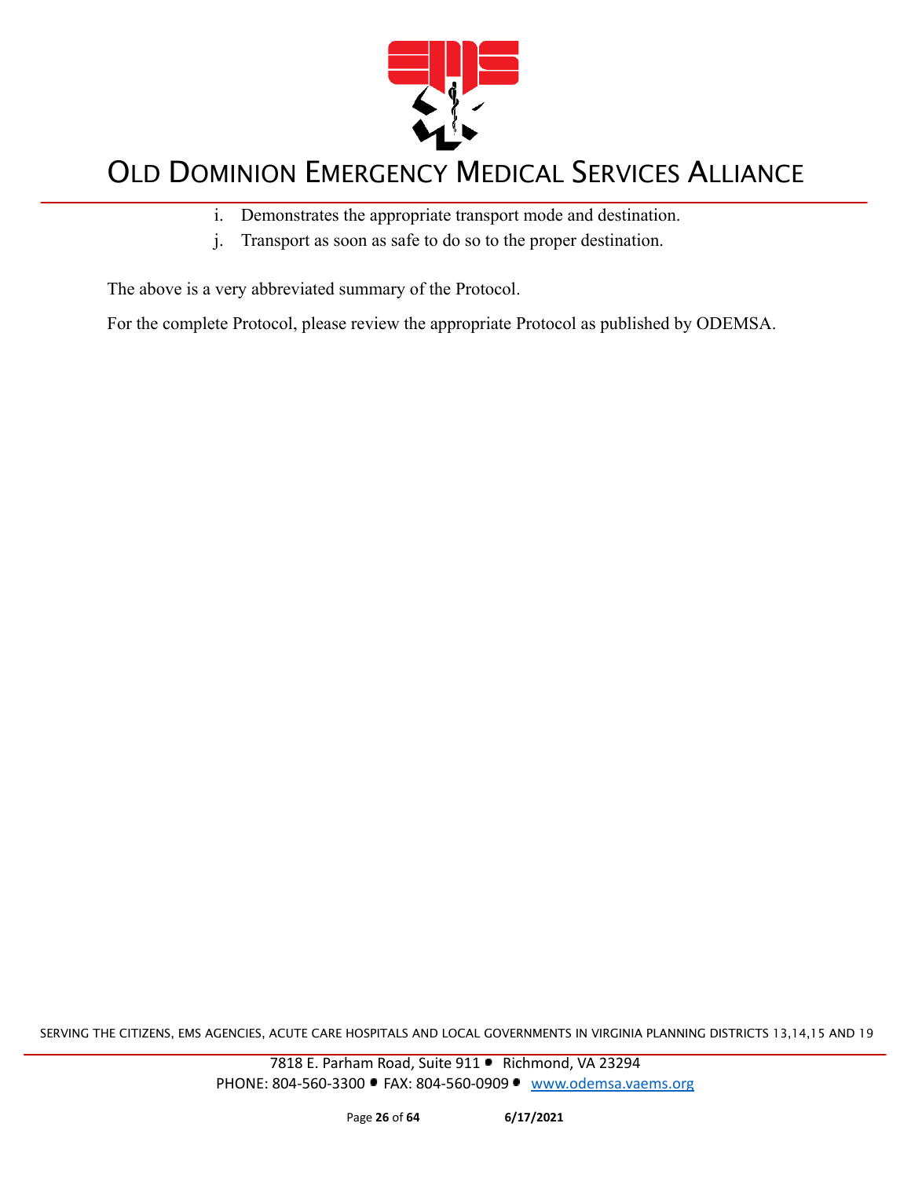i. Demonstrates the appropriate transport mode and destination.
j. Transport as soon as safe to do so to the proper destination.

The above is a very abbreviated summary of the Protocol.

For the complete Protocol, please review the appropriate Protocol as published by ODEMSA.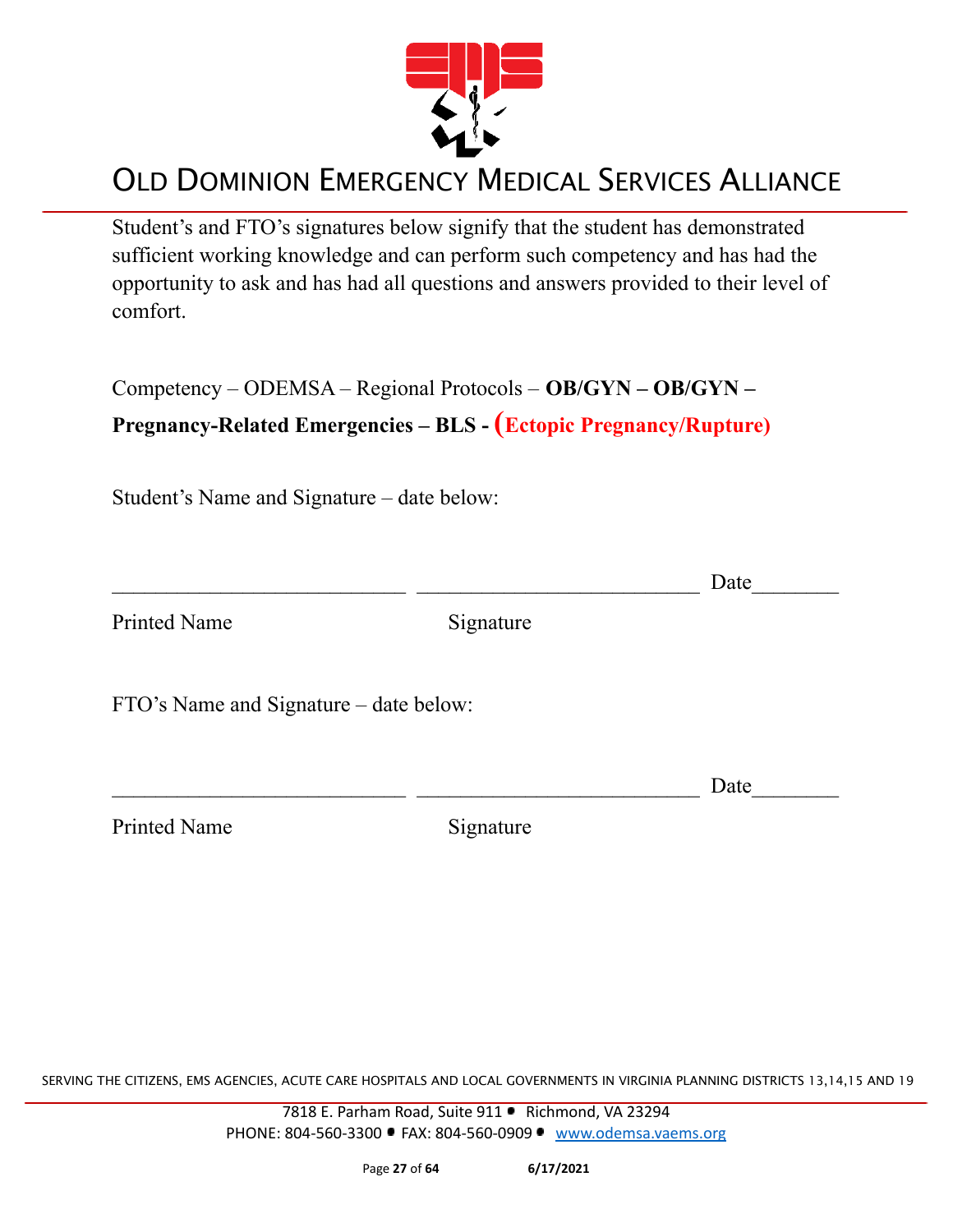# OLD DOMINION EMERGENCY MEDICAL SERVICES ALLIANCE

Student's and FTO's signatures below signify that the student has demonstrated sufficient working knowledge and can perform such competency and has had the opportunity to ask and has had all questions and answers provided to their level of comfort.

Competency – ODEMSA – Regional Protocols – **OB/GYN – OB/GYN – Pregnancy-Related Emergencies – BLS - (Ectopic Pregnancy/Rupture)**

Student's Name and Signature – date below:

___________________________ ___________________________ Date________

Printed Name                    Signature

FTO's Name and Signature – date below:

___________________________ ___________________________ Date________

Printed Name                    Signature

SERVING THE CITIZENS, EMS AGENCIES, ACUTE CARE HOSPITALS AND LOCAL GOVERNMENTS IN VIRGINIA PLANNING DISTRICTS 13,14,15 AND 19

7818 E. Parham Road, Suite 911 • Richmond, VA 23294
PHONE: 804-560-3300 • FAX: 804-560-0909 • www.odemsa.vaems.org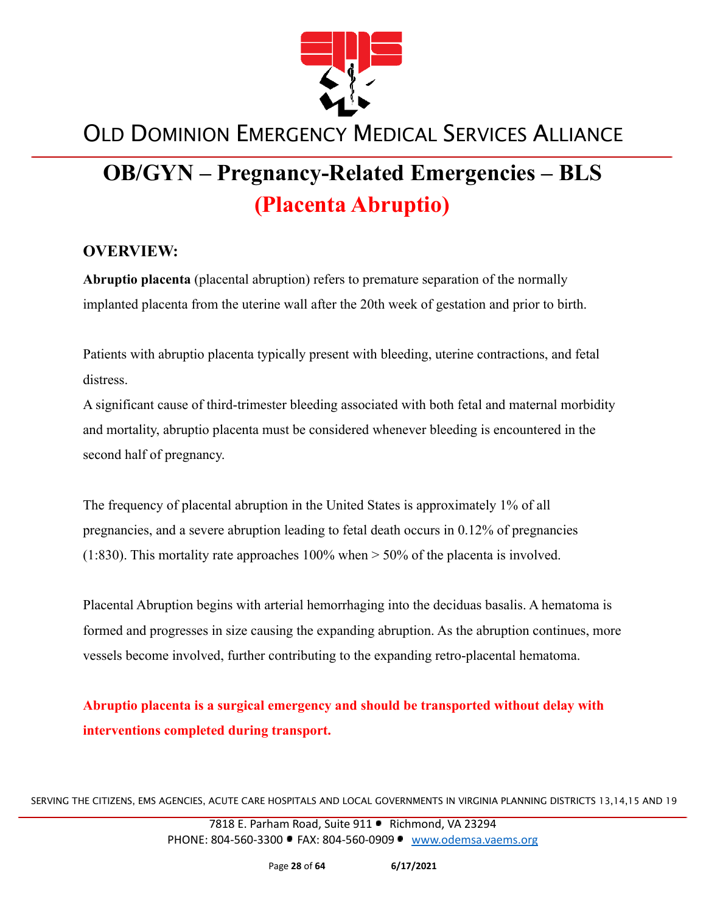# OB/GYN – Pregnancy-Related Emergencies – BLS

## (Placenta Abruptio)

### OVERVIEW:

**Abruptio placenta** (placental abruption) refers to premature separation of the normally implanted placenta from the uterine wall after the 20th week of gestation and prior to birth.

Patients with abruptio placenta typically present with bleeding, uterine contractions, and fetal distress.

A significant cause of third-trimester bleeding associated with both fetal and maternal morbidity and mortality, abruptio placenta must be considered whenever bleeding is encountered in the second half of pregnancy.

The frequency of placental abruption in the United States is approximately 1% of all pregnancies, and a severe abruption leading to fetal death occurs in 0.12% of pregnancies (1:830). This mortality rate approaches 100% when > 50% of the placenta is involved.

Placental Abruption begins with arterial hemorrhaging into the deciduas basalis. A hematoma is formed and progresses in size causing the expanding abruption. As the abruption continues, more vessels become involved, further contributing to the expanding retro-placental hematoma.

**Abruptio placenta is a surgical emergency and should be transported without delay with interventions completed during transport.**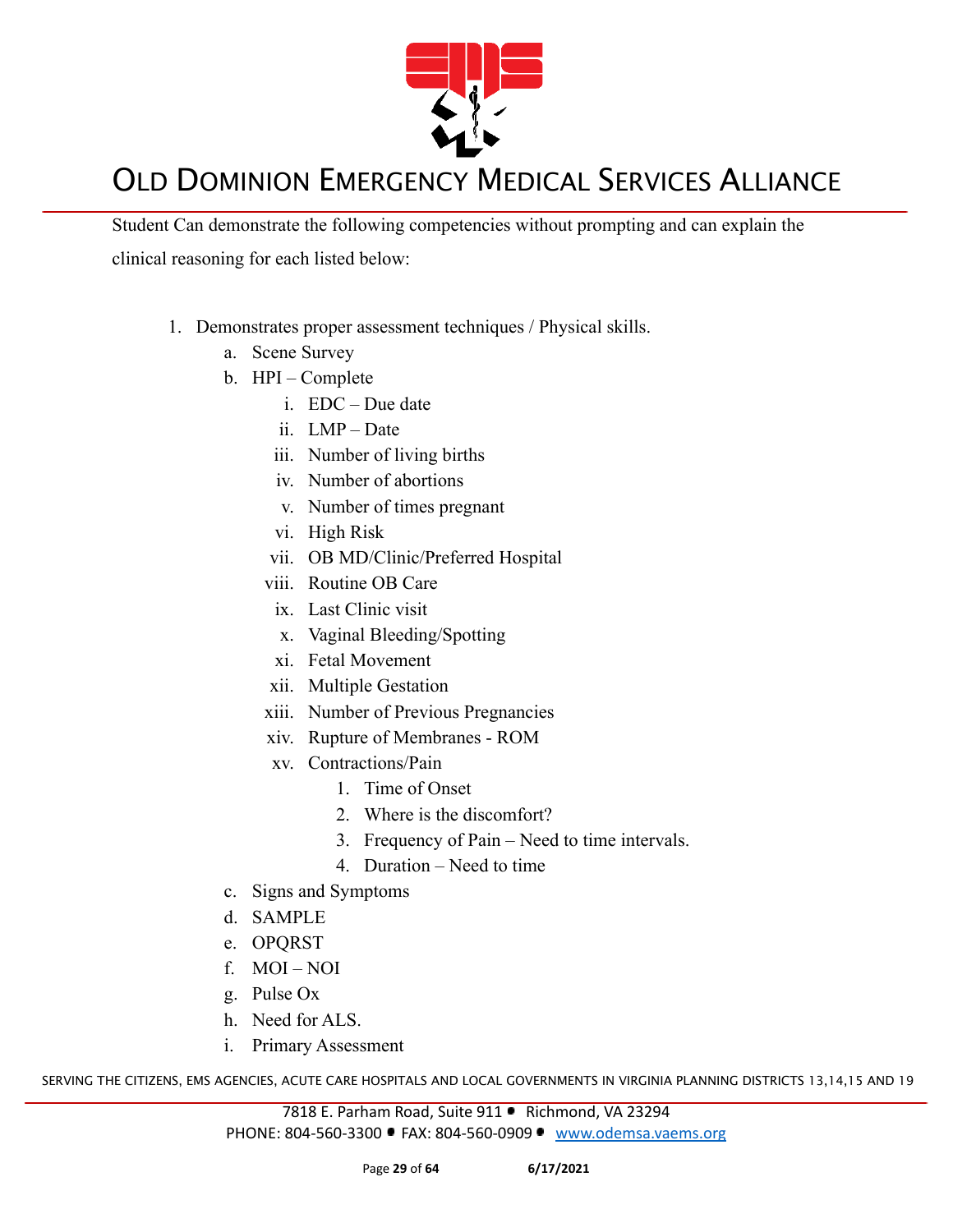Student Can demonstrate the following competencies without prompting and can explain the clinical reasoning for each listed below:

1. Demonstrates proper assessment techniques / Physical skills.
    a. Scene Survey
    b. HPI – Complete
        i. EDC – Due date
        ii. LMP – Date
        iii. Number of living births
        iv. Number of abortions
        v. Number of times pregnant
        vi. High Risk
        vii. OB MD/Clinic/Preferred Hospital
        viii. Routine OB Care
        ix. Last Clinic visit
        x. Vaginal Bleeding/Spotting
        xi. Fetal Movement
        xii. Multiple Gestation
        xiii. Number of Previous Pregnancies
        xiv. Rupture of Membranes - ROM
        xv. Contractions/Pain
            1. Time of Onset
            2. Where is the discomfort?
            3. Frequency of Pain – Need to time intervals.
            4. Duration – Need to time
    c. Signs and Symptoms
    d. SAMPLE
    e. OPQRST
    f. MOI – NOI
    g. Pulse Ox
    h. Need for ALS.
    i. Primary Assessment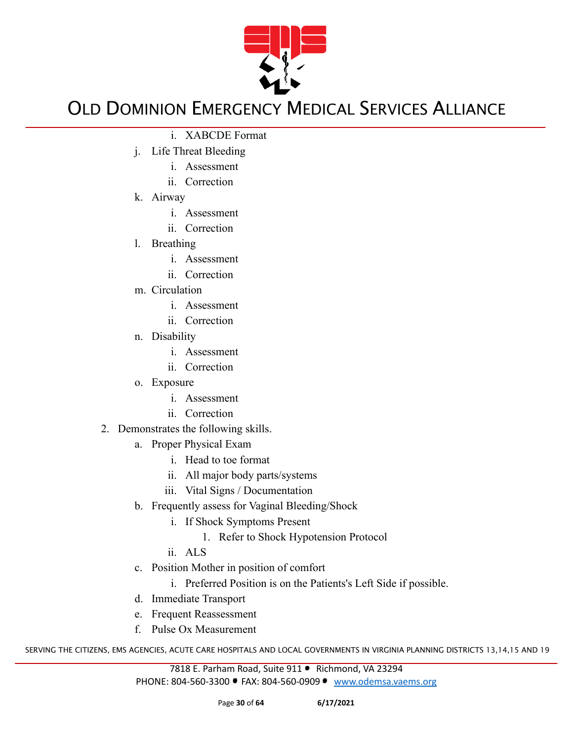- i. XABCDE Format
   - j. Life Threat Bleeding
     - i. Assessment
     - ii. Correction
   - k. Airway
     - i. Assessment
     - ii. Correction
   - l. Breathing
     - i. Assessment
     - ii. Correction
   - m. Circulation
     - i. Assessment
     - ii. Correction
   - n. Disability
     - i. Assessment
     - ii. Correction
   - o. Exposure
     - i. Assessment
     - ii. Correction
2. Demonstrates the following skills.
   - a. Proper Physical Exam
     - i. Head to toe format
     - ii. All major body parts/systems
     - iii. Vital Signs / Documentation
   - b. Frequently assess for Vaginal Bleeding/Shock
     - i. If Shock Symptoms Present
       1. Refer to Shock Hypotension Protocol
     - ii. ALS
   - c. Position Mother in position of comfort
     - i. Preferred Position is on the Patients's Left Side if possible.
   - d. Immediate Transport
   - e. Frequent Reassessment
   - f. Pulse Ox Measurement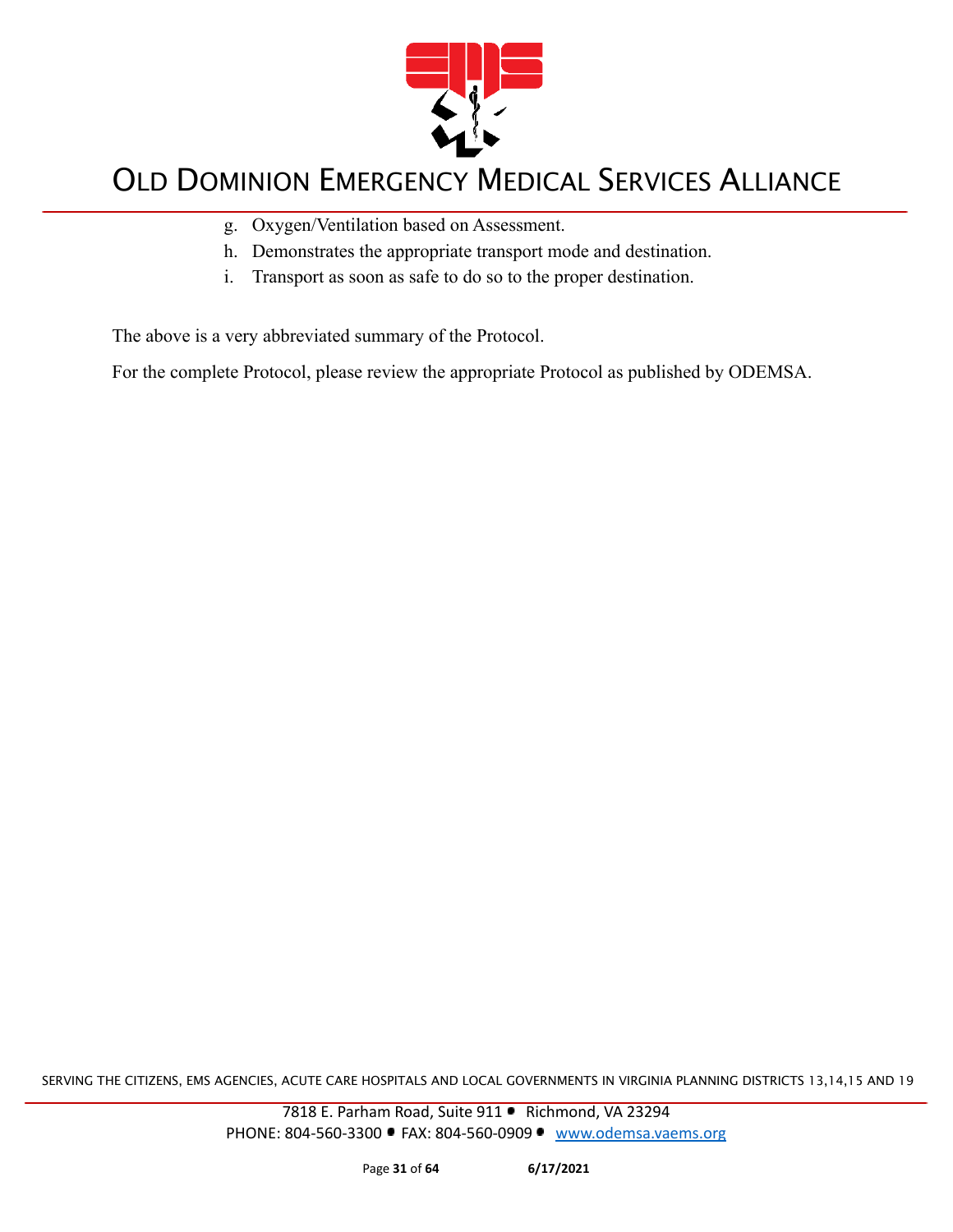g. Oxygen/Ventilation based on Assessment.
h. Demonstrates the appropriate transport mode and destination.
i. Transport as soon as safe to do so to the proper destination.

The above is a very abbreviated summary of the Protocol.

For the complete Protocol, please review the appropriate Protocol as published by ODEMSA.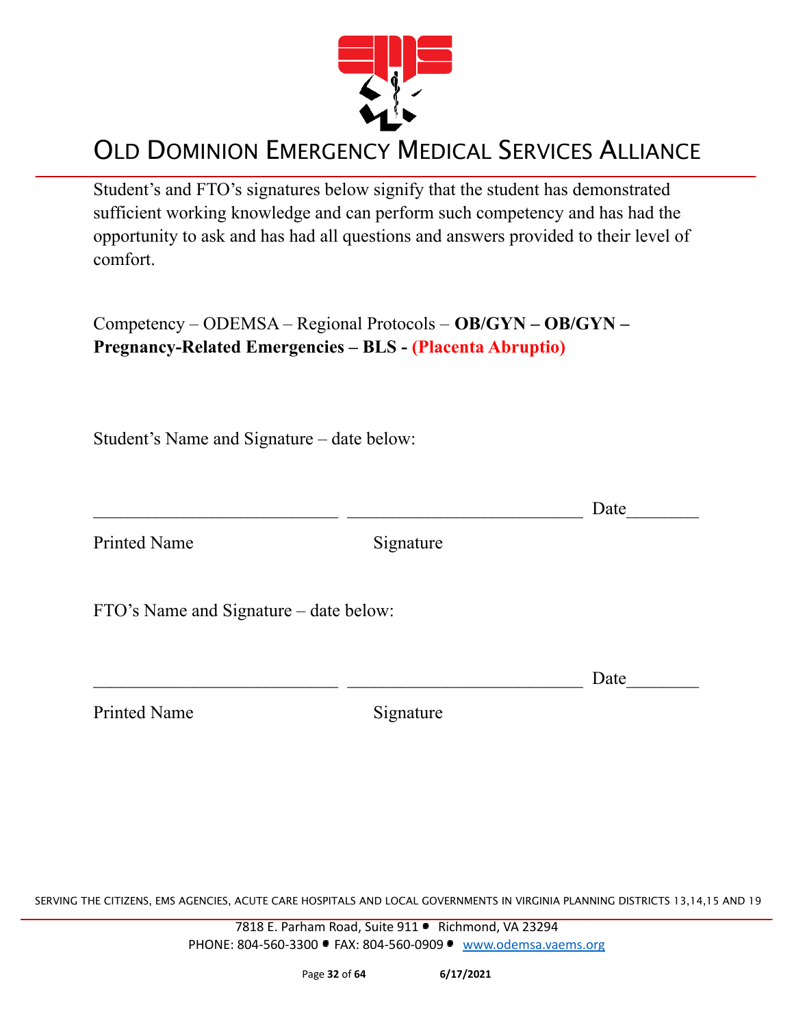Student's and FTO's signatures below signify that the student has demonstrated sufficient working knowledge and can perform such competency and has had the opportunity to ask and has had all questions and answers provided to their level of comfort.

Competency – ODEMSA – Regional Protocols – **OB/GYN – OB/GYN – Pregnancy-Related Emergencies – BLS - (Placenta Abruptio)**

Student's Name and Signature – date below:

\_\_\_\_\_\_\_\_\_\_\_\_\_\_\_\_\_\_\_\_\_\_\_\_\_\_\_\_ \_\_\_\_\_\_\_\_\_\_\_\_\_\_\_\_\_\_\_\_\_\_\_\_\_\_\_ Date\_\_\_\_\_\_\_\_

Printed Name                    Signature

FTO's Name and Signature – date below:

\_\_\_\_\_\_\_\_\_\_\_\_\_\_\_\_\_\_\_\_\_\_\_\_\_\_\_\_ \_\_\_\_\_\_\_\_\_\_\_\_\_\_\_\_\_\_\_\_\_\_\_\_\_\_\_ Date\_\_\_\_\_\_\_\_

Printed Name                    Signature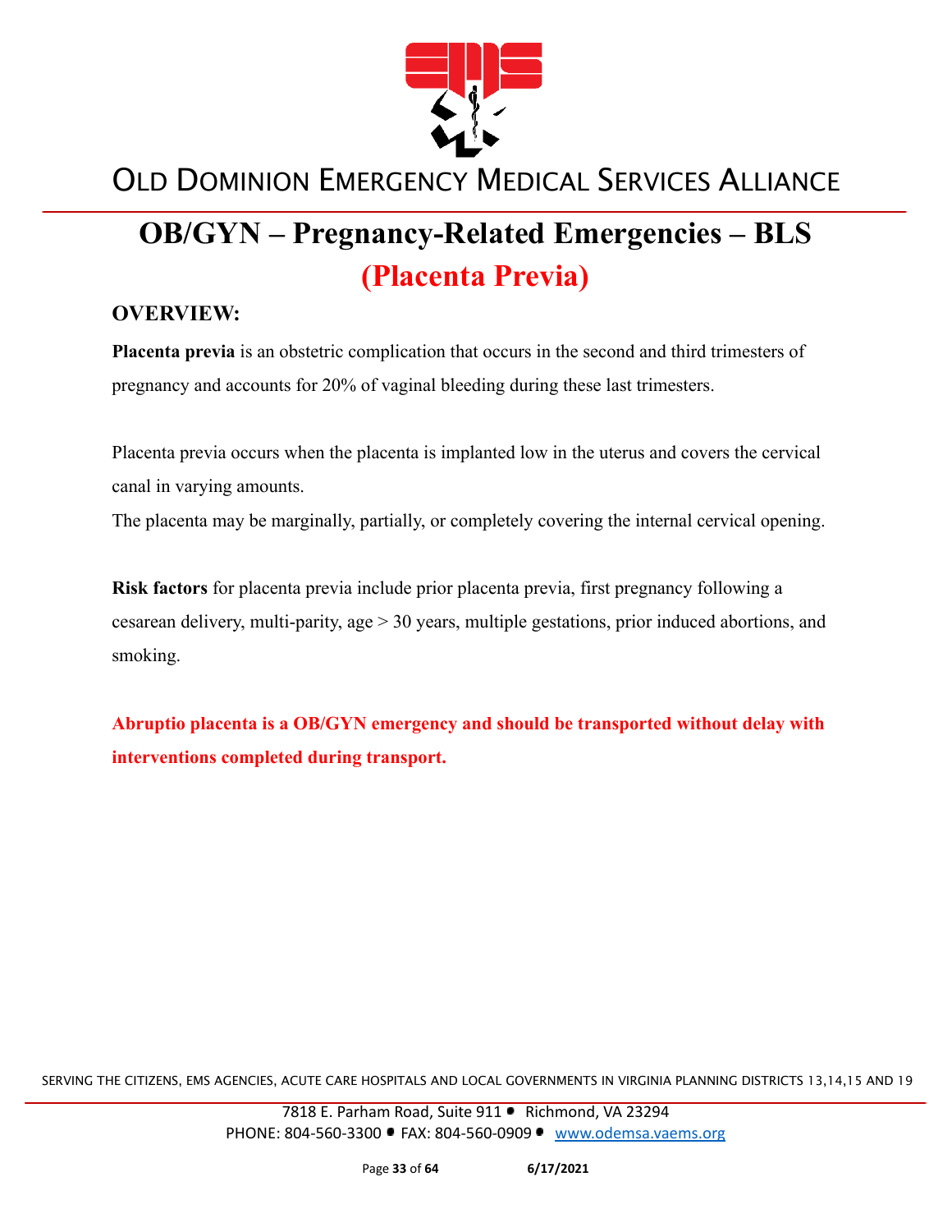# OLD DOMINION EMERGENCY MEDICAL SERVICES ALLIANCE

# OB/GYN – Pregnancy-Related Emergencies – BLS

## (Placenta Previa)

### OVERVIEW:

**Placenta previa** is an obstetric complication that occurs in the second and third trimesters of pregnancy and accounts for 20% of vaginal bleeding during these last trimesters.

Placenta previa occurs when the placenta is implanted low in the uterus and covers the cervical canal in varying amounts.
The placenta may be marginally, partially, or completely covering the internal cervical opening.

**Risk factors** for placenta previa include prior placenta previa, first pregnancy following a cesarean delivery, multi-parity, age > 30 years, multiple gestations, prior induced abortions, and smoking.

**Abruptio placenta is a OB/GYN emergency and should be transported without delay with interventions completed during transport.**

SERVING THE CITIZENS, EMS AGENCIES, ACUTE CARE HOSPITALS AND LOCAL GOVERNMENTS IN VIRGINIA PLANNING DISTRICTS 13,14,15 AND 19

7818 E. Parham Road, Suite 911 • Richmond, VA 23294
PHONE: 804-560-3300 • FAX: 804-560-0909 • www.odemsa.vaems.org

6/17/2021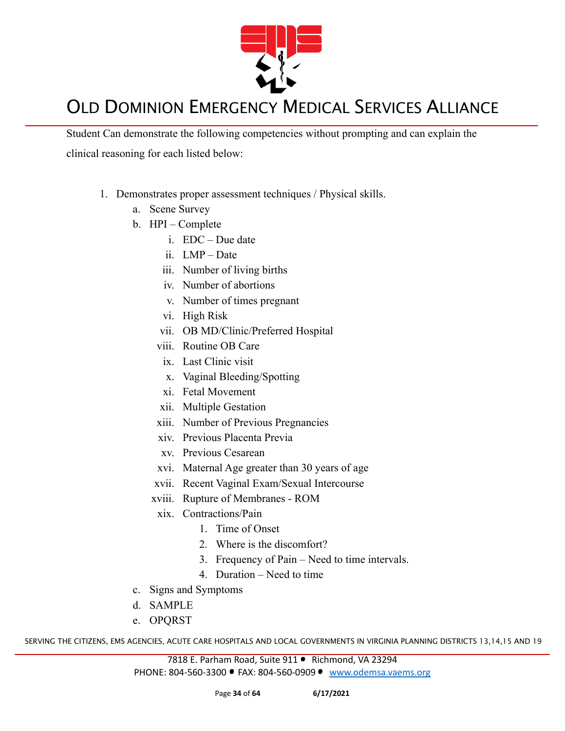Student Can demonstrate the following competencies without prompting and can explain the clinical reasoning for each listed below:

1. Demonstrates proper assessment techniques / Physical skills.
   a. Scene Survey
   b. HPI – Complete
      i. EDC – Due date
      ii. LMP – Date
      iii. Number of living births
      iv. Number of abortions
      v. Number of times pregnant
      vi. High Risk
      vii. OB MD/Clinic/Preferred Hospital
      viii. Routine OB Care
      ix. Last Clinic visit
      x. Vaginal Bleeding/Spotting
      xi. Fetal Movement
      xii. Multiple Gestation
      xiii. Number of Previous Pregnancies
      xiv. Previous Placenta Previa
      xv. Previous Cesarean
      xvi. Maternal Age greater than 30 years of age
      xvii. Recent Vaginal Exam/Sexual Intercourse
      xviii. Rupture of Membranes - ROM
      xix. Contractions/Pain
         1. Time of Onset
         2. Where is the discomfort?
         3. Frequency of Pain – Need to time intervals.
         4. Duration – Need to time
   c. Signs and Symptoms
   d. SAMPLE
   e. OPQRST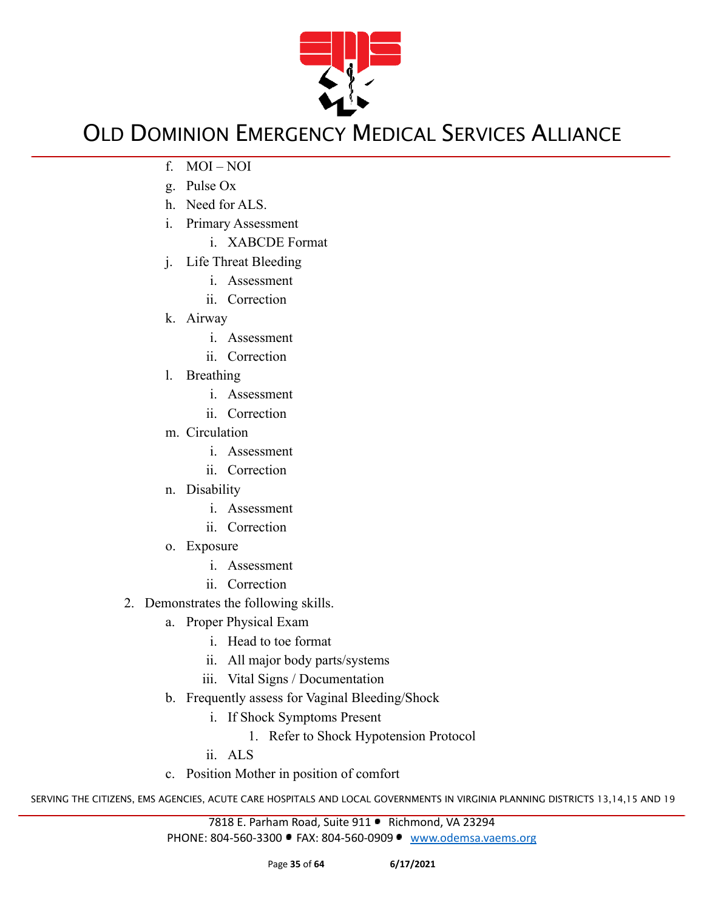f. MOI – NOI
g. Pulse Ox
h. Need for ALS.
i. Primary Assessment
    i. XABCDE Format
j. Life Threat Bleeding
    i. Assessment
    ii. Correction
k. Airway
    i. Assessment
    ii. Correction
l. Breathing
    i. Assessment
    ii. Correction
m. Circulation
    i. Assessment
    ii. Correction
n. Disability
    i. Assessment
    ii. Correction
o. Exposure
    i. Assessment
    ii. Correction

2. Demonstrates the following skills.
    a. Proper Physical Exam
        i. Head to toe format
        ii. All major body parts/systems
        iii. Vital Signs / Documentation
    b. Frequently assess for Vaginal Bleeding/Shock
        i. If Shock Symptoms Present
            1. Refer to Shock Hypotension Protocol
        ii. ALS
    c. Position Mother in position of comfort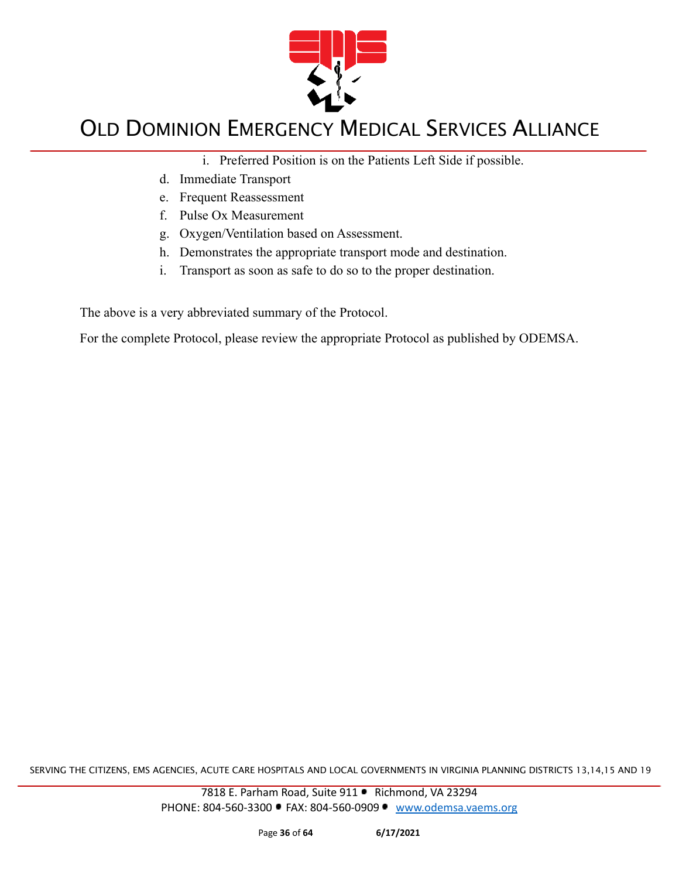i. Preferred Position is on the Patients Left Side if possible.

d. Immediate Transport
e. Frequent Reassessment
f. Pulse Ox Measurement
g. Oxygen/Ventilation based on Assessment.
h. Demonstrates the appropriate transport mode and destination.
i. Transport as soon as safe to do so to the proper destination.

The above is a very abbreviated summary of the Protocol.

For the complete Protocol, please review the appropriate Protocol as published by ODEMSA.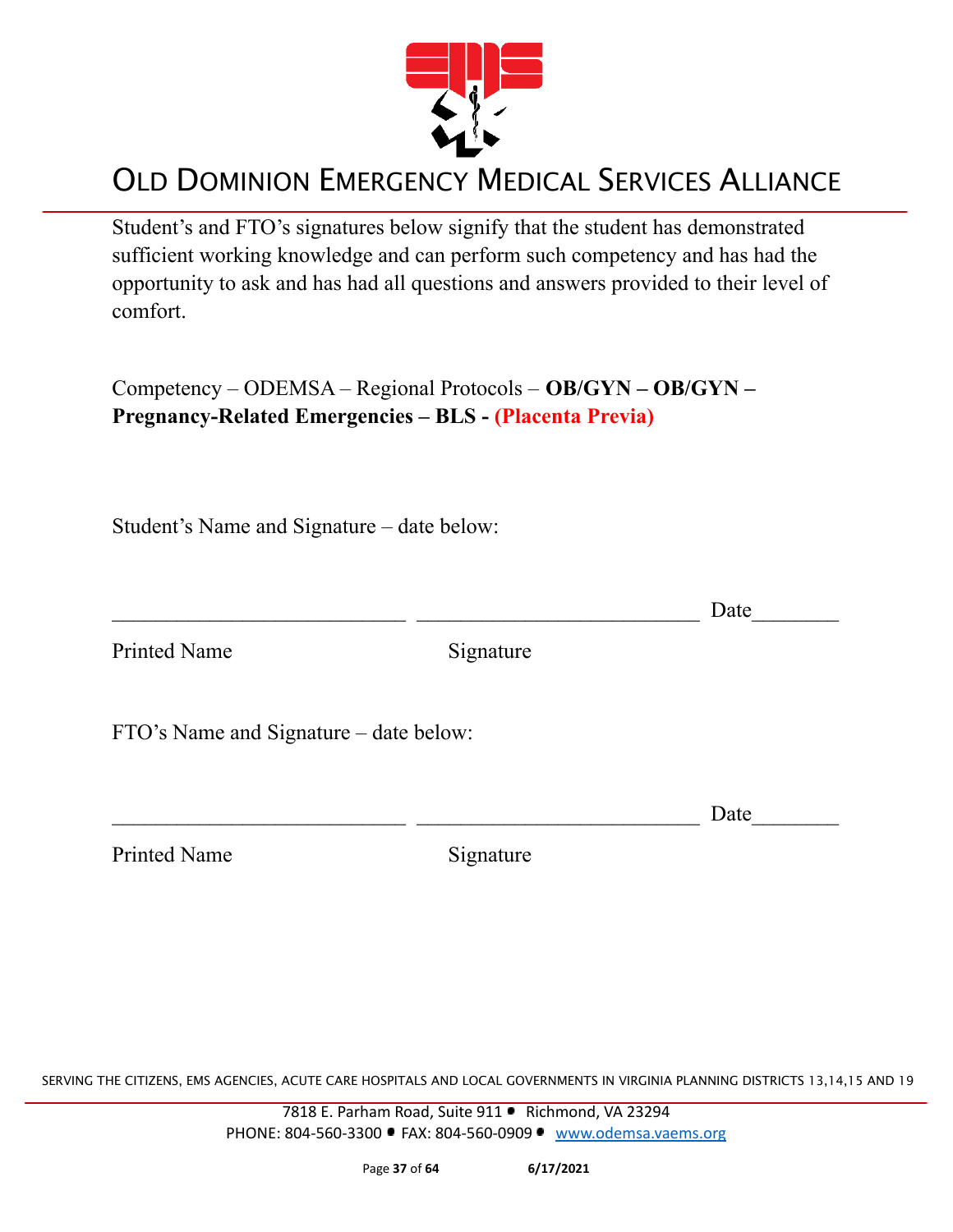Student's and FTO's signatures below signify that the student has demonstrated sufficient working knowledge and can perform such competency and has had the opportunity to ask and has had all questions and answers provided to their level of comfort.

Competency – ODEMSA – Regional Protocols – **OB/GYN – OB/GYN – Pregnancy-Related Emergencies – BLS - (Placenta Previa)**

Student's Name and Signature – date below:

___________________________ ___________________________ Date________

Printed Name                                        Signature

FTO's Name and Signature – date below:

___________________________ ___________________________ Date________

Printed Name                                        Signature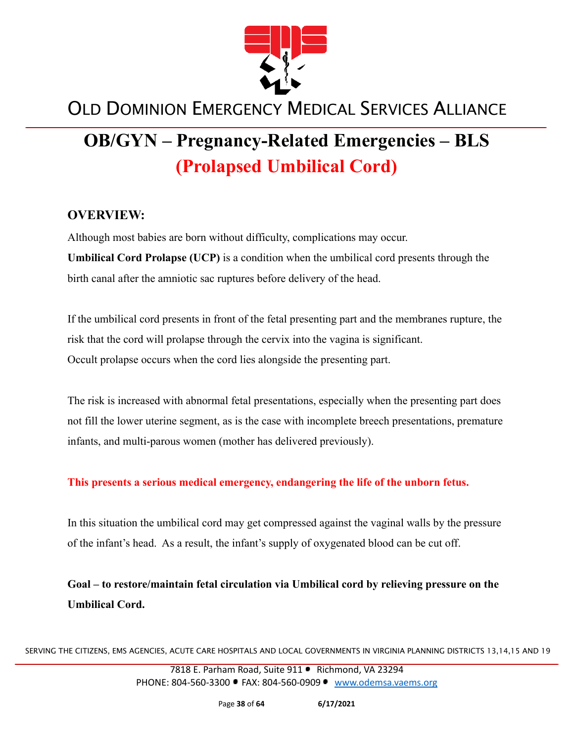# OLD DOMINION EMERGENCY MEDICAL SERVICES ALLIANCE

## OB/GYN – Pregnancy-Related Emergencies – BLS

## (Prolapsed Umbilical Cord)

### OVERVIEW:

Although most babies are born without difficulty, complications may occur.

**Umbilical Cord Prolapse (UCP)** is a condition when the umbilical cord presents through the birth canal after the amniotic sac ruptures before delivery of the head.

If the umbilical cord presents in front of the fetal presenting part and the membranes rupture, the risk that the cord will prolapse through the cervix into the vagina is significant.
Occult prolapse occurs when the cord lies alongside the presenting part.

The risk is increased with abnormal fetal presentations, especially when the presenting part does not fill the lower uterine segment, as is the case with incomplete breech presentations, premature infants, and multi-parous women (mother has delivered previously).

**This presents a serious medical emergency, endangering the life of the unborn fetus.**

In this situation the umbilical cord may get compressed against the vaginal walls by the pressure of the infant's head. As a result, the infant's supply of oxygenated blood can be cut off.

**Goal – to restore/maintain fetal circulation via Umbilical cord by relieving pressure on the Umbilical Cord.**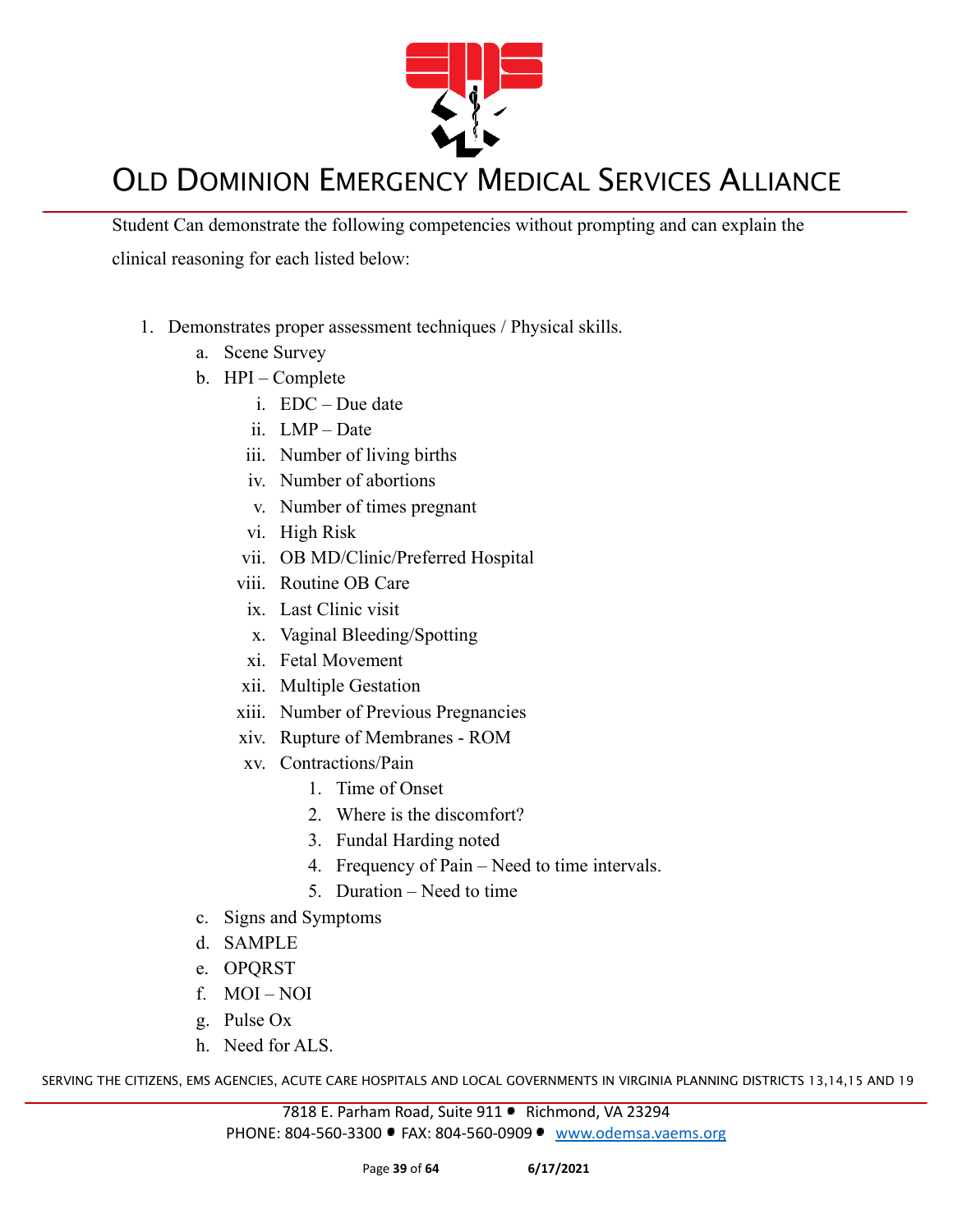Student Can demonstrate the following competencies without prompting and can explain the clinical reasoning for each listed below:

1. Demonstrates proper assessment techniques / Physical skills.
   a. Scene Survey
   b. HPI – Complete
      i. EDC – Due date
      ii. LMP – Date
      iii. Number of living births
      iv. Number of abortions
      v. Number of times pregnant
      vi. High Risk
      vii. OB MD/Clinic/Preferred Hospital
      viii. Routine OB Care
      ix. Last Clinic visit
      x. Vaginal Bleeding/Spotting
      xi. Fetal Movement
      xii. Multiple Gestation
      xiii. Number of Previous Pregnancies
      xiv. Rupture of Membranes - ROM
      xv. Contractions/Pain
         1. Time of Onset
         2. Where is the discomfort?
         3. Fundal Harding noted
         4. Frequency of Pain – Need to time intervals.
         5. Duration – Need to time
   c. Signs and Symptoms
   d. SAMPLE
   e. OPQRST
   f. MOI – NOI
   g. Pulse Ox
   h. Need for ALS.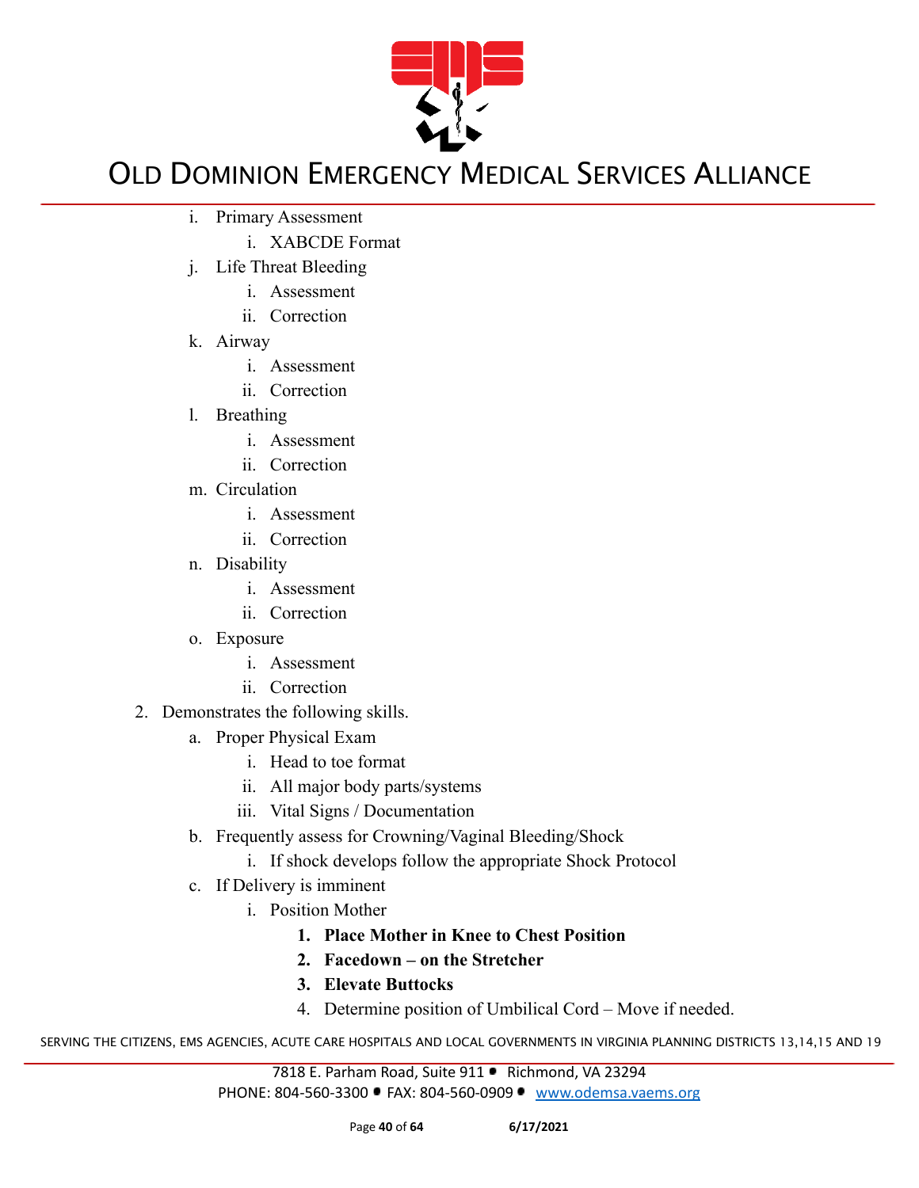i. Primary Assessment
    i. XABCDE Format
j. Life Threat Bleeding
    i. Assessment
    ii. Correction
k. Airway
    i. Assessment
    ii. Correction
l. Breathing
    i. Assessment
    ii. Correction
m. Circulation
    i. Assessment
    ii. Correction
n. Disability
    i. Assessment
    ii. Correction
o. Exposure
    i. Assessment
    ii. Correction

2. Demonstrates the following skills.
    a. Proper Physical Exam
        i. Head to toe format
        ii. All major body parts/systems
        iii. Vital Signs / Documentation
    b. Frequently assess for Crowning/Vaginal Bleeding/Shock
        i. If shock develops follow the appropriate Shock Protocol
    c. If Delivery is imminent
        i. Position Mother
            1. **Place Mother in Knee to Chest Position**
            2. **Facedown – on the Stretcher**
            3. **Elevate Buttocks**
            4. Determine position of Umbilical Cord – Move if needed.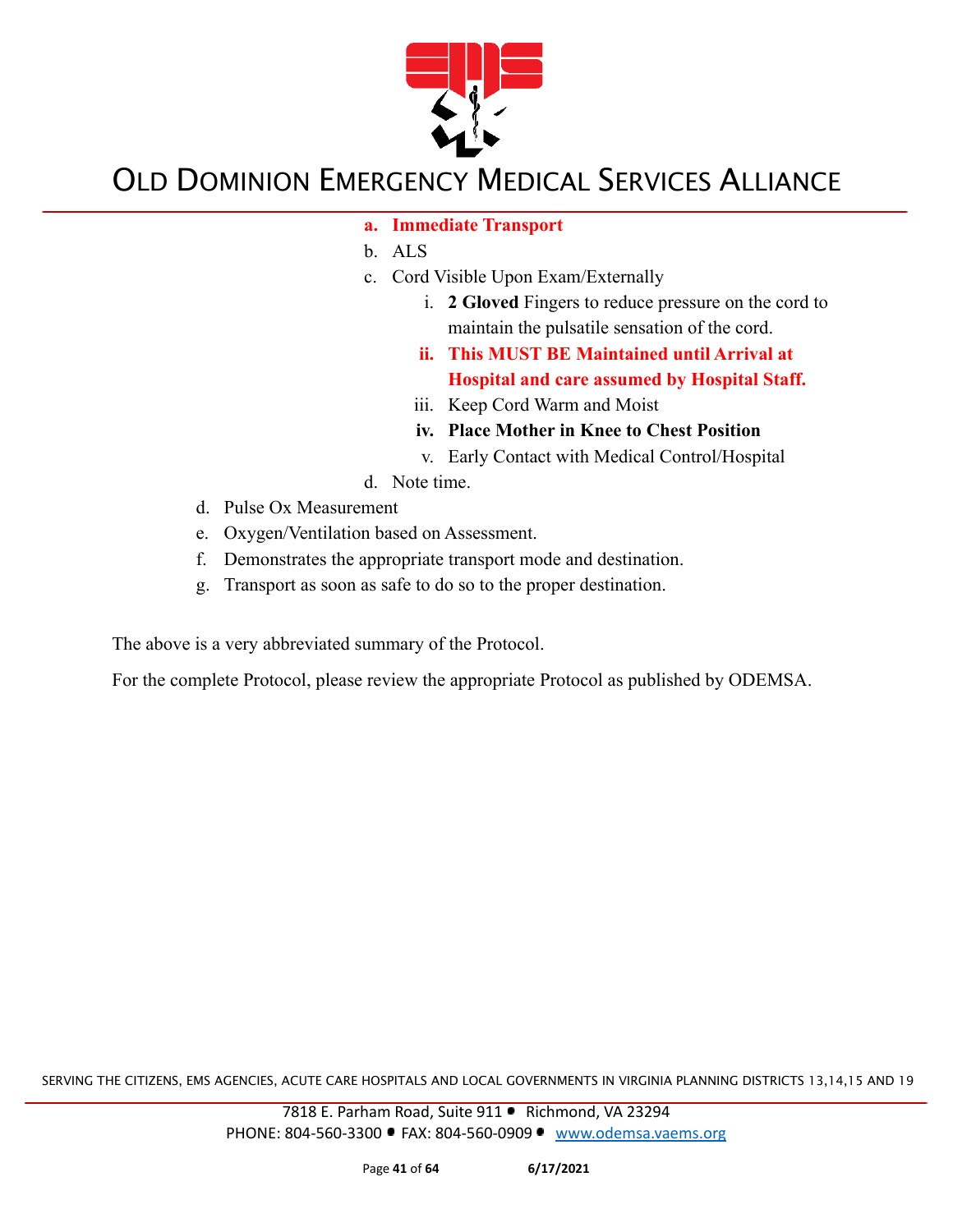a. **Immediate Transport**
b. ALS
c. Cord Visible Upon Exam/Externally
    i. **2 Gloved** Fingers to reduce pressure on the cord to maintain the pulsatile sensation of the cord.
    ii. **This MUST BE Maintained until Arrival at Hospital and care assumed by Hospital Staff.**
    iii. Keep Cord Warm and Moist
    iv. **Place Mother in Knee to Chest Position**
    v. Early Contact with Medical Control/Hospital
d. Note time.

d. Pulse Ox Measurement
e. Oxygen/Ventilation based on Assessment.
f. Demonstrates the appropriate transport mode and destination.
g. Transport as soon as safe to do so to the proper destination.

The above is a very abbreviated summary of the Protocol.

For the complete Protocol, please review the appropriate Protocol as published by ODEMSA.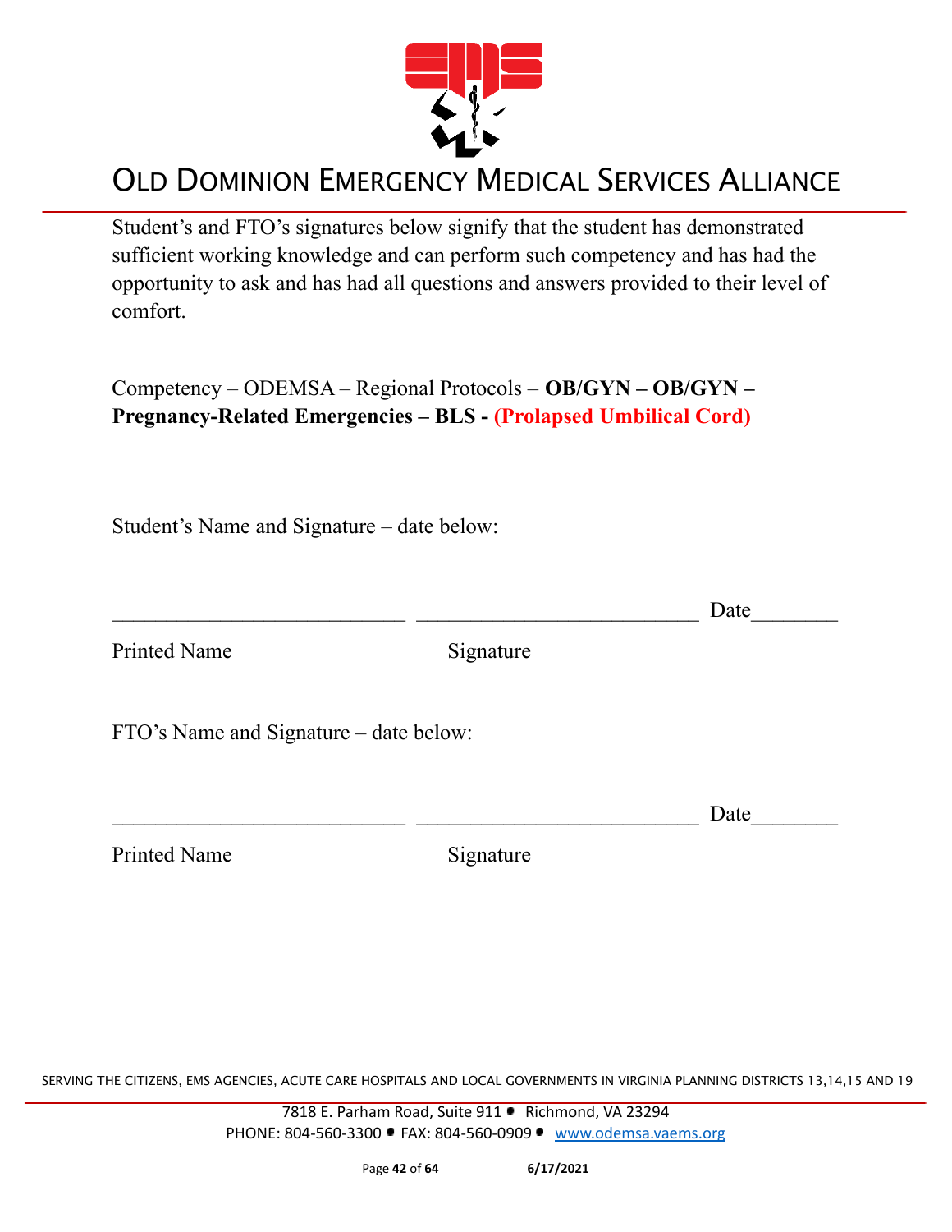# OLD DOMINION EMERGENCY MEDICAL SERVICES ALLIANCE

Student's and FTO's signatures below signify that the student has demonstrated sufficient working knowledge and can perform such competency and has had the opportunity to ask and has had all questions and answers provided to their level of comfort.

Competency – ODEMSA – Regional Protocols – **OB/GYN – OB/GYN – Pregnancy-Related Emergencies – BLS - (Prolapsed Umbilical Cord)**

Student's Name and Signature – date below:

___________________________ ___________________________ Date________

Printed Name Signature

FTO's Name and Signature – date below:

___________________________ ___________________________ Date________

Printed Name Signature

SERVING THE CITIZENS, EMS AGENCIES, ACUTE CARE HOSPITALS AND LOCAL GOVERNMENTS IN VIRGINIA PLANNING DISTRICTS 13,14,15 AND 19

7818 E. Parham Road, Suite 911 • Richmond, VA 23294
PHONE: 804-560-3300 • FAX: 804-560-0909 • www.odemsa.vaems.org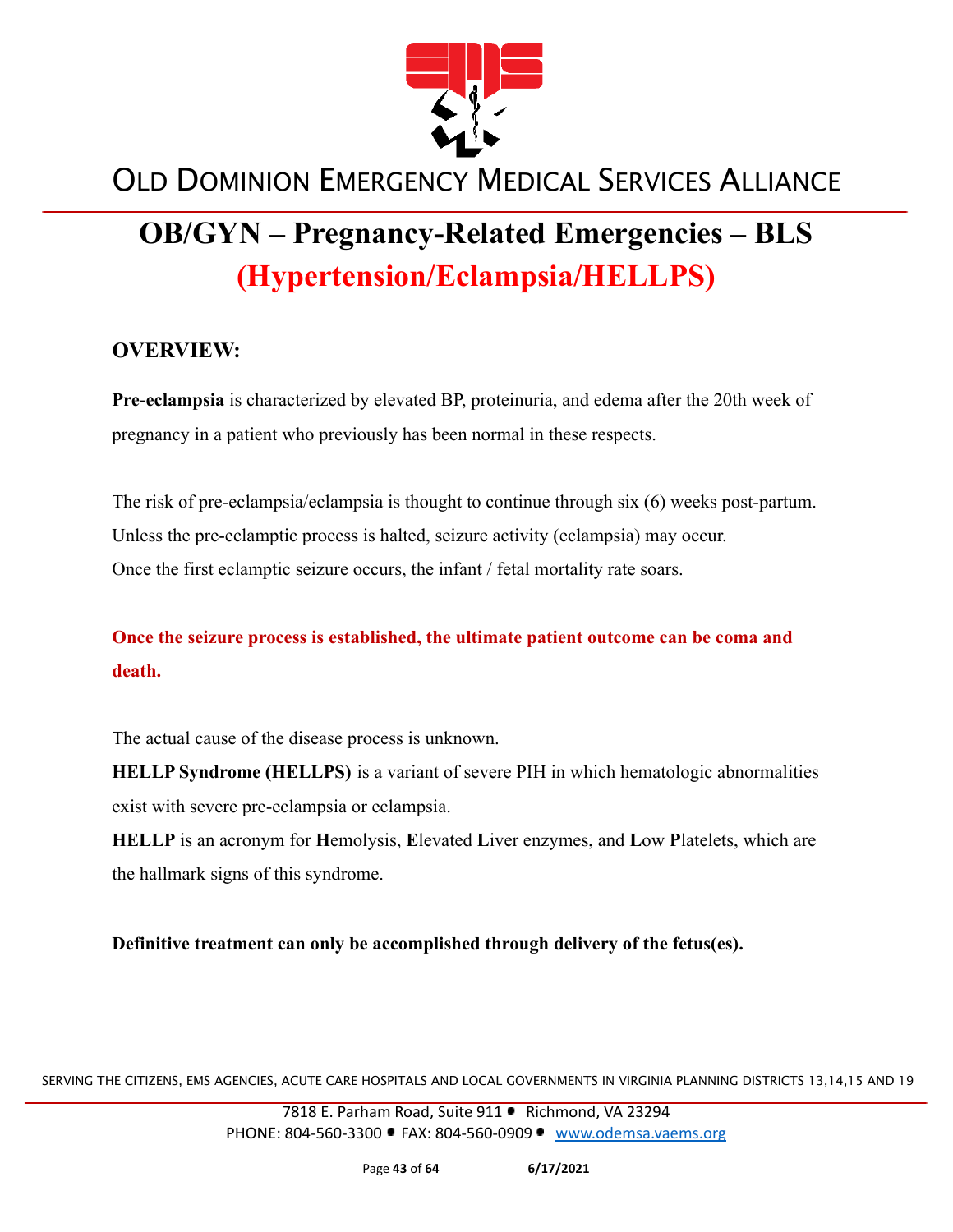# OB/GYN – Pregnancy-Related Emergencies – BLS

## (Hypertension/Eclampsia/HELLPS)

### OVERVIEW:

**Pre-eclampsia** is characterized by elevated BP, proteinuria, and edema after the 20th week of pregnancy in a patient who previously has been normal in these respects.

The risk of pre-eclampsia/eclampsia is thought to continue through six (6) weeks post-partum. Unless the pre-eclamptic process is halted, seizure activity (eclampsia) may occur. Once the first eclamptic seizure occurs, the infant / fetal mortality rate soars.

**Once the seizure process is established, the ultimate patient outcome can be coma and death.**

The actual cause of the disease process is unknown.

**HELLP Syndrome (HELLPS)** is a variant of severe PIH in which hematologic abnormalities exist with severe pre-eclampsia or eclampsia.

**HELLP** is an acronym for **H**emolysis, **E**levated **L**iver enzymes, and **L**ow **P**latelets, which are the hallmark signs of this syndrome.

**Definitive treatment can only be accomplished through delivery of the fetus(es).**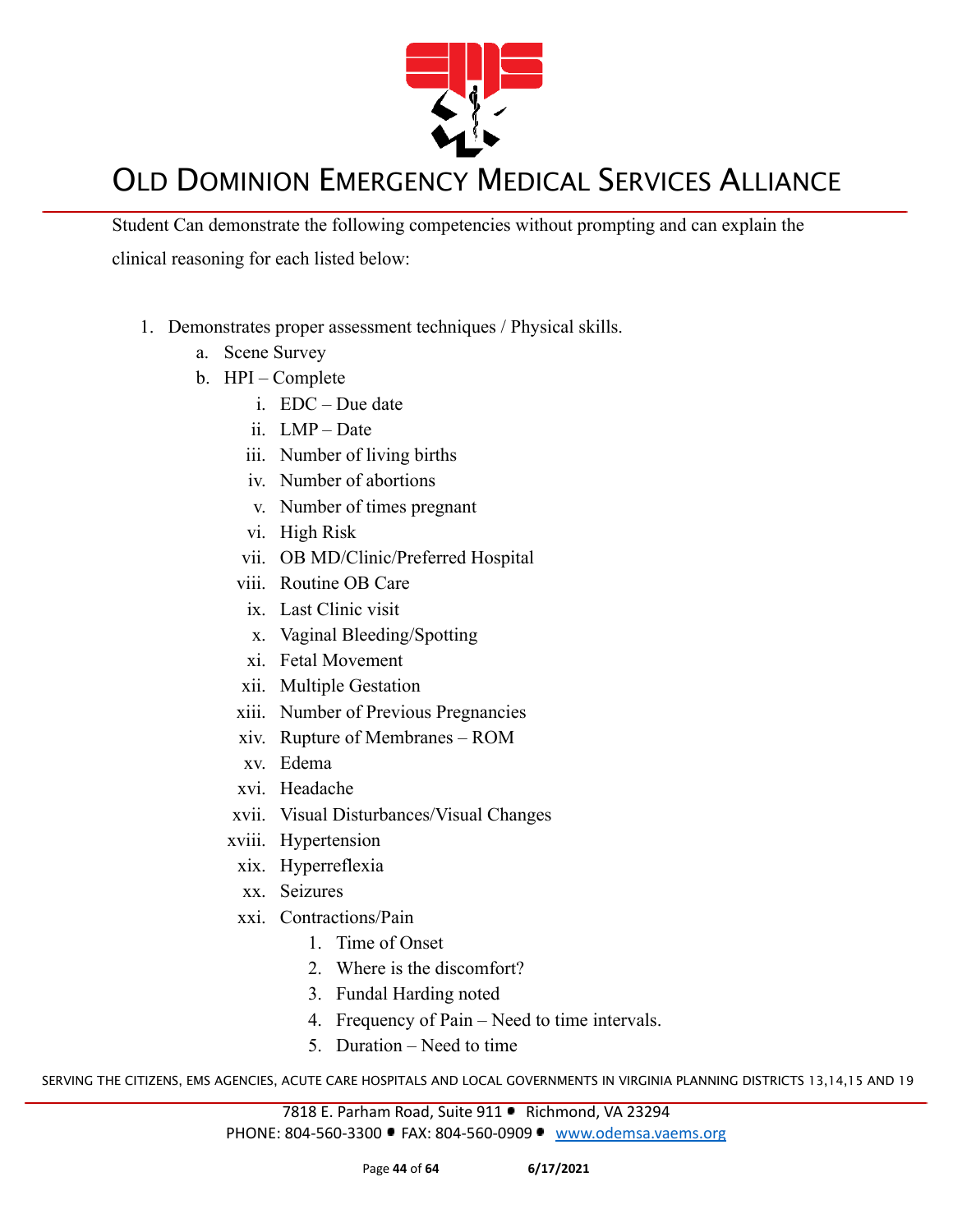Student Can demonstrate the following competencies without prompting and can explain the clinical reasoning for each listed below:

1. Demonstrates proper assessment techniques / Physical skills.
    a. Scene Survey
    b. HPI – Complete
        i. EDC – Due date
        ii. LMP – Date
        iii. Number of living births
        iv. Number of abortions
        v. Number of times pregnant
        vi. High Risk
        vii. OB MD/Clinic/Preferred Hospital
        viii. Routine OB Care
        ix. Last Clinic visit
        x. Vaginal Bleeding/Spotting
        xi. Fetal Movement
        xii. Multiple Gestation
        xiii. Number of Previous Pregnancies
        xiv. Rupture of Membranes – ROM
        xv. Edema
        xvi. Headache
        xvii. Visual Disturbances/Visual Changes
        xviii. Hypertension
        xix. Hyperreflexia
        xx. Seizures
        xxi. Contractions/Pain
            1. Time of Onset
            2. Where is the discomfort?
            3. Fundal Harding noted
            4. Frequency of Pain – Need to time intervals.
            5. Duration – Need to time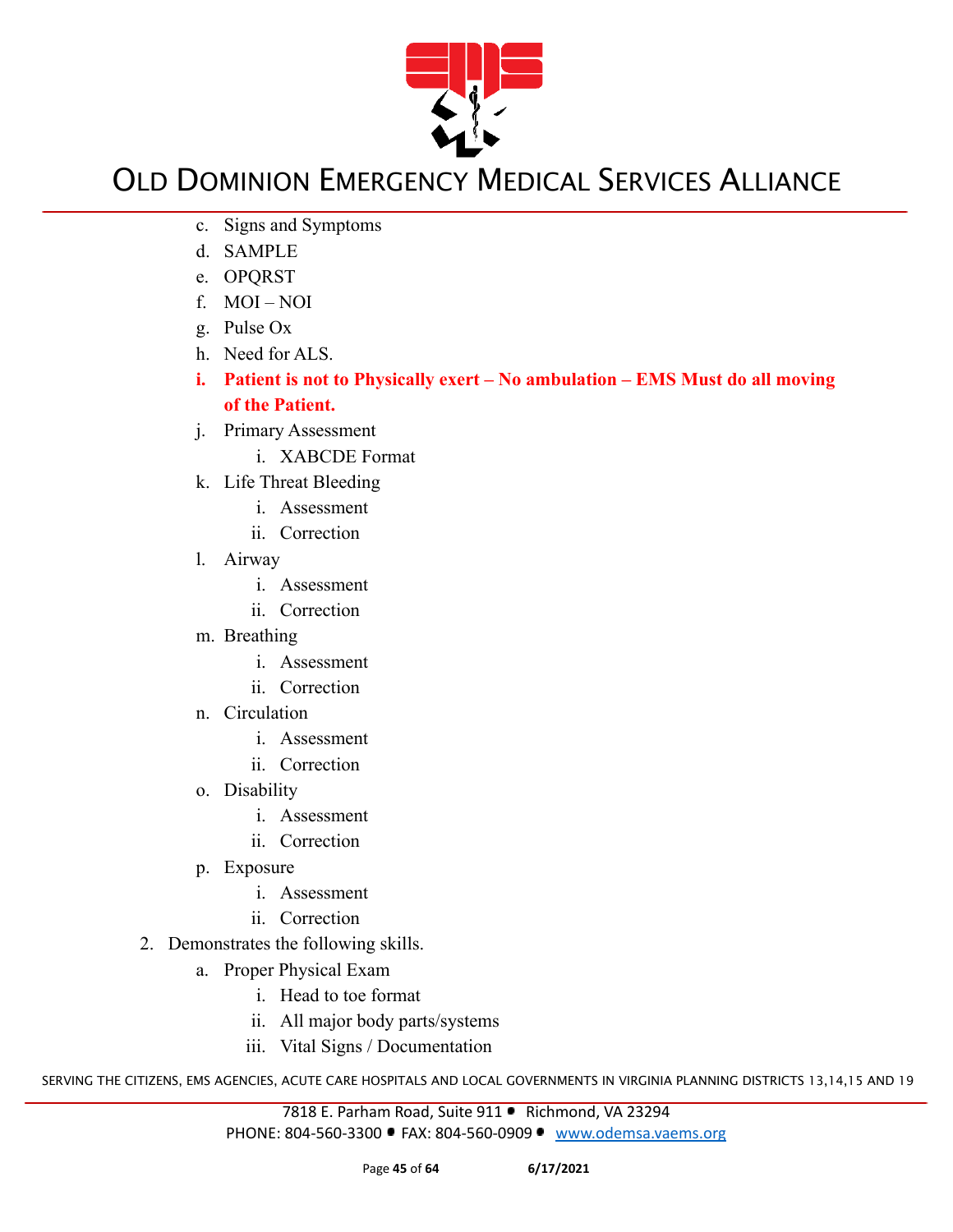c. Signs and Symptoms
d. SAMPLE
e. OPQRST
f. MOI – NOI
g. Pulse Ox
h. Need for ALS.
i. **Patient is not to Physically exert – No ambulation – EMS Must do all moving of the Patient.**
j. Primary Assessment
   i. XABCDE Format
k. Life Threat Bleeding
   i. Assessment
   ii. Correction
l. Airway
   i. Assessment
   ii. Correction
m. Breathing
   i. Assessment
   ii. Correction
n. Circulation
   i. Assessment
   ii. Correction
o. Disability
   i. Assessment
   ii. Correction
p. Exposure
   i. Assessment
   ii. Correction

2. Demonstrates the following skills.
   a. Proper Physical Exam
      i. Head to toe format
      ii. All major body parts/systems
      iii. Vital Signs / Documentation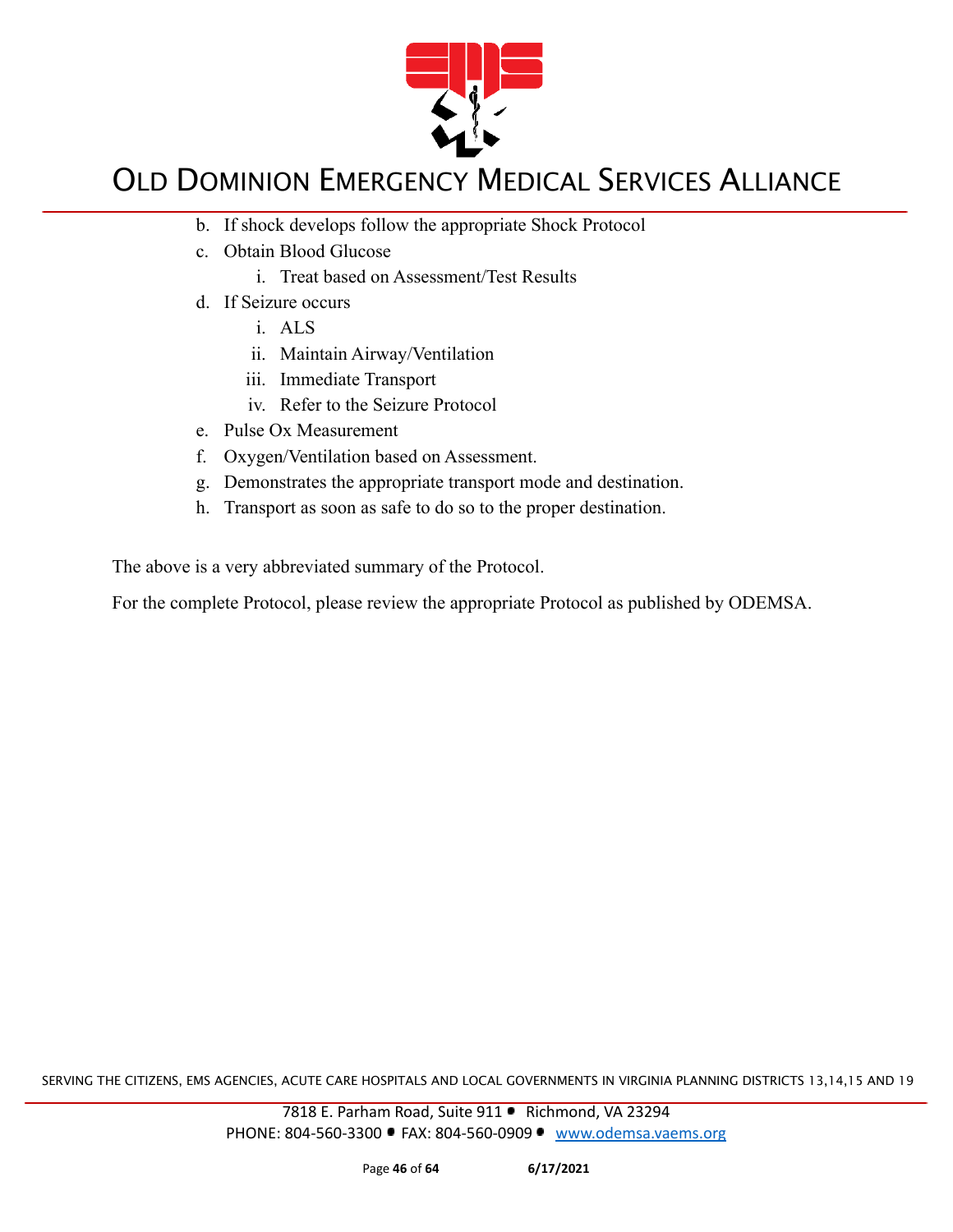b. If shock develops follow the appropriate Shock Protocol
c. Obtain Blood Glucose
    i. Treat based on Assessment/Test Results
d. If Seizure occurs
    i. ALS
    ii. Maintain Airway/Ventilation
    iii. Immediate Transport
    iv. Refer to the Seizure Protocol
e. Pulse Ox Measurement
f. Oxygen/Ventilation based on Assessment.
g. Demonstrates the appropriate transport mode and destination.
h. Transport as soon as safe to do so to the proper destination.

The above is a very abbreviated summary of the Protocol.

For the complete Protocol, please review the appropriate Protocol as published by ODEMSA.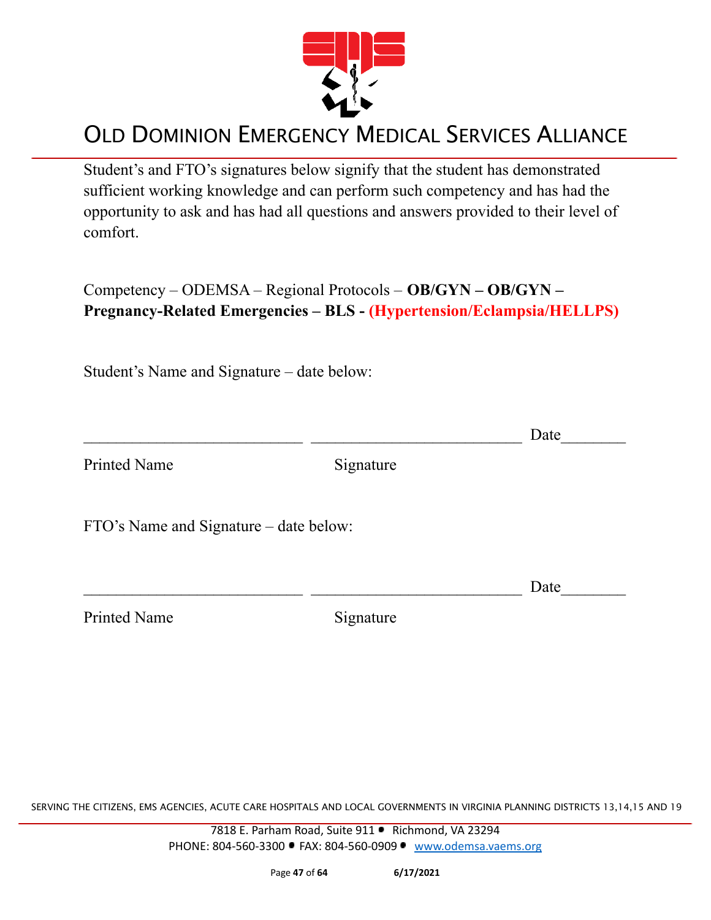# Old Dominion Emergency Medical Services Alliance

Student's and FTO's signatures below signify that the student has demonstrated sufficient working knowledge and can perform such competency and has had the opportunity to ask and has had all questions and answers provided to their level of comfort.

Competency – ODEMSA – Regional Protocols – **OB/GYN – OB/GYN – Pregnancy-Related Emergencies – BLS - (Hypertension/Eclampsia/HELLPS)**

Student's Name and Signature – date below:

___________________________ ___________________________ Date________

Printed Name Signature

FTO's Name and Signature – date below:

___________________________ ___________________________ Date________

Printed Name Signature

SERVING THE CITIZENS, EMS AGENCIES, ACUTE CARE HOSPITALS AND LOCAL GOVERNMENTS IN VIRGINIA PLANNING DISTRICTS 13,14,15 AND 19

7818 E. Parham Road, Suite 911 • Richmond, VA 23294
PHONE: 804-560-3300 • FAX: 804-560-0909 • www.odemsa.vaems.org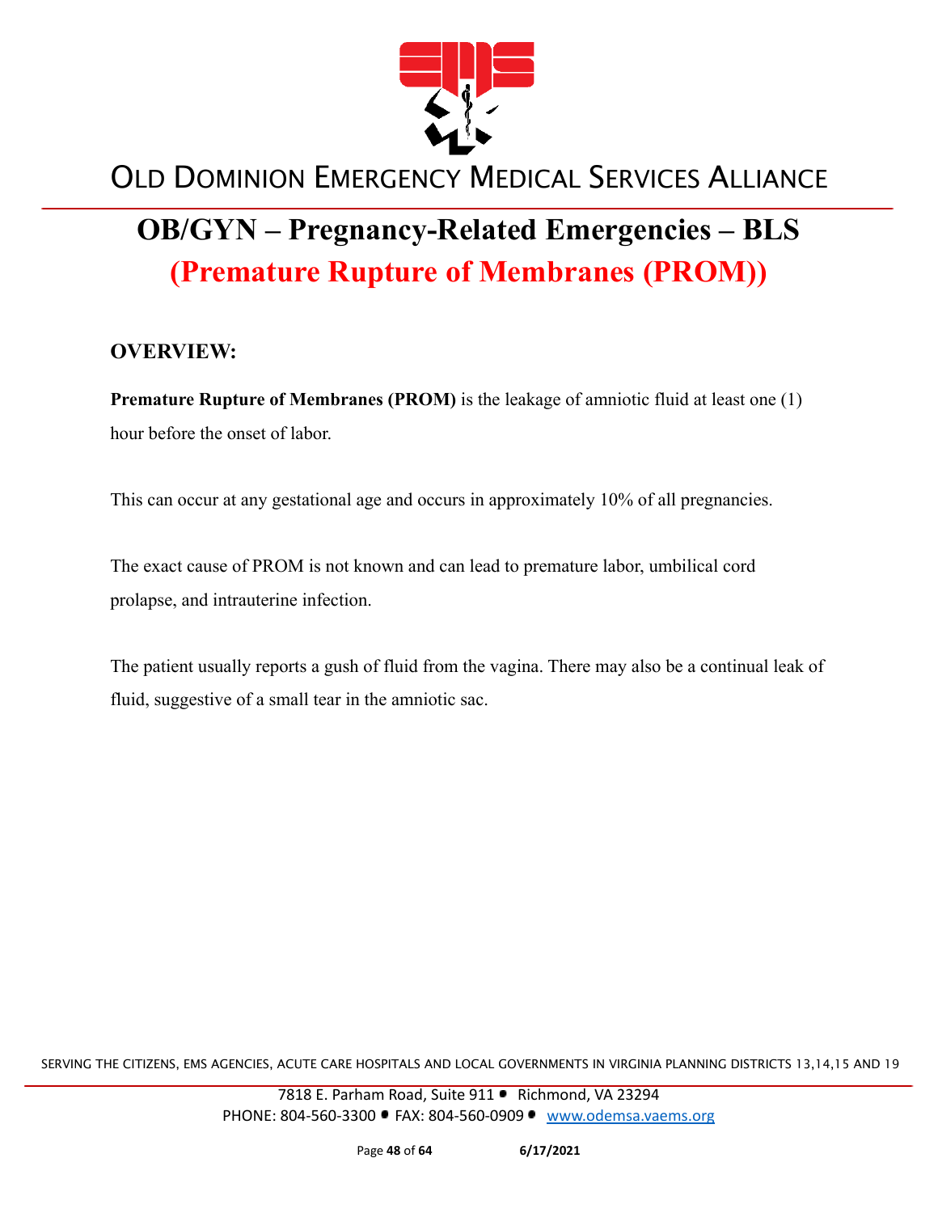# OB/GYN – Pregnancy-Related Emergencies – BLS

## (Premature Rupture of Membranes (PROM))

### OVERVIEW:

**Premature Rupture of Membranes (PROM)** is the leakage of amniotic fluid at least one (1) hour before the onset of labor.

This can occur at any gestational age and occurs in approximately 10% of all pregnancies.

The exact cause of PROM is not known and can lead to premature labor, umbilical cord prolapse, and intrauterine infection.

The patient usually reports a gush of fluid from the vagina. There may also be a continual leak of fluid, suggestive of a small tear in the amniotic sac.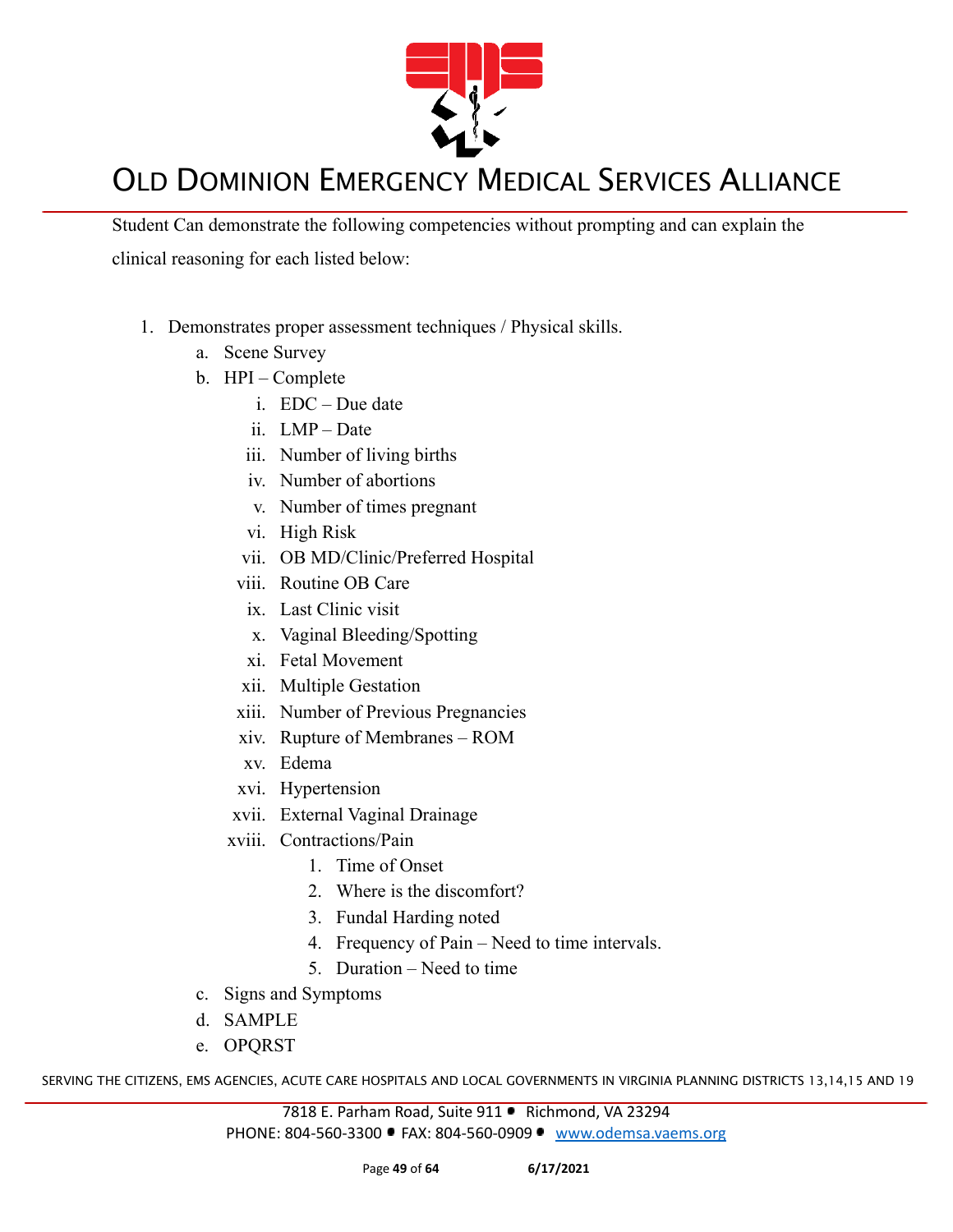Student Can demonstrate the following competencies without prompting and can explain the clinical reasoning for each listed below:

1. Demonstrates proper assessment techniques / Physical skills.
    a. Scene Survey
    b. HPI – Complete
        i. EDC – Due date
        ii. LMP – Date
        iii. Number of living births
        iv. Number of abortions
        v. Number of times pregnant
        vi. High Risk
        vii. OB MD/Clinic/Preferred Hospital
        viii. Routine OB Care
        ix. Last Clinic visit
        x. Vaginal Bleeding/Spotting
        xi. Fetal Movement
        xii. Multiple Gestation
        xiii. Number of Previous Pregnancies
        xiv. Rupture of Membranes – ROM
        xv. Edema
        xvi. Hypertension
        xvii. External Vaginal Drainage
        xviii. Contractions/Pain
            1. Time of Onset
            2. Where is the discomfort?
            3. Fundal Harding noted
            4. Frequency of Pain – Need to time intervals.
            5. Duration – Need to time
    c. Signs and Symptoms
    d. SAMPLE
    e. OPQRST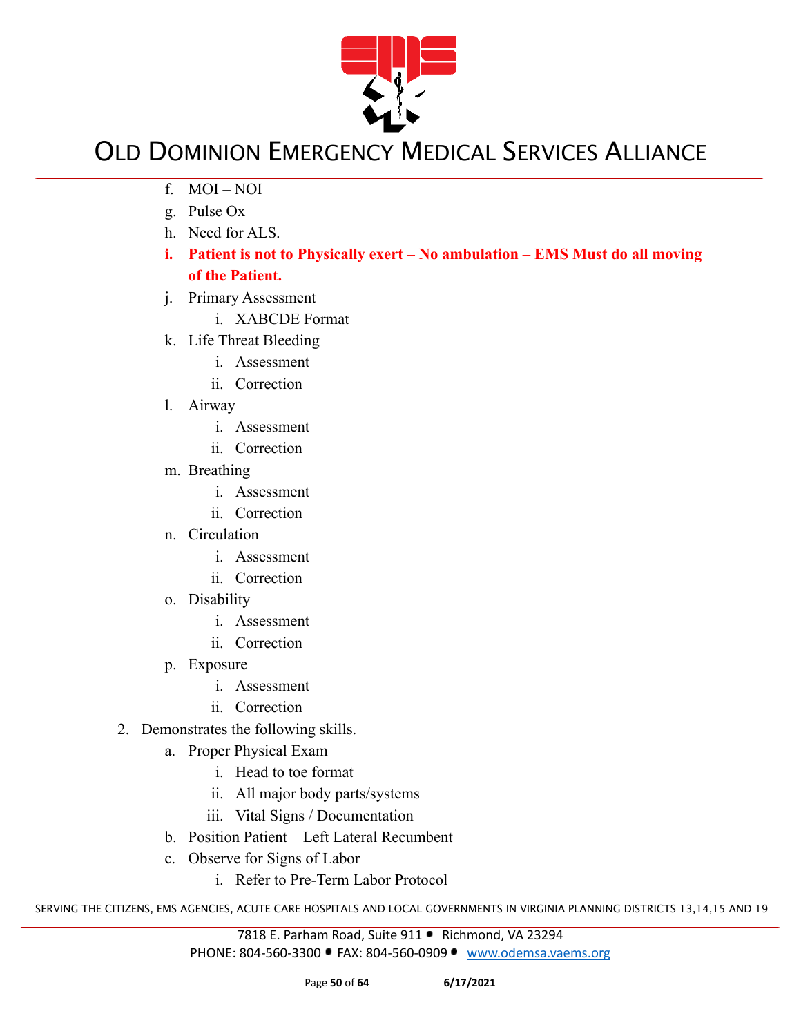f. MOI – NOI
g. Pulse Ox
h. Need for ALS.
i. **Patient is not to Physically exert – No ambulation – EMS Must do all moving of the Patient.**
j. Primary Assessment
    i. XABCDE Format
k. Life Threat Bleeding
    i. Assessment
    ii. Correction
l. Airway
    i. Assessment
    ii. Correction
m. Breathing
    i. Assessment
    ii. Correction
n. Circulation
    i. Assessment
    ii. Correction
o. Disability
    i. Assessment
    ii. Correction
p. Exposure
    i. Assessment
    ii. Correction

2. Demonstrates the following skills.
    a. Proper Physical Exam
        i. Head to toe format
        ii. All major body parts/systems
        iii. Vital Signs / Documentation
    b. Position Patient – Left Lateral Recumbent
    c. Observe for Signs of Labor
        i. Refer to Pre-Term Labor Protocol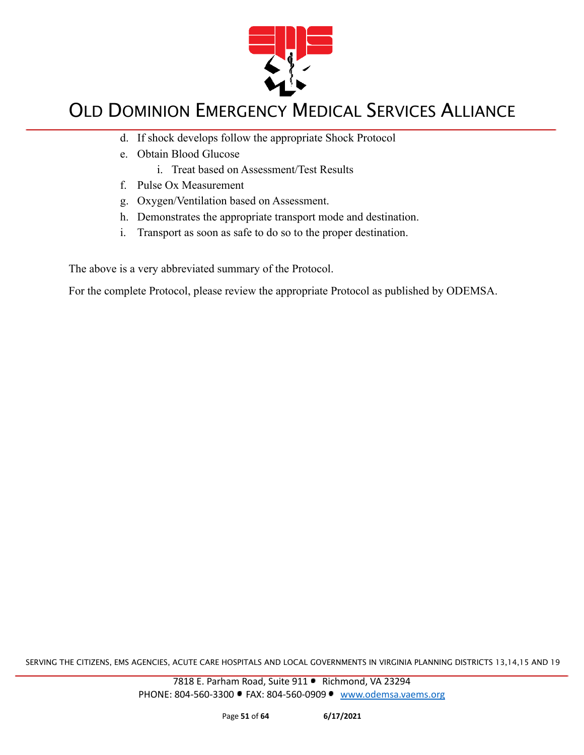d. If shock develops follow the appropriate Shock Protocol
e. Obtain Blood Glucose
    i. Treat based on Assessment/Test Results
f. Pulse Ox Measurement
g. Oxygen/Ventilation based on Assessment.
h. Demonstrates the appropriate transport mode and destination.
i. Transport as soon as safe to do so to the proper destination.

The above is a very abbreviated summary of the Protocol.

For the complete Protocol, please review the appropriate Protocol as published by ODEMSA.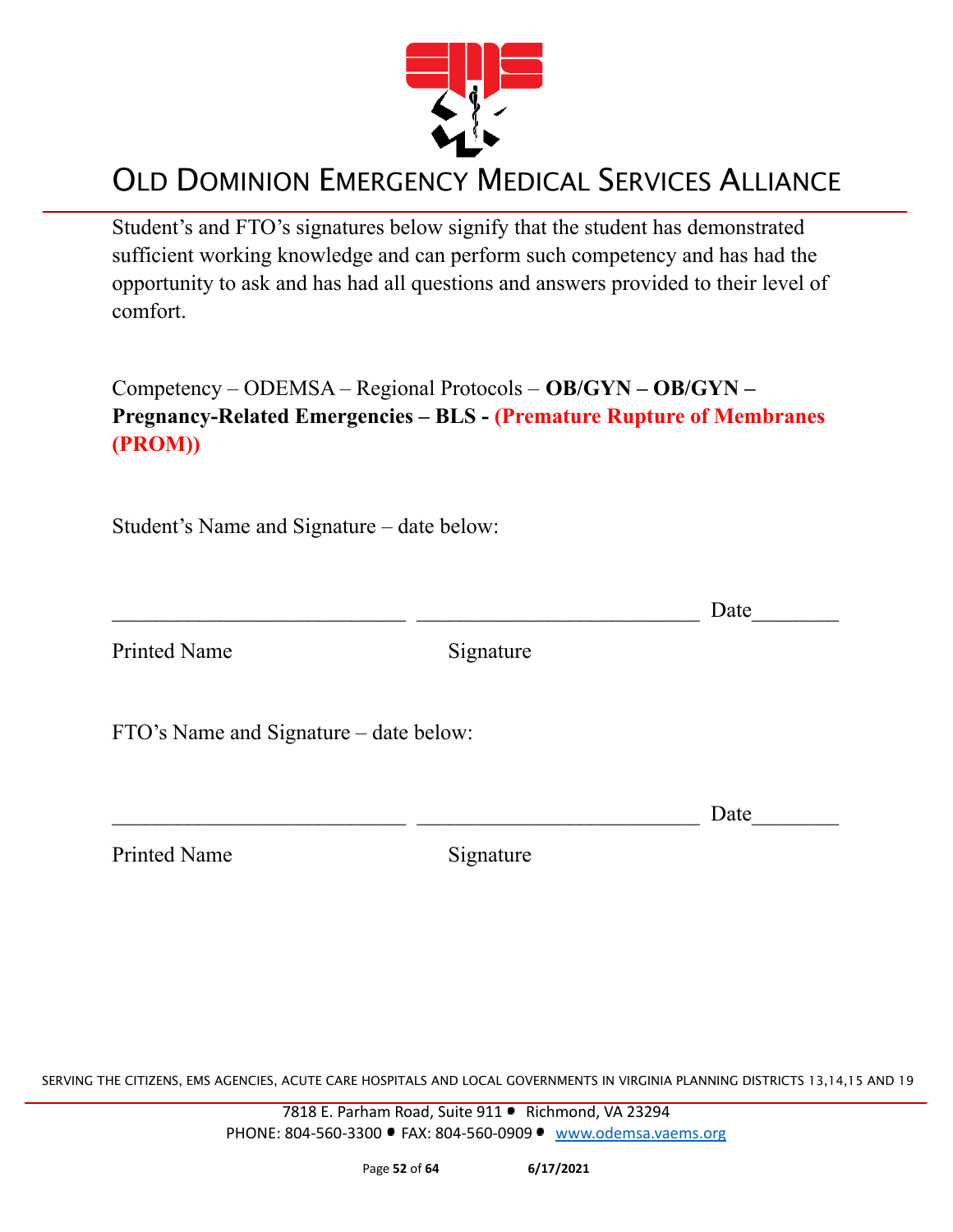# OLD DOMINION EMERGENCY MEDICAL SERVICES ALLIANCE

Student's and FTO's signatures below signify that the student has demonstrated sufficient working knowledge and can perform such competency and has had the opportunity to ask and has had all questions and answers provided to their level of comfort.

Competency – ODEMSA – Regional Protocols – **OB/GYN – OB/GYN – Pregnancy-Related Emergencies – BLS - (Premature Rupture of Membranes (PROM))**

Student's Name and Signature – date below:

___________________________ ___________________________ Date________

Printed Name Signature

FTO's Name and Signature – date below:

___________________________ ___________________________ Date________

Printed Name Signature

SERVING THE CITIZENS, EMS AGENCIES, ACUTE CARE HOSPITALS AND LOCAL GOVERNMENTS IN VIRGINIA PLANNING DISTRICTS 13,14,15 AND 19

7818 E. Parham Road, Suite 911 • Richmond, VA 23294
PHONE: 804-560-3300 • FAX: 804-560-0909 • www.odemsa.vaems.org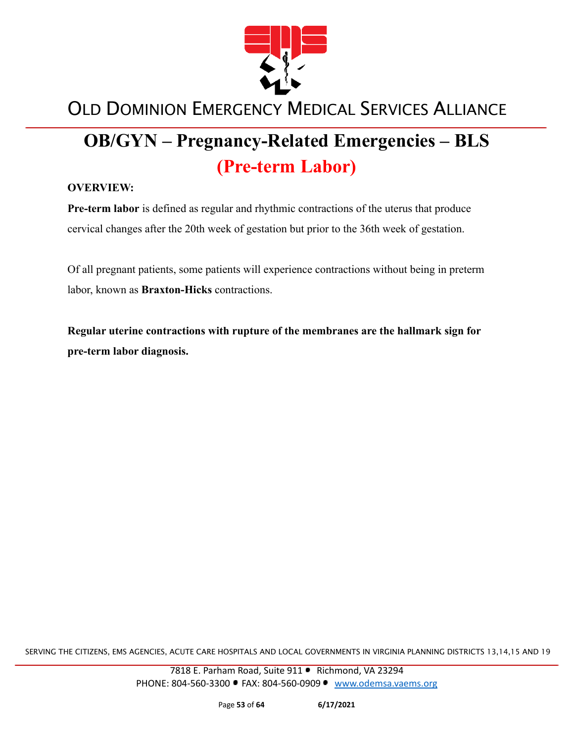# OB/GYN – Pregnancy-Related Emergencies – BLS

## (Pre-term Labor)

**OVERVIEW:**

**Pre-term labor** is defined as regular and rhythmic contractions of the uterus that produce cervical changes after the 20th week of gestation but prior to the 36th week of gestation.

Of all pregnant patients, some patients will experience contractions without being in preterm labor, known as **Braxton-Hicks** contractions.

**Regular uterine contractions with rupture of the membranes are the hallmark sign for pre-term labor diagnosis.**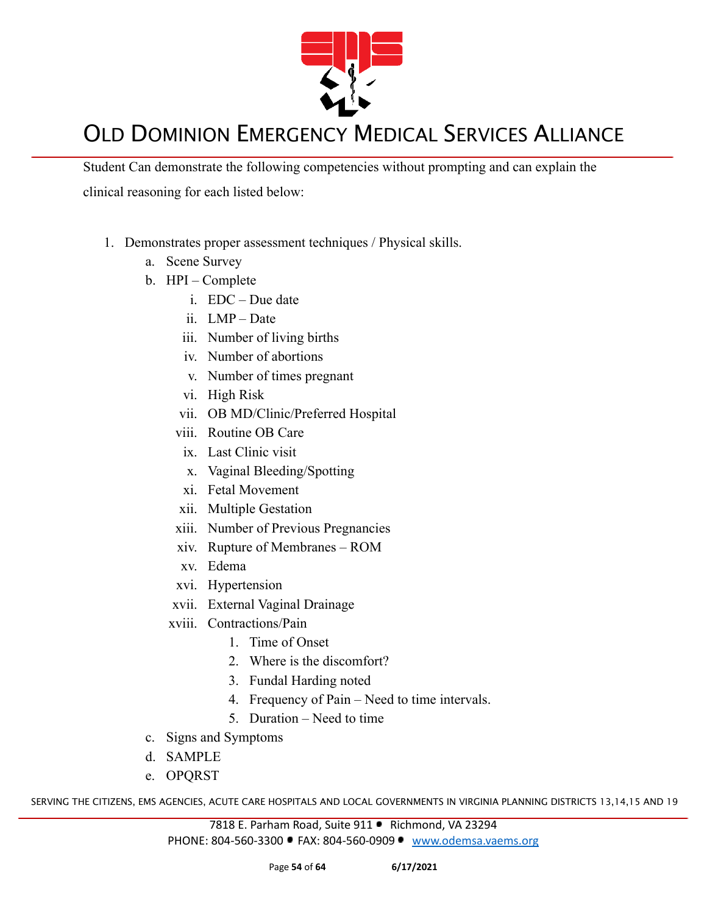Student Can demonstrate the following competencies without prompting and can explain the clinical reasoning for each listed below:

1. Demonstrates proper assessment techniques / Physical skills.
   a. Scene Survey
   b. HPI – Complete
      i. EDC – Due date
      ii. LMP – Date
      iii. Number of living births
      iv. Number of abortions
      v. Number of times pregnant
      vi. High Risk
      vii. OB MD/Clinic/Preferred Hospital
      viii. Routine OB Care
      ix. Last Clinic visit
      x. Vaginal Bleeding/Spotting
      xi. Fetal Movement
      xii. Multiple Gestation
      xiii. Number of Previous Pregnancies
      xiv. Rupture of Membranes – ROM
      xv. Edema
      xvi. Hypertension
      xvii. External Vaginal Drainage
      xviii. Contractions/Pain
         1. Time of Onset
         2. Where is the discomfort?
         3. Fundal Harding noted
         4. Frequency of Pain – Need to time intervals.
         5. Duration – Need to time
   c. Signs and Symptoms
   d. SAMPLE
   e. OPQRST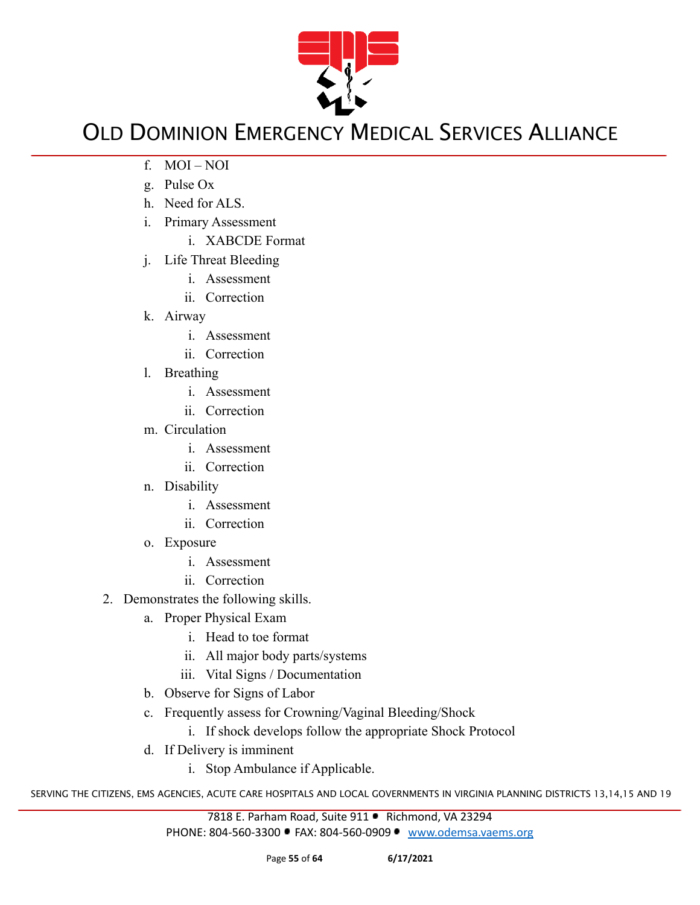f. MOI – NOI
g. Pulse Ox
h. Need for ALS.
i. Primary Assessment
    i. XABCDE Format
j. Life Threat Bleeding
    i. Assessment
    ii. Correction
k. Airway
    i. Assessment
    ii. Correction
l. Breathing
    i. Assessment
    ii. Correction
m. Circulation
    i. Assessment
    ii. Correction
n. Disability
    i. Assessment
    ii. Correction
o. Exposure
    i. Assessment
    ii. Correction

2. Demonstrates the following skills.
    a. Proper Physical Exam
        i. Head to toe format
        ii. All major body parts/systems
        iii. Vital Signs / Documentation
    b. Observe for Signs of Labor
    c. Frequently assess for Crowning/Vaginal Bleeding/Shock
        i. If shock develops follow the appropriate Shock Protocol
    d. If Delivery is imminent
        i. Stop Ambulance if Applicable.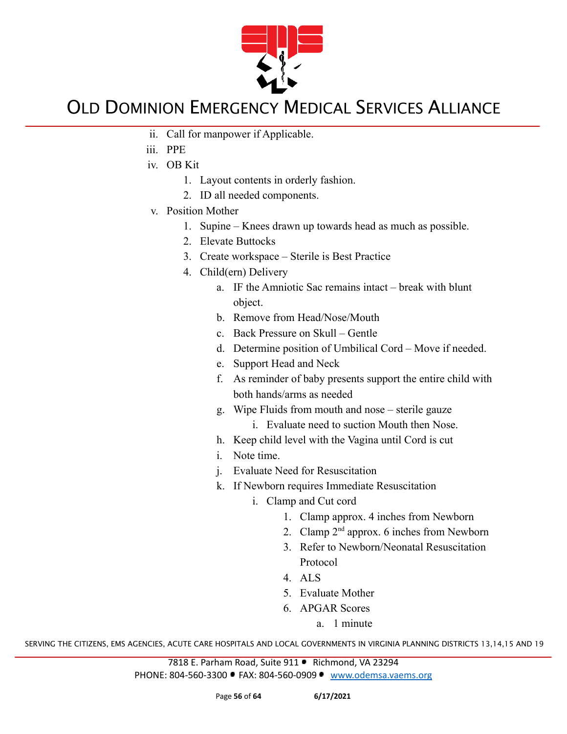- ii. Call for manpower if Applicable.
- iii. PPE
- iv. OB Kit
    1. Layout contents in orderly fashion.
    2. ID all needed components.
- v. Position Mother
    1. Supine – Knees drawn up towards head as much as possible.
    2. Elevate Buttocks
    3. Create workspace – Sterile is Best Practice
    4. Child(ern) Delivery
        - a. IF the Amniotic Sac remains intact – break with blunt object.
        - b. Remove from Head/Nose/Mouth
        - c. Back Pressure on Skull – Gentle
        - d. Determine position of Umbilical Cord – Move if needed.
        - e. Support Head and Neck
        - f. As reminder of baby presents support the entire child with both hands/arms as needed
        - g. Wipe Fluids from mouth and nose – sterile gauze
            - i. Evaluate need to suction Mouth then Nose.
        - h. Keep child level with the Vagina until Cord is cut
        - i. Note time.
        - j. Evaluate Need for Resuscitation
        - k. If Newborn requires Immediate Resuscitation
            - i. Clamp and Cut cord
                1. Clamp approx. 4 inches from Newborn
                2. Clamp 2nd approx. 6 inches from Newborn
                3. Refer to Newborn/Neonatal Resuscitation Protocol
                4. ALS
                5. Evaluate Mother
                6. APGAR Scores
                    - a. 1 minute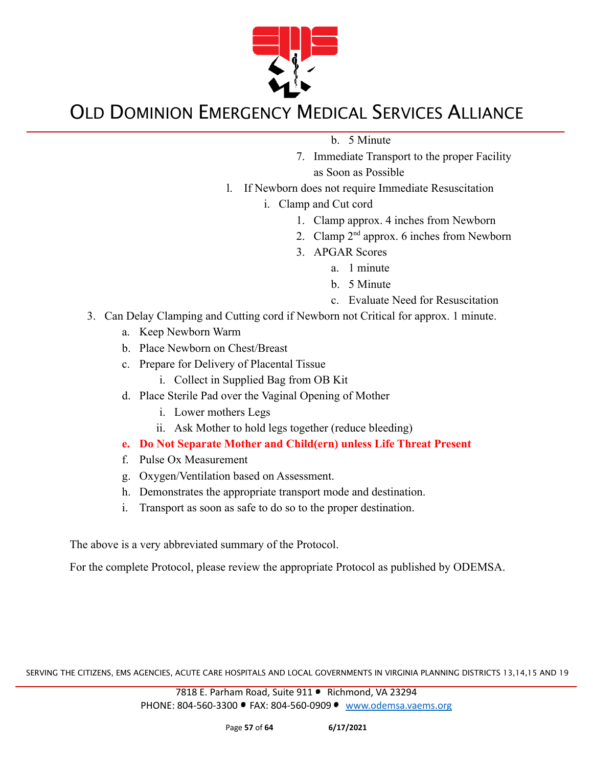b. 5 Minute

7. Immediate Transport to the proper Facility as Soon as Possible

l. If Newborn does not require Immediate Resuscitation

   i. Clamp and Cut cord

      1. Clamp approx. 4 inches from Newborn
      2. Clamp 2nd approx. 6 inches from Newborn
      3. APGAR Scores

         a. 1 minute
         b. 5 Minute
         c. Evaluate Need for Resuscitation

3. Can Delay Clamping and Cutting cord if Newborn not Critical for approx. 1 minute.

   a. Keep Newborn Warm
   b. Place Newborn on Chest/Breast
   c. Prepare for Delivery of Placental Tissue

      i. Collect in Supplied Bag from OB Kit

   d. Place Sterile Pad over the Vaginal Opening of Mother

      i. Lower mothers Legs
      ii. Ask Mother to hold legs together (reduce bleeding)

   e. **Do Not Separate Mother and Child(ern) unless Life Threat Present**
   f. Pulse Ox Measurement
   g. Oxygen/Ventilation based on Assessment.
   h. Demonstrates the appropriate transport mode and destination.
   i. Transport as soon as safe to do so to the proper destination.

The above is a very abbreviated summary of the Protocol.

For the complete Protocol, please review the appropriate Protocol as published by ODEMSA.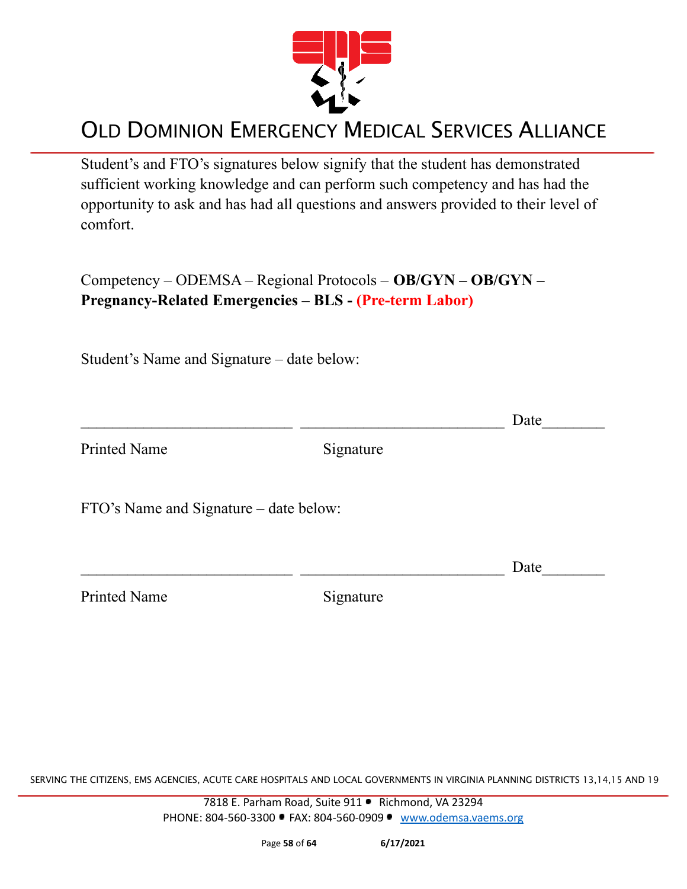# OLD DOMINION EMERGENCY MEDICAL SERVICES ALLIANCE

Student's and FTO's signatures below signify that the student has demonstrated sufficient working knowledge and can perform such competency and has had the opportunity to ask and has had all questions and answers provided to their level of comfort.

Competency – ODEMSA – Regional Protocols – **OB/GYN – OB/GYN – Pregnancy-Related Emergencies – BLS - (Pre-term Labor)**

Student's Name and Signature – date below:

___________________________ ___________________________ Date________

Printed Name Signature

FTO's Name and Signature – date below:

___________________________ ___________________________ Date________

Printed Name Signature

SERVING THE CITIZENS, EMS AGENCIES, ACUTE CARE HOSPITALS AND LOCAL GOVERNMENTS IN VIRGINIA PLANNING DISTRICTS 13,14,15 AND 19

7818 E. Parham Road, Suite 911 • Richmond, VA 23294
PHONE: 804-560-3300 • FAX: 804-560-0909 • www.odemsa.vaems.org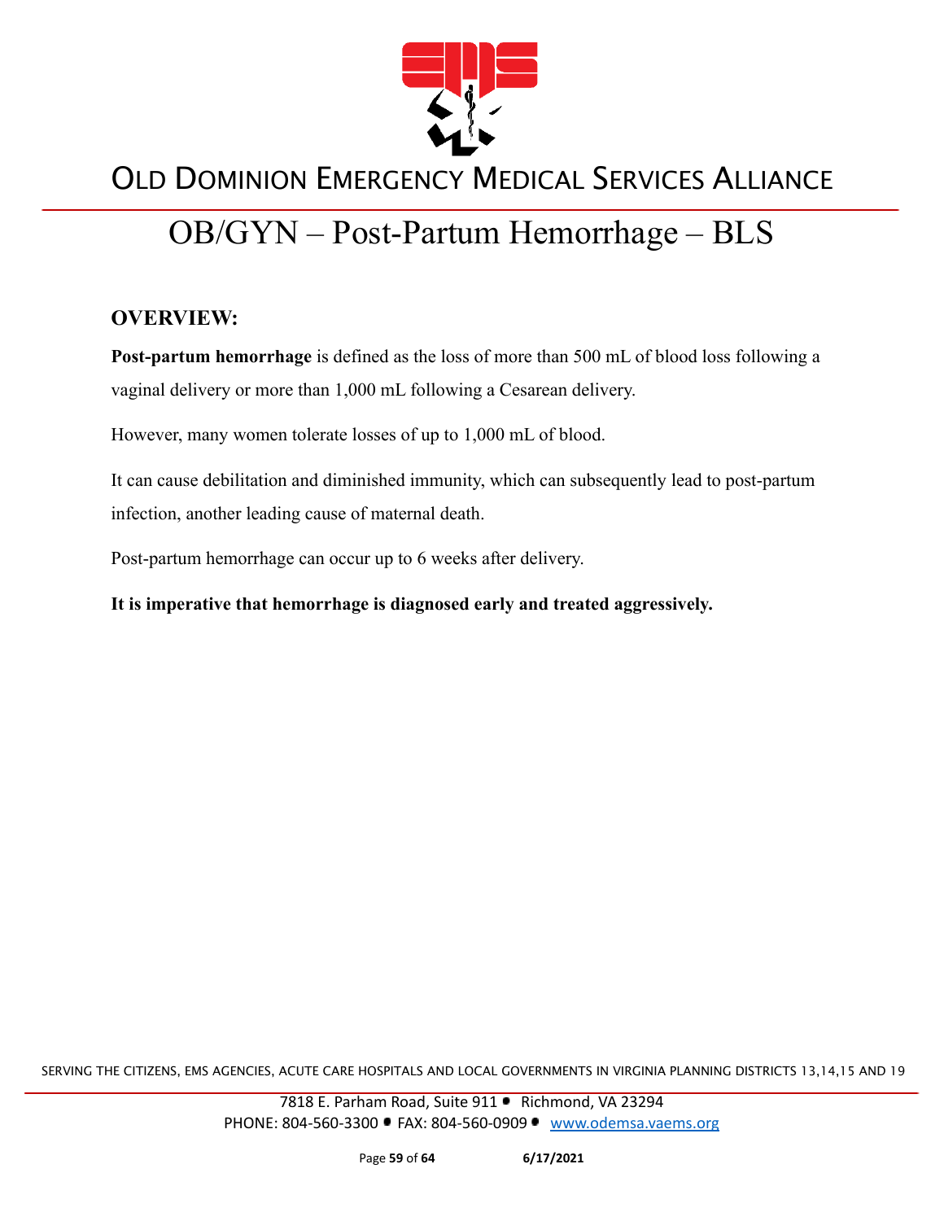# OB/GYN – Post-Partum Hemorrhage – BLS

## OVERVIEW:

**Post-partum hemorrhage** is defined as the loss of more than 500 mL of blood loss following a vaginal delivery or more than 1,000 mL following a Cesarean delivery.

However, many women tolerate losses of up to 1,000 mL of blood.

It can cause debilitation and diminished immunity, which can subsequently lead to post-partum infection, another leading cause of maternal death.

Post-partum hemorrhage can occur up to 6 weeks after delivery.

**It is imperative that hemorrhage is diagnosed early and treated aggressively.**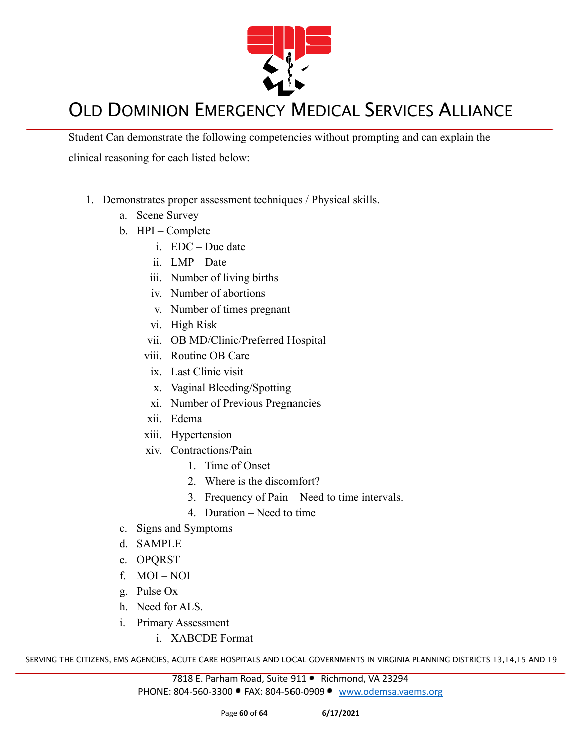Student Can demonstrate the following competencies without prompting and can explain the clinical reasoning for each listed below:

1. Demonstrates proper assessment techniques / Physical skills.
   a. Scene Survey
   b. HPI – Complete
      i. EDC – Due date
      ii. LMP – Date
      iii. Number of living births
      iv. Number of abortions
      v. Number of times pregnant
      vi. High Risk
      vii. OB MD/Clinic/Preferred Hospital
      viii. Routine OB Care
      ix. Last Clinic visit
      x. Vaginal Bleeding/Spotting
      xi. Number of Previous Pregnancies
      xii. Edema
      xiii. Hypertension
      xiv. Contractions/Pain
         1. Time of Onset
         2. Where is the discomfort?
         3. Frequency of Pain – Need to time intervals.
         4. Duration – Need to time
   c. Signs and Symptoms
   d. SAMPLE
   e. OPQRST
   f. MOI – NOI
   g. Pulse Ox
   h. Need for ALS.
   i. Primary Assessment
      i. XABCDE Format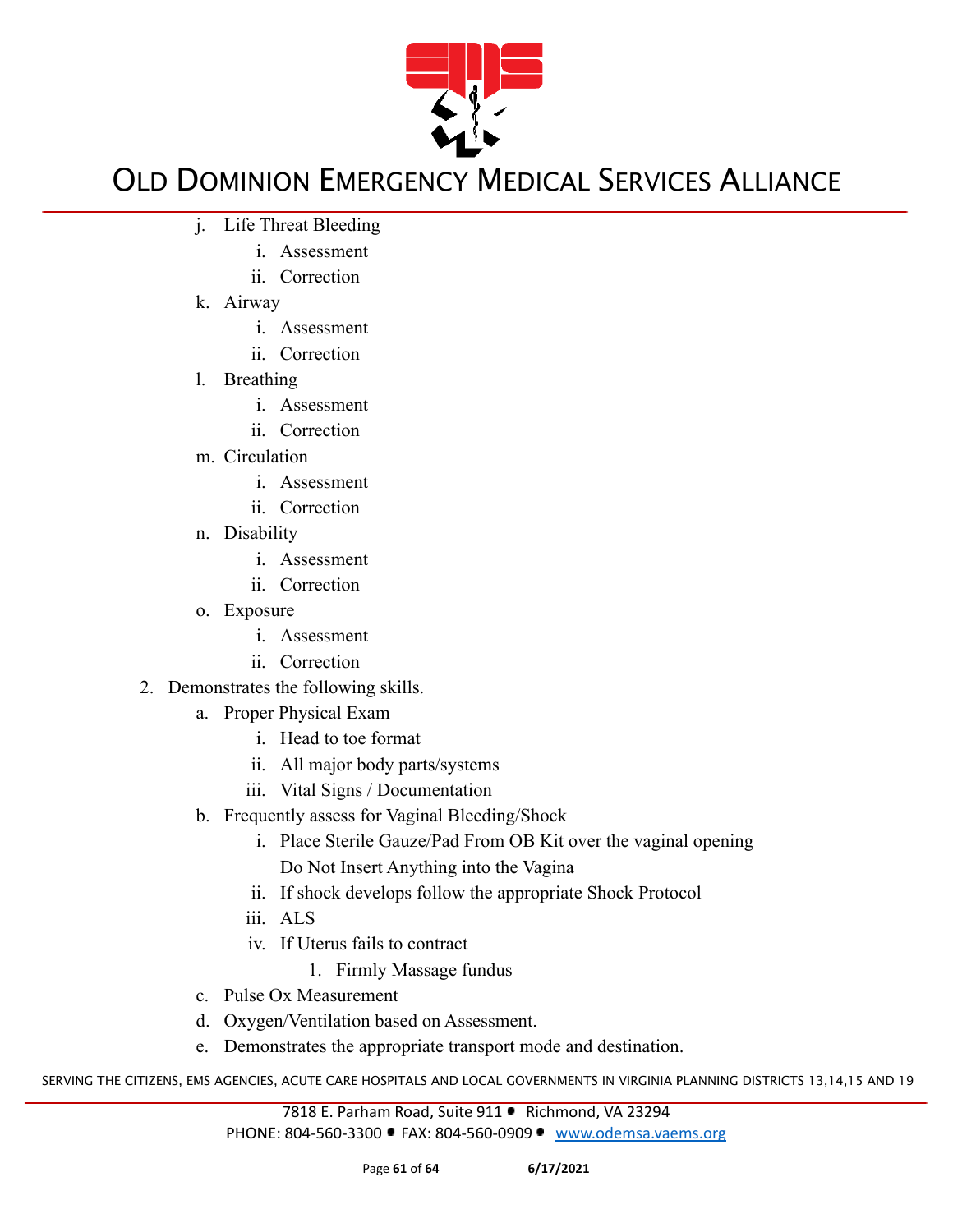j. Life Threat Bleeding
    i. Assessment
    ii. Correction
k. Airway
    i. Assessment
    ii. Correction
l. Breathing
    i. Assessment
    ii. Correction
m. Circulation
    i. Assessment
    ii. Correction
n. Disability
    i. Assessment
    ii. Correction
o. Exposure
    i. Assessment
    ii. Correction

2. Demonstrates the following skills.
    a. Proper Physical Exam
        i. Head to toe format
        ii. All major body parts/systems
        iii. Vital Signs / Documentation
    b. Frequently assess for Vaginal Bleeding/Shock
        i. Place Sterile Gauze/Pad From OB Kit over the vaginal opening
           Do Not Insert Anything into the Vagina
        ii. If shock develops follow the appropriate Shock Protocol
        iii. ALS
        iv. If Uterus fails to contract
            1. Firmly Massage fundus
    c. Pulse Ox Measurement
    d. Oxygen/Ventilation based on Assessment.
    e. Demonstrates the appropriate transport mode and destination.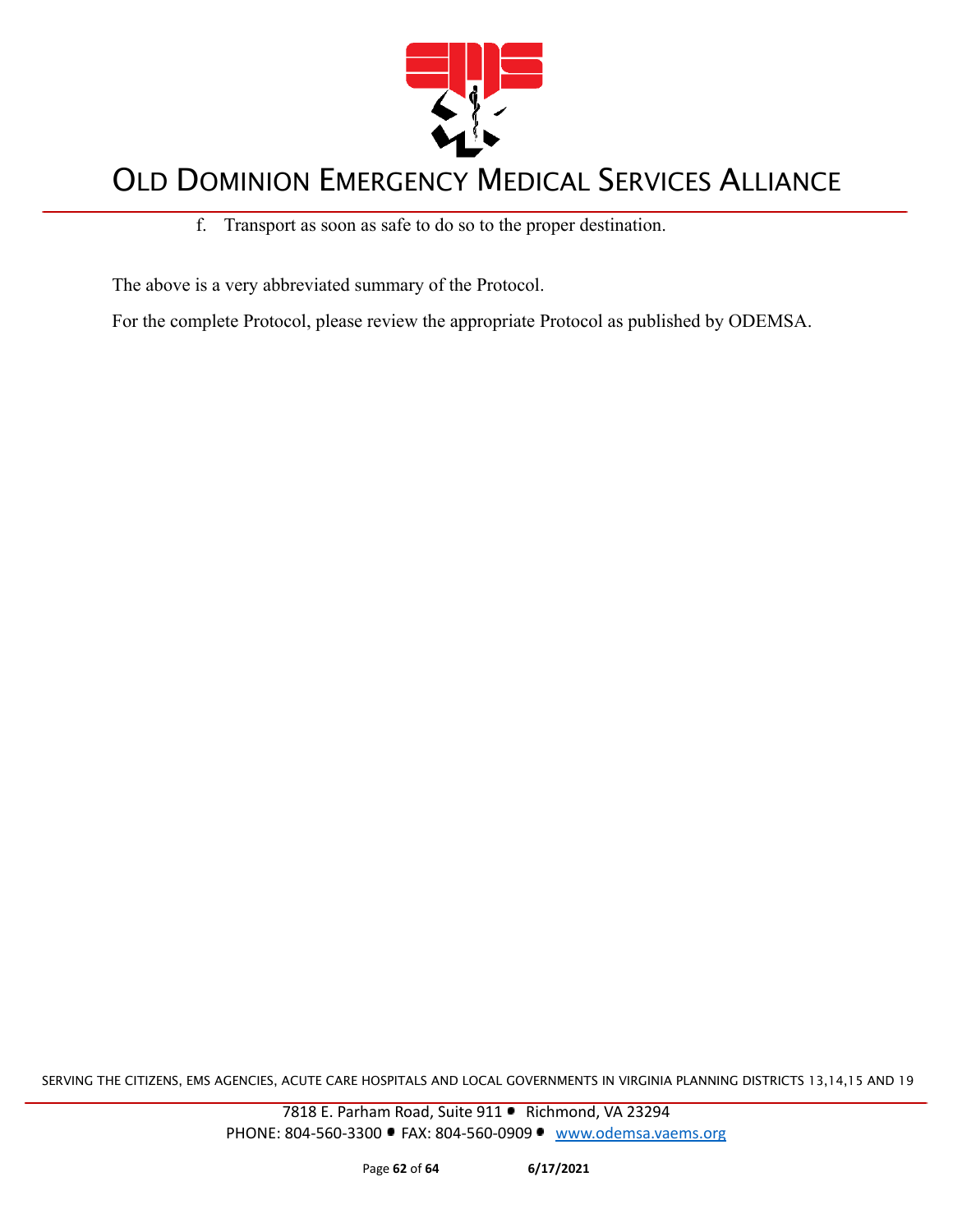f. Transport as soon as safe to do so to the proper destination.

The above is a very abbreviated summary of the Protocol.

For the complete Protocol, please review the appropriate Protocol as published by ODEMSA.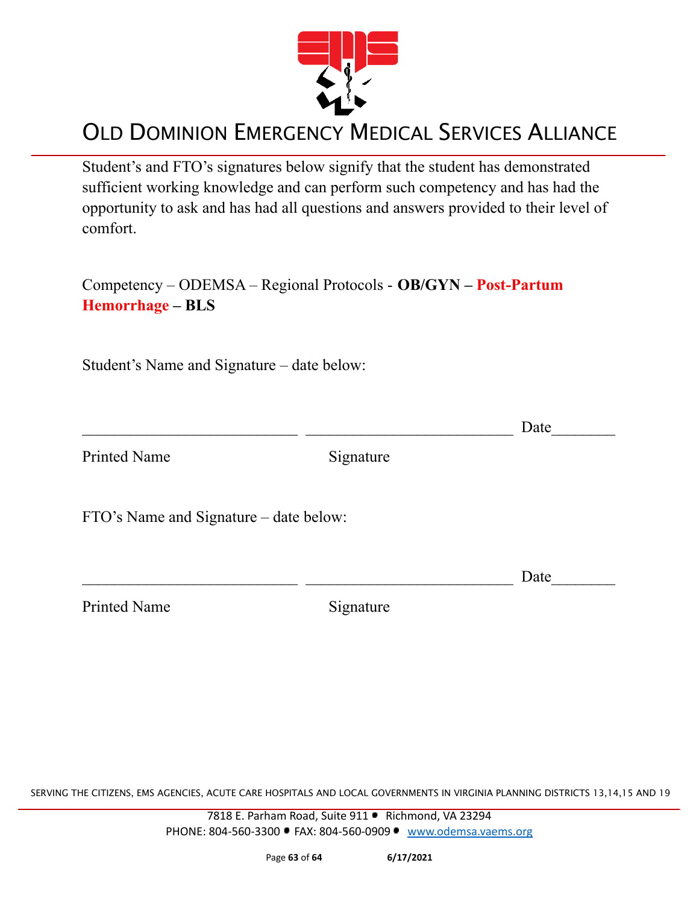# OLD DOMINION EMERGENCY MEDICAL SERVICES ALLIANCE

Student's and FTO's signatures below signify that the student has demonstrated sufficient working knowledge and can perform such competency and has had the opportunity to ask and has had all questions and answers provided to their level of comfort.

Competency – ODEMSA – Regional Protocols - **OB/GYN – Post-Partum Hemorrhage – BLS**

Student's Name and Signature – date below:

___________________________ ___________________________ Date________

Printed Name Signature

FTO's Name and Signature – date below:

___________________________ ___________________________ Date________

Printed Name Signature

SERVING THE CITIZENS, EMS AGENCIES, ACUTE CARE HOSPITALS AND LOCAL GOVERNMENTS IN VIRGINIA PLANNING DISTRICTS 13,14,15 AND 19

7818 E. Parham Road, Suite 911 • Richmond, VA 23294
PHONE: 804-560-3300 • FAX: 804-560-0909 • www.odemsa.vaems.org

6/17/2021